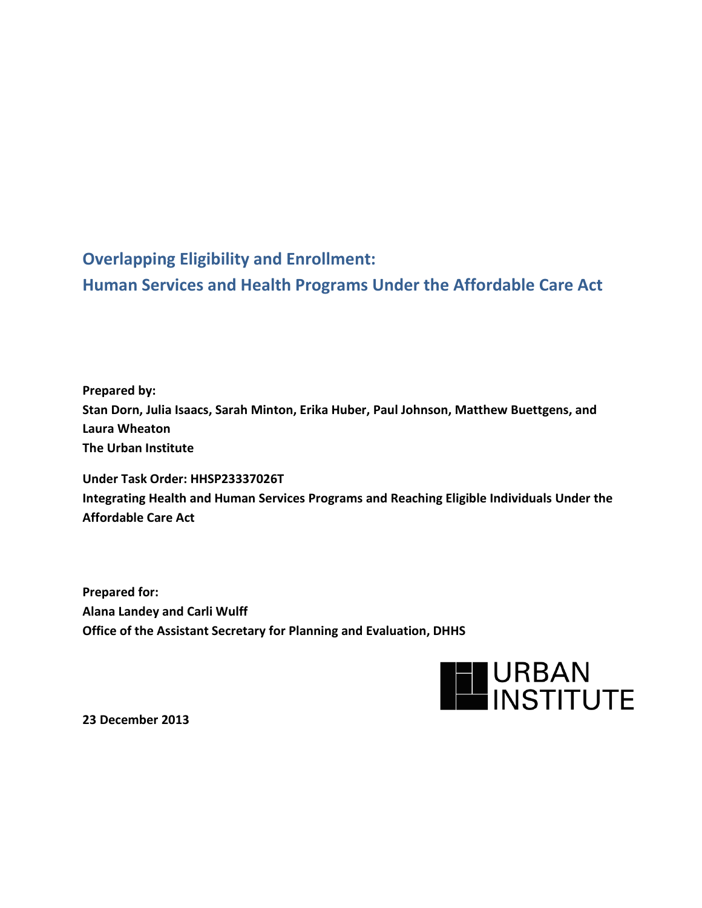# Overlapping Eligibility and Enrollment:
# Human Services and Health Programs Under the Affordable Care Act

**Prepared by:**
**Stan Dorn, Julia Isaacs, Sarah Minton, Erika Huber, Paul Johnson, Matthew Buettgens, and Laura Wheaton**
**The Urban Institute**

**Under Task Order: HHSP23337026T**
**Integrating Health and Human Services Programs and Reaching Eligible Individuals Under the Affordable Care Act**

**Prepared for:**
**Alana Landey and Carli Wulff**
**Office of the Assistant Secretary for Planning and Evaluation, DHHS**

URBAN INSTITUTE

**23 December 2013**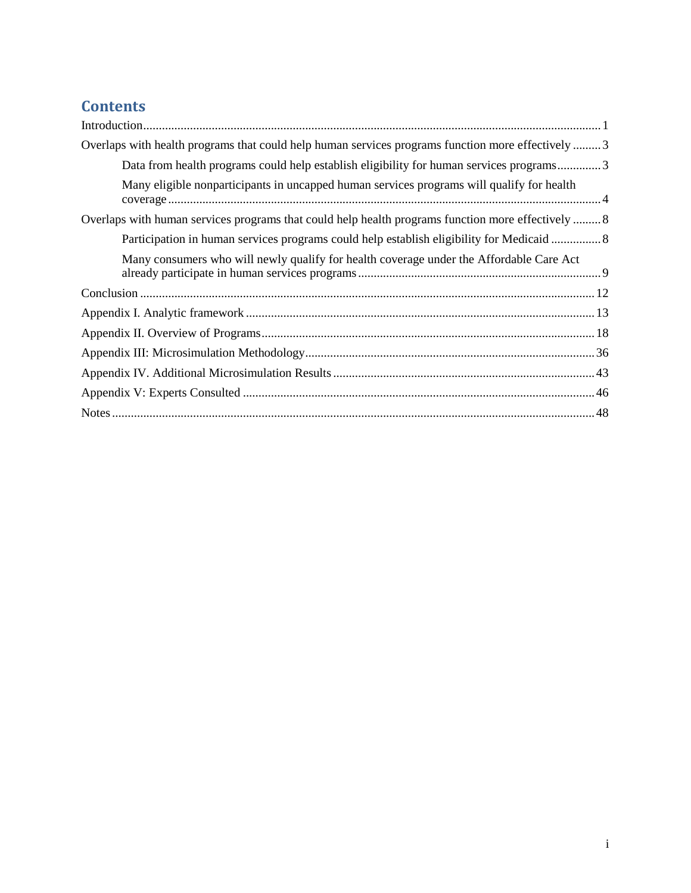# Contents

Introduction ..... 1

Overlaps with health programs that could help human services programs function more effectively ..... 3

- Data from health programs could help establish eligibility for human services programs ..... 3
- Many eligible nonparticipants in uncapped human services programs will qualify for health coverage ..... 4

Overlaps with human services programs that could help health programs function more effectively ..... 8

- Participation in human services programs could help establish eligibility for Medicaid ..... 8
- Many consumers who will newly qualify for health coverage under the Affordable Care Act already participate in human services programs ..... 9

Conclusion ..... 12

Appendix I. Analytic framework ..... 13

Appendix II. Overview of Programs ..... 18

Appendix III: Microsimulation Methodology ..... 36

Appendix IV. Additional Microsimulation Results ..... 43

Appendix V: Experts Consulted ..... 46

Notes ..... 48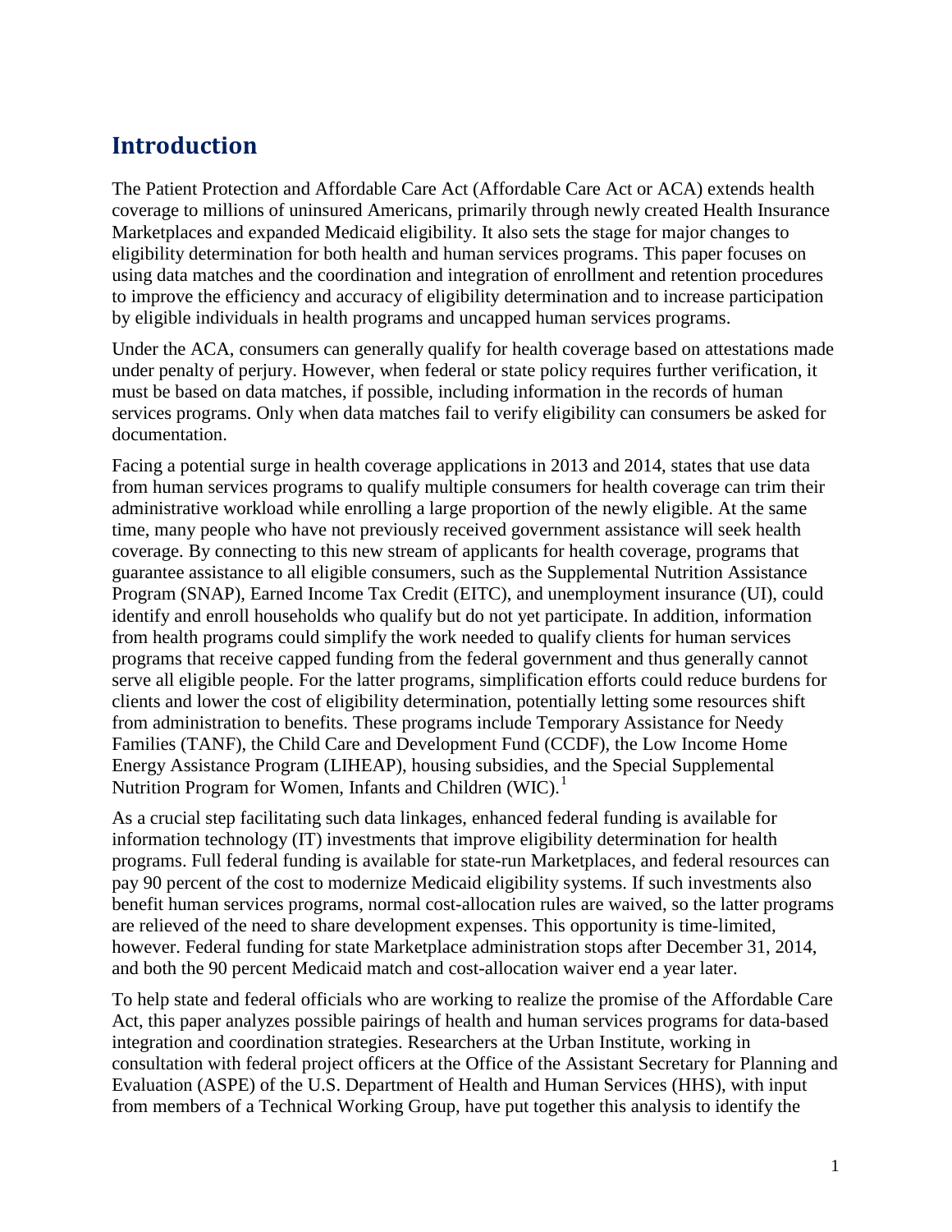# Introduction

The Patient Protection and Affordable Care Act (Affordable Care Act or ACA) extends health coverage to millions of uninsured Americans, primarily through newly created Health Insurance Marketplaces and expanded Medicaid eligibility. It also sets the stage for major changes to eligibility determination for both health and human services programs. This paper focuses on using data matches and the coordination and integration of enrollment and retention procedures to improve the efficiency and accuracy of eligibility determination and to increase participation by eligible individuals in health programs and uncapped human services programs.

Under the ACA, consumers can generally qualify for health coverage based on attestations made under penalty of perjury. However, when federal or state policy requires further verification, it must be based on data matches, if possible, including information in the records of human services programs. Only when data matches fail to verify eligibility can consumers be asked for documentation.

Facing a potential surge in health coverage applications in 2013 and 2014, states that use data from human services programs to qualify multiple consumers for health coverage can trim their administrative workload while enrolling a large proportion of the newly eligible. At the same time, many people who have not previously received government assistance will seek health coverage. By connecting to this new stream of applicants for health coverage, programs that guarantee assistance to all eligible consumers, such as the Supplemental Nutrition Assistance Program (SNAP), Earned Income Tax Credit (EITC), and unemployment insurance (UI), could identify and enroll households who qualify but do not yet participate. In addition, information from health programs could simplify the work needed to qualify clients for human services programs that receive capped funding from the federal government and thus generally cannot serve all eligible people. For the latter programs, simplification efforts could reduce burdens for clients and lower the cost of eligibility determination, potentially letting some resources shift from administration to benefits. These programs include Temporary Assistance for Needy Families (TANF), the Child Care and Development Fund (CCDF), the Low Income Home Energy Assistance Program (LIHEAP), housing subsidies, and the Special Supplemental Nutrition Program for Women, Infants and Children (WIC).[1]

As a crucial step facilitating such data linkages, enhanced federal funding is available for information technology (IT) investments that improve eligibility determination for health programs. Full federal funding is available for state-run Marketplaces, and federal resources can pay 90 percent of the cost to modernize Medicaid eligibility systems. If such investments also benefit human services programs, normal cost-allocation rules are waived, so the latter programs are relieved of the need to share development expenses. This opportunity is time-limited, however. Federal funding for state Marketplace administration stops after December 31, 2014, and both the 90 percent Medicaid match and cost-allocation waiver end a year later.

To help state and federal officials who are working to realize the promise of the Affordable Care Act, this paper analyzes possible pairings of health and human services programs for data-based integration and coordination strategies. Researchers at the Urban Institute, working in consultation with federal project officers at the Office of the Assistant Secretary for Planning and Evaluation (ASPE) of the U.S. Department of Health and Human Services (HHS), with input from members of a Technical Working Group, have put together this analysis to identify the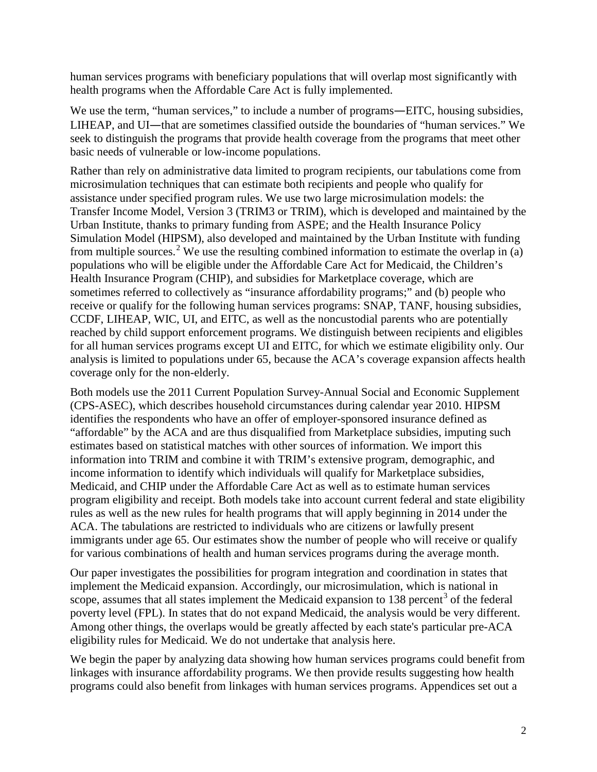human services programs with beneficiary populations that will overlap most significantly with health programs when the Affordable Care Act is fully implemented.

We use the term, "human services," to include a number of programs―EITC, housing subsidies, LIHEAP, and UI―that are sometimes classified outside the boundaries of "human services." We seek to distinguish the programs that provide health coverage from the programs that meet other basic needs of vulnerable or low-income populations.

Rather than rely on administrative data limited to program recipients, our tabulations come from microsimulation techniques that can estimate both recipients and people who qualify for assistance under specified program rules. We use two large microsimulation models: the Transfer Income Model, Version 3 (TRIM3 or TRIM), which is developed and maintained by the Urban Institute, thanks to primary funding from ASPE; and the Health Insurance Policy Simulation Model (HIPSM), also developed and maintained by the Urban Institute with funding from multiple sources.[2] We use the resulting combined information to estimate the overlap in (a) populations who will be eligible under the Affordable Care Act for Medicaid, the Children's Health Insurance Program (CHIP), and subsidies for Marketplace coverage, which are sometimes referred to collectively as "insurance affordability programs;" and (b) people who receive or qualify for the following human services programs: SNAP, TANF, housing subsidies, CCDF, LIHEAP, WIC, UI, and EITC, as well as the noncustodial parents who are potentially reached by child support enforcement programs. We distinguish between recipients and eligibles for all human services programs except UI and EITC, for which we estimate eligibility only. Our analysis is limited to populations under 65, because the ACA's coverage expansion affects health coverage only for the non-elderly.

Both models use the 2011 Current Population Survey-Annual Social and Economic Supplement (CPS-ASEC), which describes household circumstances during calendar year 2010. HIPSM identifies the respondents who have an offer of employer-sponsored insurance defined as "affordable" by the ACA and are thus disqualified from Marketplace subsidies, imputing such estimates based on statistical matches with other sources of information. We import this information into TRIM and combine it with TRIM's extensive program, demographic, and income information to identify which individuals will qualify for Marketplace subsidies, Medicaid, and CHIP under the Affordable Care Act as well as to estimate human services program eligibility and receipt. Both models take into account current federal and state eligibility rules as well as the new rules for health programs that will apply beginning in 2014 under the ACA. The tabulations are restricted to individuals who are citizens or lawfully present immigrants under age 65. Our estimates show the number of people who will receive or qualify for various combinations of health and human services programs during the average month.

Our paper investigates the possibilities for program integration and coordination in states that implement the Medicaid expansion. Accordingly, our microsimulation, which is national in scope, assumes that all states implement the Medicaid expansion to 138 percent[3] of the federal poverty level (FPL). In states that do not expand Medicaid, the analysis would be very different. Among other things, the overlaps would be greatly affected by each state's particular pre-ACA eligibility rules for Medicaid. We do not undertake that analysis here.

We begin the paper by analyzing data showing how human services programs could benefit from linkages with insurance affordability programs. We then provide results suggesting how health programs could also benefit from linkages with human services programs. Appendices set out a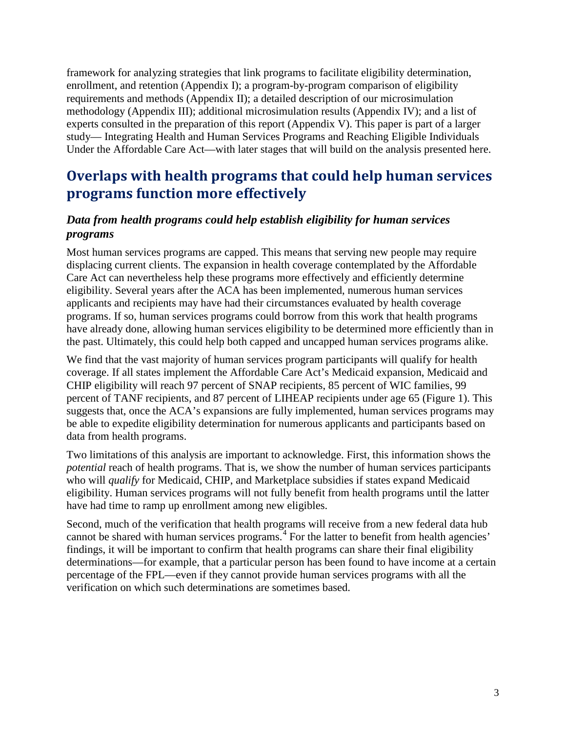framework for analyzing strategies that link programs to facilitate eligibility determination, enrollment, and retention (Appendix I); a program-by-program comparison of eligibility requirements and methods (Appendix II); a detailed description of our microsimulation methodology (Appendix III); additional microsimulation results (Appendix IV); and a list of experts consulted in the preparation of this report (Appendix V). This paper is part of a larger study— Integrating Health and Human Services Programs and Reaching Eligible Individuals Under the Affordable Care Act—with later stages that will build on the analysis presented here.

# Overlaps with health programs that could help human services programs function more effectively

### *Data from health programs could help establish eligibility for human services programs*

Most human services programs are capped. This means that serving new people may require displacing current clients. The expansion in health coverage contemplated by the Affordable Care Act can nevertheless help these programs more effectively and efficiently determine eligibility. Several years after the ACA has been implemented, numerous human services applicants and recipients may have had their circumstances evaluated by health coverage programs. If so, human services programs could borrow from this work that health programs have already done, allowing human services eligibility to be determined more efficiently than in the past. Ultimately, this could help both capped and uncapped human services programs alike.

We find that the vast majority of human services program participants will qualify for health coverage. If all states implement the Affordable Care Act's Medicaid expansion, Medicaid and CHIP eligibility will reach 97 percent of SNAP recipients, 85 percent of WIC families, 99 percent of TANF recipients, and 87 percent of LIHEAP recipients under age 65 (Figure 1). This suggests that, once the ACA's expansions are fully implemented, human services programs may be able to expedite eligibility determination for numerous applicants and participants based on data from health programs.

Two limitations of this analysis are important to acknowledge. First, this information shows the *potential* reach of health programs. That is, we show the number of human services participants who will *qualify* for Medicaid, CHIP, and Marketplace subsidies if states expand Medicaid eligibility. Human services programs will not fully benefit from health programs until the latter have had time to ramp up enrollment among new eligibles.

Second, much of the verification that health programs will receive from a new federal data hub cannot be shared with human services programs.[4] For the latter to benefit from health agencies' findings, it will be important to confirm that health programs can share their final eligibility determinations—for example, that a particular person has been found to have income at a certain percentage of the FPL—even if they cannot provide human services programs with all the verification on which such determinations are sometimes based.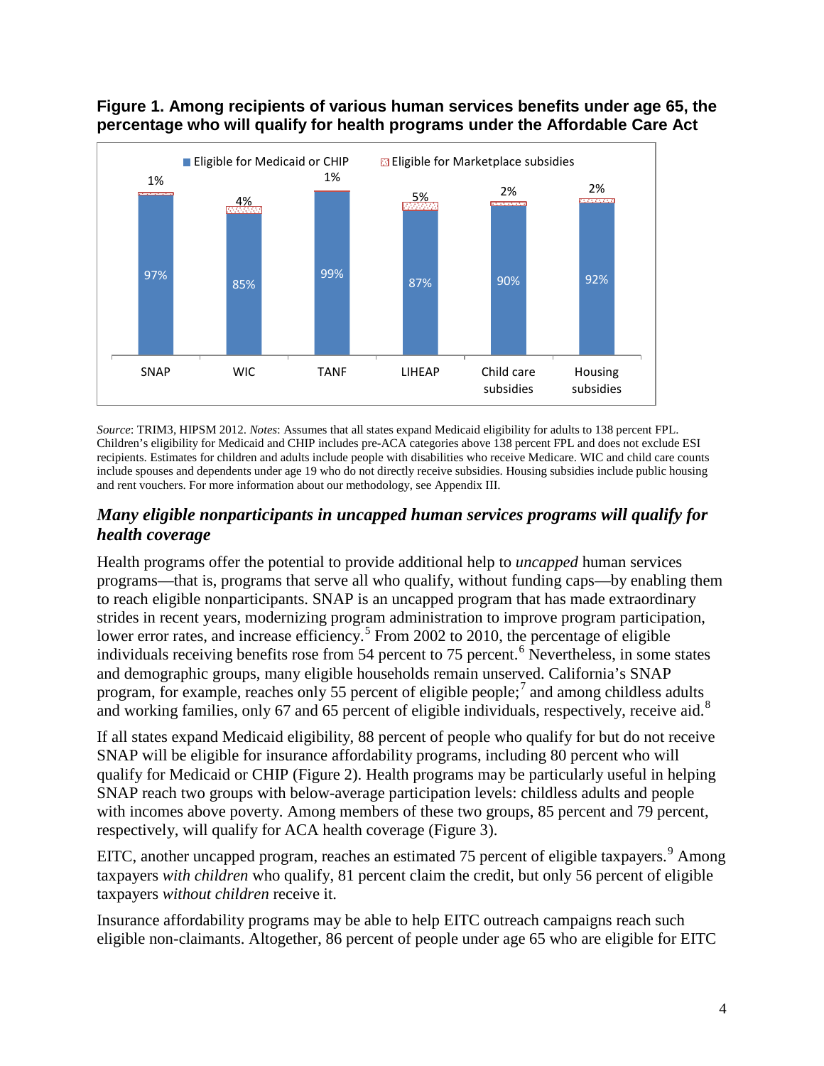**Figure 1. Among recipients of various human services benefits under age 65, the percentage who will qualify for health programs under the Affordable Care Act**

| | SNAP | WIC | TANF | LIHEAP | Child care subsidies | Housing subsidies |
|---|---|---|---|---|---|---|
| Eligible for Medicaid or CHIP | 97% | 85% | 99% | 87% | 90% | 92% |
| Eligible for Marketplace subsidies | 1% | 4% | 1% | 5% | 2% | 2% |

*Source*: TRIM3, HIPSM 2012. *Notes*: Assumes that all states expand Medicaid eligibility for adults to 138 percent FPL. Children's eligibility for Medicaid and CHIP includes pre-ACA categories above 138 percent FPL and does not exclude ESI recipients. Estimates for children and adults include people with disabilities who receive Medicare. WIC and child care counts include spouses and dependents under age 19 who do not directly receive subsidies. Housing subsidies include public housing and rent vouchers. For more information about our methodology, see Appendix III.

### *Many eligible nonparticipants in uncapped human services programs will qualify for health coverage*

Health programs offer the potential to provide additional help to *uncapped* human services programs—that is, programs that serve all who qualify, without funding caps—by enabling them to reach eligible nonparticipants. SNAP is an uncapped program that has made extraordinary strides in recent years, modernizing program administration to improve program participation, lower error rates, and increase efficiency.[5] From 2002 to 2010, the percentage of eligible individuals receiving benefits rose from 54 percent to 75 percent.[6] Nevertheless, in some states and demographic groups, many eligible households remain unserved. California's SNAP program, for example, reaches only 55 percent of eligible people;[7] and among childless adults and working families, only 67 and 65 percent of eligible individuals, respectively, receive aid.[8]

If all states expand Medicaid eligibility, 88 percent of people who qualify for but do not receive SNAP will be eligible for insurance affordability programs, including 80 percent who will qualify for Medicaid or CHIP (Figure 2). Health programs may be particularly useful in helping SNAP reach two groups with below-average participation levels: childless adults and people with incomes above poverty. Among members of these two groups, 85 percent and 79 percent, respectively, will qualify for ACA health coverage (Figure 3).

EITC, another uncapped program, reaches an estimated 75 percent of eligible taxpayers.[9] Among taxpayers *with children* who qualify, 81 percent claim the credit, but only 56 percent of eligible taxpayers *without children* receive it.

Insurance affordability programs may be able to help EITC outreach campaigns reach such eligible non-claimants. Altogether, 86 percent of people under age 65 who are eligible for EITC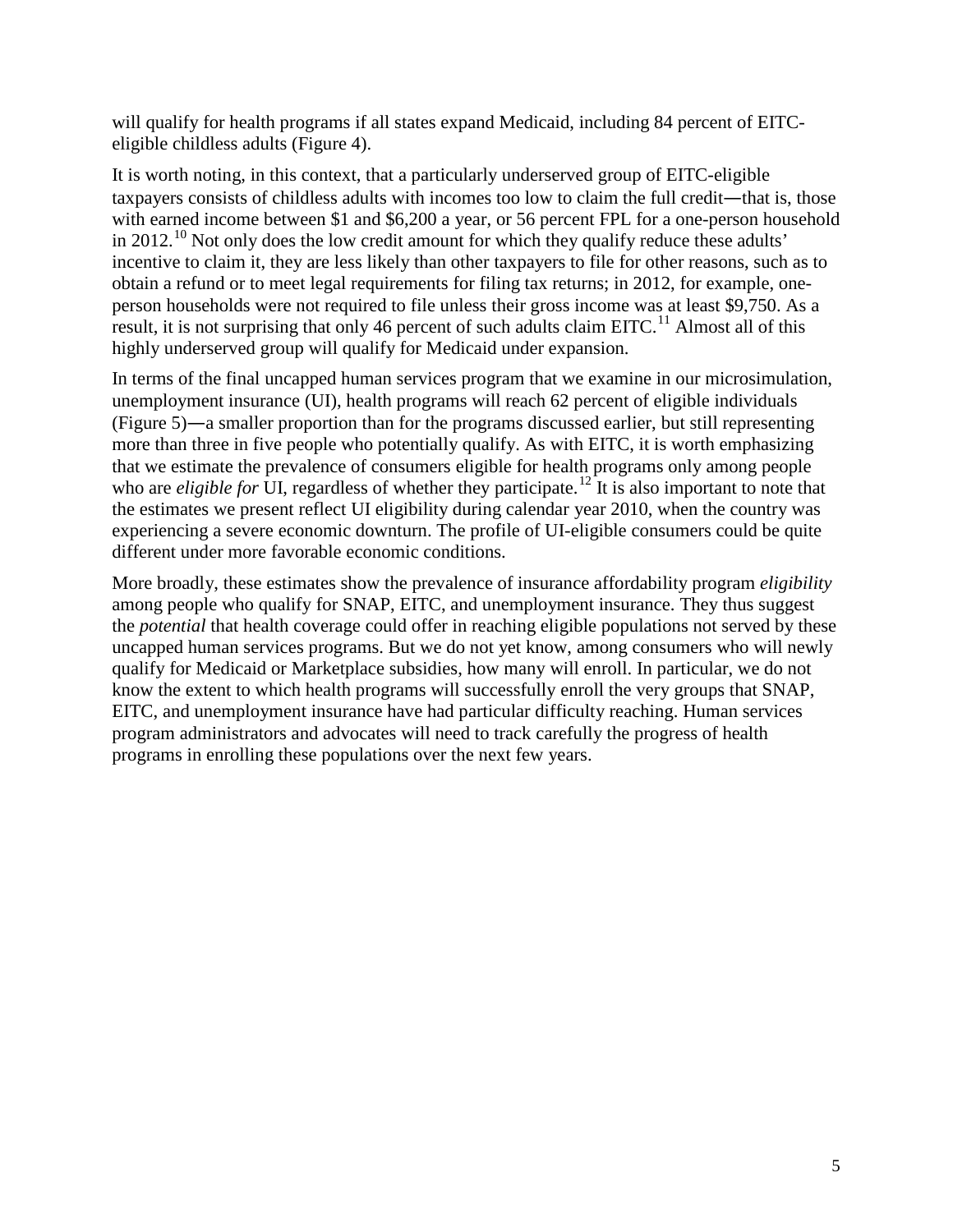will qualify for health programs if all states expand Medicaid, including 84 percent of EITC-eligible childless adults (Figure 4).

It is worth noting, in this context, that a particularly underserved group of EITC-eligible taxpayers consists of childless adults with incomes too low to claim the full credit―that is, those with earned income between $1 and $6,200 a year, or 56 percent FPL for a one-person household in 2012.[10] Not only does the low credit amount for which they qualify reduce these adults' incentive to claim it, they are less likely than other taxpayers to file for other reasons, such as to obtain a refund or to meet legal requirements for filing tax returns; in 2012, for example, one-person households were not required to file unless their gross income was at least $9,750. As a result, it is not surprising that only 46 percent of such adults claim EITC.[11] Almost all of this highly underserved group will qualify for Medicaid under expansion.

In terms of the final uncapped human services program that we examine in our microsimulation, unemployment insurance (UI), health programs will reach 62 percent of eligible individuals (Figure 5)―a smaller proportion than for the programs discussed earlier, but still representing more than three in five people who potentially qualify. As with EITC, it is worth emphasizing that we estimate the prevalence of consumers eligible for health programs only among people who are *eligible for* UI, regardless of whether they participate.[12] It is also important to note that the estimates we present reflect UI eligibility during calendar year 2010, when the country was experiencing a severe economic downturn. The profile of UI-eligible consumers could be quite different under more favorable economic conditions.

More broadly, these estimates show the prevalence of insurance affordability program *eligibility* among people who qualify for SNAP, EITC, and unemployment insurance. They thus suggest the *potential* that health coverage could offer in reaching eligible populations not served by these uncapped human services programs. But we do not yet know, among consumers who will newly qualify for Medicaid or Marketplace subsidies, how many will enroll. In particular, we do not know the extent to which health programs will successfully enroll the very groups that SNAP, EITC, and unemployment insurance have had particular difficulty reaching. Human services program administrators and advocates will need to track carefully the progress of health programs in enrolling these populations over the next few years.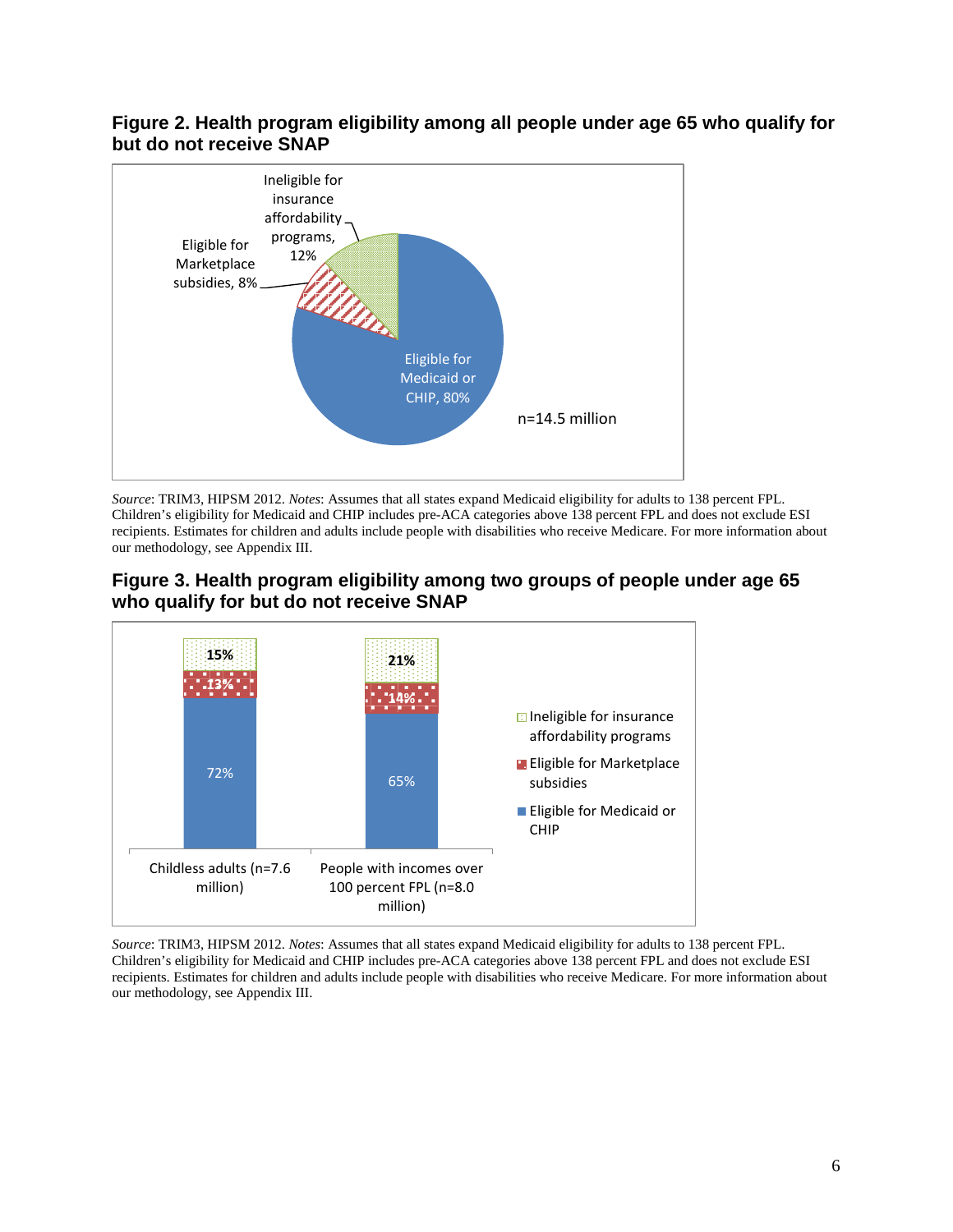**Figure 2. Health program eligibility among all people under age 65 who qualify for but do not receive SNAP**

Ineligible for insurance affordability programs, 12%

Eligible for Marketplace subsidies, 8%

Eligible for Medicaid or CHIP, 80%

n=14.5 million

*Source*: TRIM3, HIPSM 2012. *Notes*: Assumes that all states expand Medicaid eligibility for adults to 138 percent FPL. Children's eligibility for Medicaid and CHIP includes pre-ACA categories above 138 percent FPL and does not exclude ESI recipients. Estimates for children and adults include people with disabilities who receive Medicare. For more information about our methodology, see Appendix III.

**Figure 3. Health program eligibility among two groups of people under age 65 who qualify for but do not receive SNAP**

| | Childless adults (n=7.6 million) | People with incomes over 100 percent FPL (n=8.0 million) |
|---|---|---|
| Ineligible for insurance affordability programs | 15% | 21% |
| Eligible for Marketplace subsidies | 13% | 14% |
| Eligible for Medicaid or CHIP | 72% | 65% |

*Source*: TRIM3, HIPSM 2012. *Notes*: Assumes that all states expand Medicaid eligibility for adults to 138 percent FPL. Children's eligibility for Medicaid and CHIP includes pre-ACA categories above 138 percent FPL and does not exclude ESI recipients. Estimates for children and adults include people with disabilities who receive Medicare. For more information about our methodology, see Appendix III.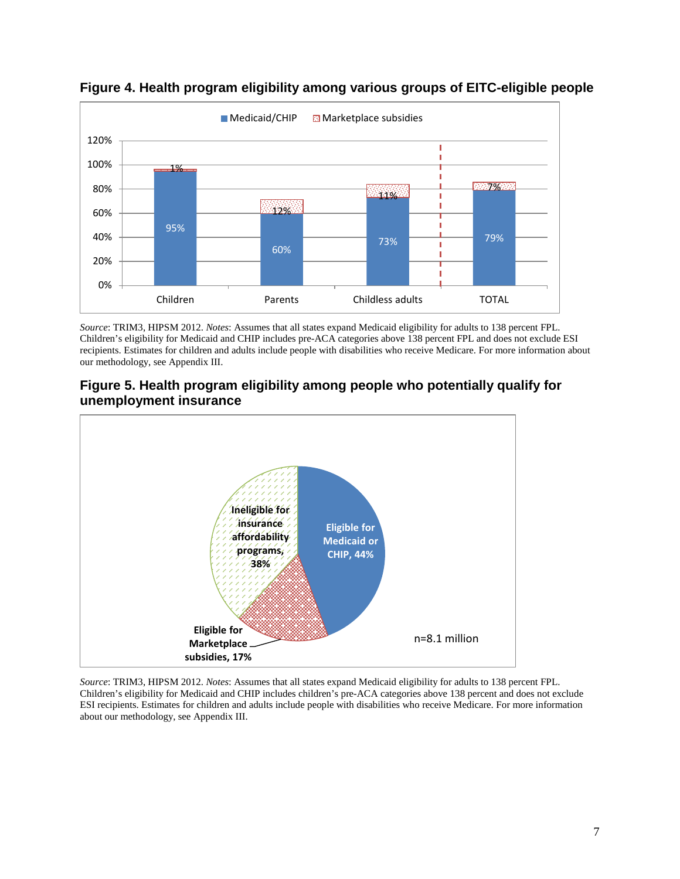**Figure 4. Health program eligibility among various groups of EITC-eligible people**

| | Medicaid/CHIP | Marketplace subsidies |
|---|---|---|
| Children | 95% | 1% |
| Parents | 60% | 12% |
| Childless adults | 73% | 11% |
| TOTAL | 79% | 7% |

*Source*: TRIM3, HIPSM 2012. *Notes*: Assumes that all states expand Medicaid eligibility for adults to 138 percent FPL. Children's eligibility for Medicaid and CHIP includes pre-ACA categories above 138 percent FPL and does not exclude ESI recipients. Estimates for children and adults include people with disabilities who receive Medicare. For more information about our methodology, see Appendix III.

**Figure 5. Health program eligibility among people who potentially qualify for unemployment insurance**

| Category | Share |
|---|---|
| Eligible for Medicaid or CHIP | 44% |
| Eligible for Marketplace subsidies | 17% |
| Ineligible for insurance affordability programs | 38% |

n=8.1 million

*Source*: TRIM3, HIPSM 2012. *Notes*: Assumes that all states expand Medicaid eligibility for adults to 138 percent FPL. Children's eligibility for Medicaid and CHIP includes children's pre-ACA categories above 138 percent and does not exclude ESI recipients. Estimates for children and adults include people with disabilities who receive Medicare. For more information about our methodology, see Appendix III.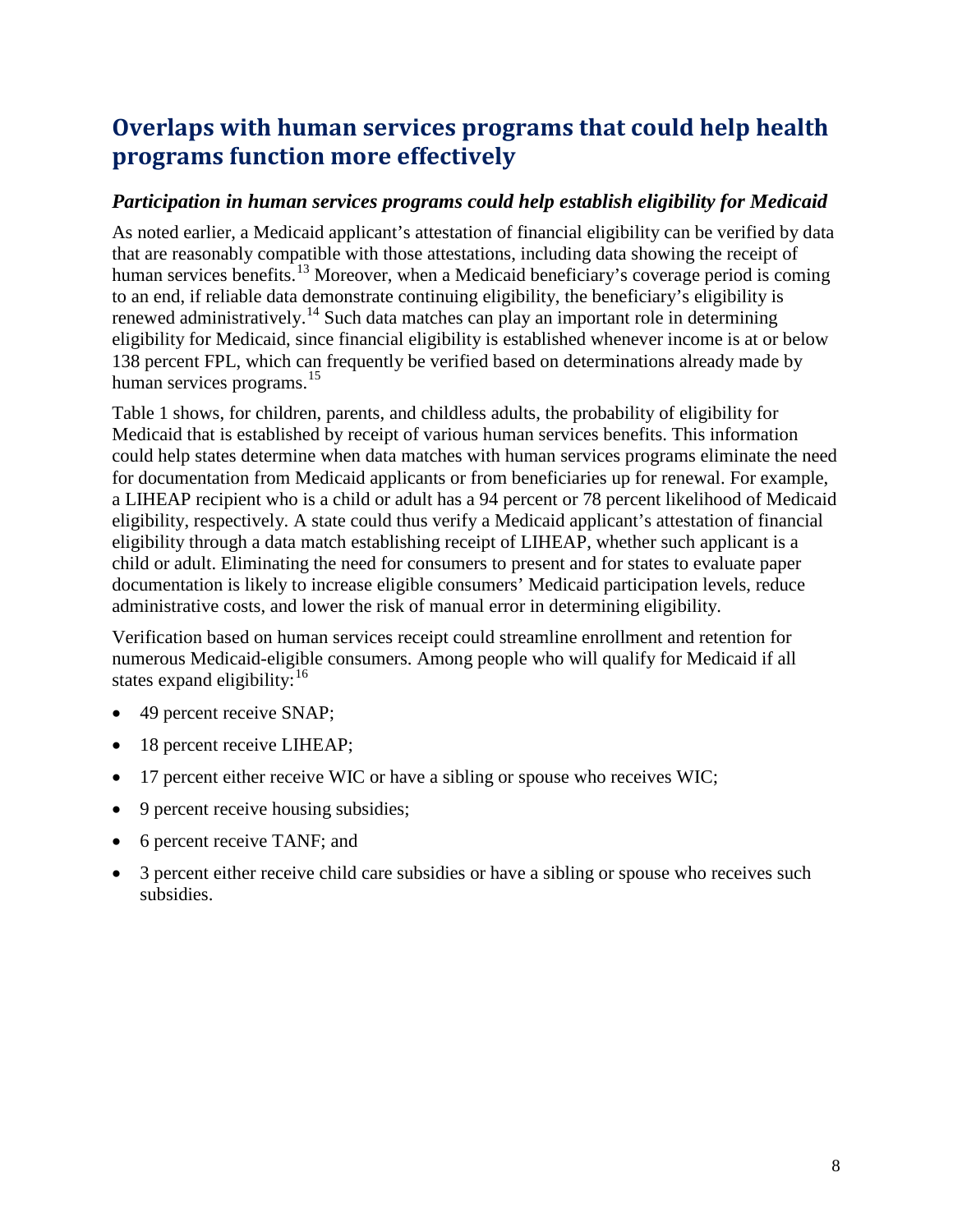## Overlaps with human services programs that could help health programs function more effectively

### *Participation in human services programs could help establish eligibility for Medicaid*

As noted earlier, a Medicaid applicant's attestation of financial eligibility can be verified by data that are reasonably compatible with those attestations, including data showing the receipt of human services benefits.[13] Moreover, when a Medicaid beneficiary's coverage period is coming to an end, if reliable data demonstrate continuing eligibility, the beneficiary's eligibility is renewed administratively.[14] Such data matches can play an important role in determining eligibility for Medicaid, since financial eligibility is established whenever income is at or below 138 percent FPL, which can frequently be verified based on determinations already made by human services programs.[15]

Table 1 shows, for children, parents, and childless adults, the probability of eligibility for Medicaid that is established by receipt of various human services benefits. This information could help states determine when data matches with human services programs eliminate the need for documentation from Medicaid applicants or from beneficiaries up for renewal. For example, a LIHEAP recipient who is a child or adult has a 94 percent or 78 percent likelihood of Medicaid eligibility, respectively. A state could thus verify a Medicaid applicant's attestation of financial eligibility through a data match establishing receipt of LIHEAP, whether such applicant is a child or adult. Eliminating the need for consumers to present and for states to evaluate paper documentation is likely to increase eligible consumers' Medicaid participation levels, reduce administrative costs, and lower the risk of manual error in determining eligibility.

Verification based on human services receipt could streamline enrollment and retention for numerous Medicaid-eligible consumers. Among people who will qualify for Medicaid if all states expand eligibility:[16]

- 49 percent receive SNAP;
- 18 percent receive LIHEAP;
- 17 percent either receive WIC or have a sibling or spouse who receives WIC;
- 9 percent receive housing subsidies;
- 6 percent receive TANF; and
- 3 percent either receive child care subsidies or have a sibling or spouse who receives such subsidies.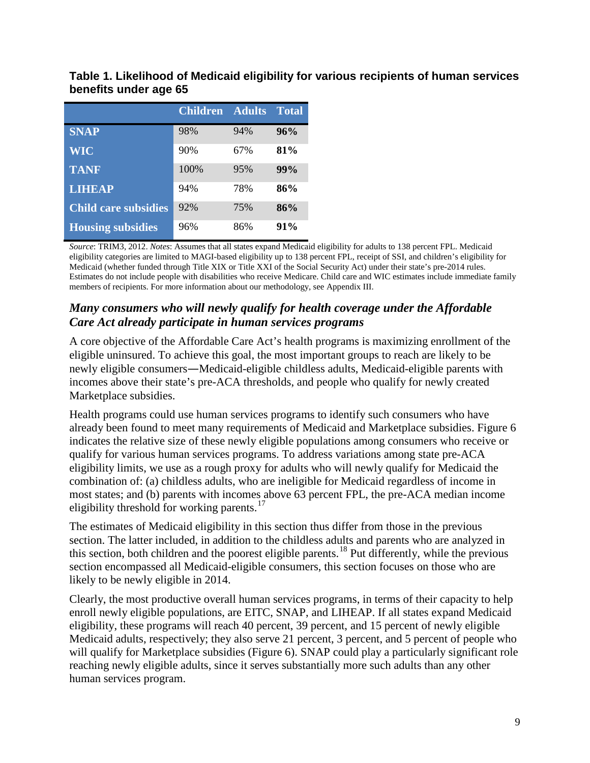**Table 1. Likelihood of Medicaid eligibility for various recipients of human services benefits under age 65**

| | Children | Adults | Total |
|---|---|---|---|
| **SNAP** | 98% | 94% | **96%** |
| **WIC** | 90% | 67% | **81%** |
| **TANF** | 100% | 95% | **99%** |
| **LIHEAP** | 94% | 78% | **86%** |
| **Child care subsidies** | 92% | 75% | **86%** |
| **Housing subsidies** | 96% | 86% | **91%** |

*Source*: TRIM3, 2012. *Notes*: Assumes that all states expand Medicaid eligibility for adults to 138 percent FPL. Medicaid eligibility categories are limited to MAGI-based eligibility up to 138 percent FPL, receipt of SSI, and children's eligibility for Medicaid (whether funded through Title XIX or Title XXI of the Social Security Act) under their state's pre-2014 rules. Estimates do not include people with disabilities who receive Medicare. Child care and WIC estimates include immediate family members of recipients. For more information about our methodology, see Appendix III.

### *Many consumers who will newly qualify for health coverage under the Affordable Care Act already participate in human services programs*

A core objective of the Affordable Care Act's health programs is maximizing enrollment of the eligible uninsured. To achieve this goal, the most important groups to reach are likely to be newly eligible consumers—Medicaid-eligible childless adults, Medicaid-eligible parents with incomes above their state's pre-ACA thresholds, and people who qualify for newly created Marketplace subsidies.

Health programs could use human services programs to identify such consumers who have already been found to meet many requirements of Medicaid and Marketplace subsidies. Figure 6 indicates the relative size of these newly eligible populations among consumers who receive or qualify for various human services programs. To address variations among state pre-ACA eligibility limits, we use as a rough proxy for adults who will newly qualify for Medicaid the combination of: (a) childless adults, who are ineligible for Medicaid regardless of income in most states; and (b) parents with incomes above 63 percent FPL, the pre-ACA median income eligibility threshold for working parents.[17]

The estimates of Medicaid eligibility in this section thus differ from those in the previous section. The latter included, in addition to the childless adults and parents who are analyzed in this section, both children and the poorest eligible parents.[18] Put differently, while the previous section encompassed all Medicaid-eligible consumers, this section focuses on those who are likely to be newly eligible in 2014.

Clearly, the most productive overall human services programs, in terms of their capacity to help enroll newly eligible populations, are EITC, SNAP, and LIHEAP. If all states expand Medicaid eligibility, these programs will reach 40 percent, 39 percent, and 15 percent of newly eligible Medicaid adults, respectively; they also serve 21 percent, 3 percent, and 5 percent of people who will qualify for Marketplace subsidies (Figure 6). SNAP could play a particularly significant role reaching newly eligible adults, since it serves substantially more such adults than any other human services program.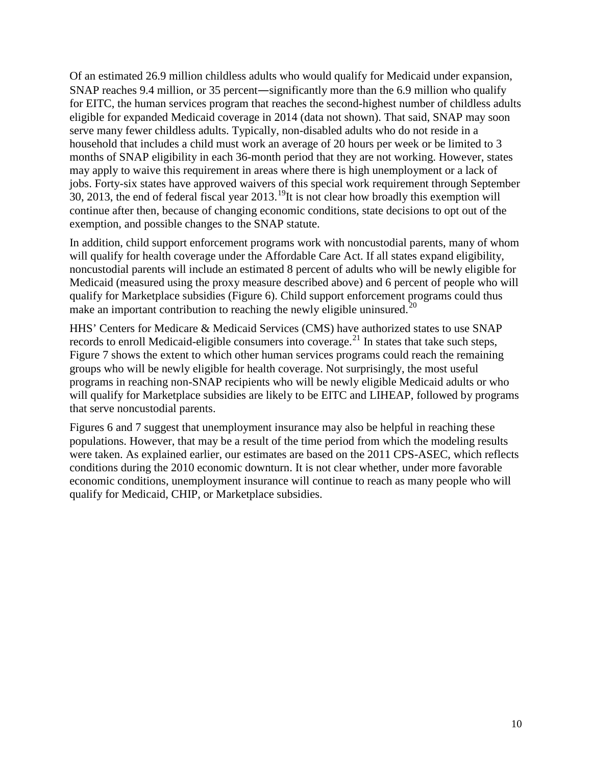Of an estimated 26.9 million childless adults who would qualify for Medicaid under expansion, SNAP reaches 9.4 million, or 35 percent—significantly more than the 6.9 million who qualify for EITC, the human services program that reaches the second-highest number of childless adults eligible for expanded Medicaid coverage in 2014 (data not shown). That said, SNAP may soon serve many fewer childless adults. Typically, non-disabled adults who do not reside in a household that includes a child must work an average of 20 hours per week or be limited to 3 months of SNAP eligibility in each 36-month period that they are not working. However, states may apply to waive this requirement in areas where there is high unemployment or a lack of jobs. Forty-six states have approved waivers of this special work requirement through September 30, 2013, the end of federal fiscal year 2013.[19] It is not clear how broadly this exemption will continue after then, because of changing economic conditions, state decisions to opt out of the exemption, and possible changes to the SNAP statute.

In addition, child support enforcement programs work with noncustodial parents, many of whom will qualify for health coverage under the Affordable Care Act. If all states expand eligibility, noncustodial parents will include an estimated 8 percent of adults who will be newly eligible for Medicaid (measured using the proxy measure described above) and 6 percent of people who will qualify for Marketplace subsidies (Figure 6). Child support enforcement programs could thus make an important contribution to reaching the newly eligible uninsured.[20]

HHS' Centers for Medicare & Medicaid Services (CMS) have authorized states to use SNAP records to enroll Medicaid-eligible consumers into coverage.[21] In states that take such steps, Figure 7 shows the extent to which other human services programs could reach the remaining groups who will be newly eligible for health coverage. Not surprisingly, the most useful programs in reaching non-SNAP recipients who will be newly eligible Medicaid adults or who will qualify for Marketplace subsidies are likely to be EITC and LIHEAP, followed by programs that serve noncustodial parents.

Figures 6 and 7 suggest that unemployment insurance may also be helpful in reaching these populations. However, that may be a result of the time period from which the modeling results were taken. As explained earlier, our estimates are based on the 2011 CPS-ASEC, which reflects conditions during the 2010 economic downturn. It is not clear whether, under more favorable economic conditions, unemployment insurance will continue to reach as many people who will qualify for Medicaid, CHIP, or Marketplace subsidies.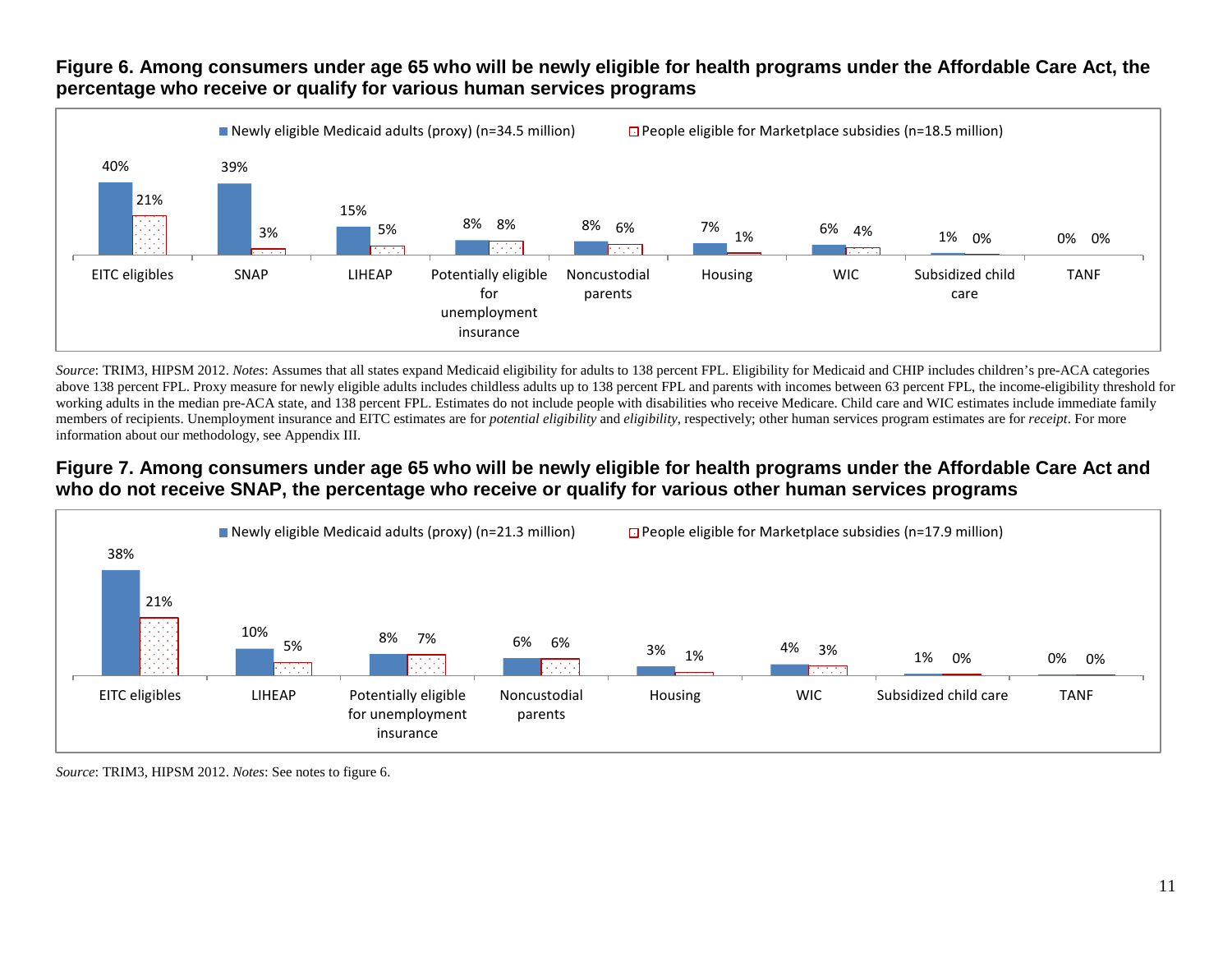**Figure 6. Among consumers under age 65 who will be newly eligible for health programs under the Affordable Care Act, the percentage who receive or qualify for various human services programs**

| Program | Newly eligible Medicaid adults (proxy) (n=34.5 million) | People eligible for Marketplace subsidies (n=18.5 million) |
|---|---|---|
| EITC eligibles | 40% | 21% |
| SNAP | 39% | 3% |
| LIHEAP | 15% | 5% |
| Potentially eligible for unemployment insurance | 8% | 8% |
| Noncustodial parents | 8% | 6% |
| Housing | 7% | 1% |
| WIC | 6% | 4% |
| Subsidized child care | 1% | 0% |
| TANF | 0% | 0% |

*Source*: TRIM3, HIPSM 2012. *Notes*: Assumes that all states expand Medicaid eligibility for adults to 138 percent FPL. Eligibility for Medicaid and CHIP includes children's pre-ACA categories above 138 percent FPL. Proxy measure for newly eligible adults includes childless adults up to 138 percent FPL and parents with incomes between 63 percent FPL, the income-eligibility threshold for working adults in the median pre-ACA state, and 138 percent FPL. Estimates do not include people with disabilities who receive Medicare. Child care and WIC estimates include immediate family members of recipients. Unemployment insurance and EITC estimates are for *potential eligibility* and *eligibility*, respectively; other human services program estimates are for *receipt*. For more information about our methodology, see Appendix III.

**Figure 7. Among consumers under age 65 who will be newly eligible for health programs under the Affordable Care Act and who do not receive SNAP, the percentage who receive or qualify for various other human services programs**

| Program | Newly eligible Medicaid adults (proxy) (n=21.3 million) | People eligible for Marketplace subsidies (n=17.9 million) |
|---|---|---|
| EITC eligibles | 38% | 21% |
| LIHEAP | 10% | 5% |
| Potentially eligible for unemployment insurance | 8% | 7% |
| Noncustodial parents | 6% | 6% |
| Housing | 3% | 1% |
| WIC | 4% | 3% |
| Subsidized child care | 1% | 0% |
| TANF | 0% | 0% |

*Source*: TRIM3, HIPSM 2012. *Notes*: See notes to figure 6.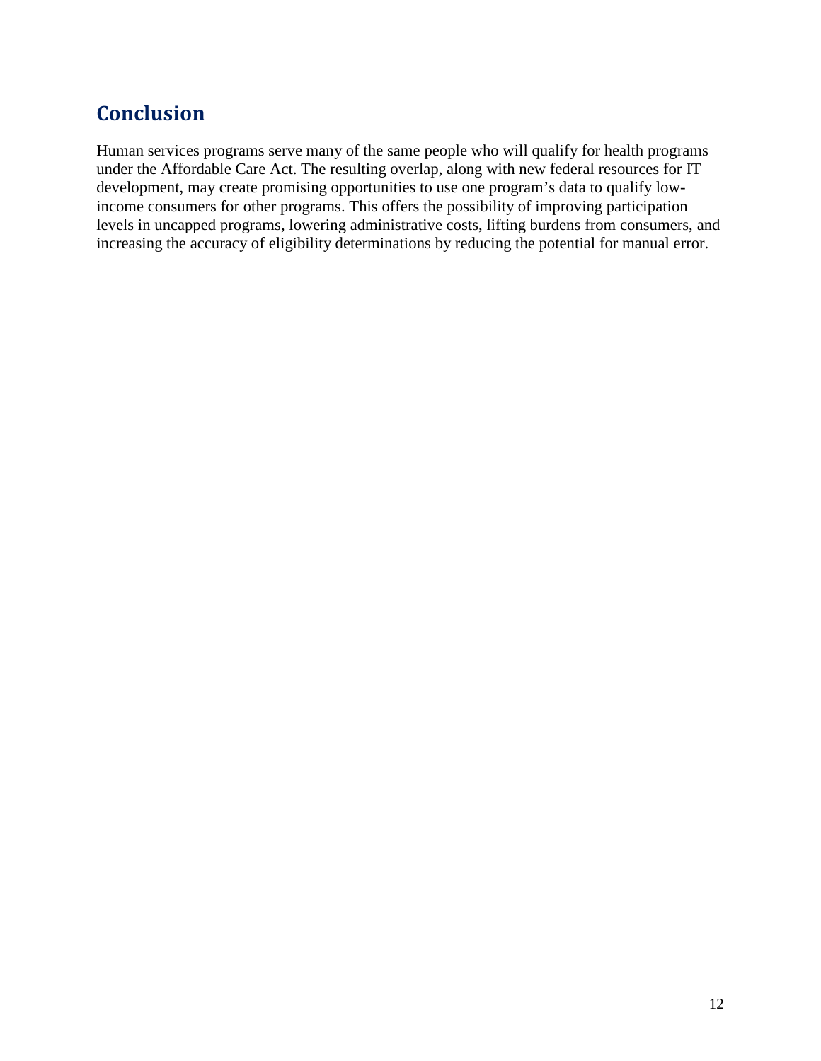## Conclusion

Human services programs serve many of the same people who will qualify for health programs under the Affordable Care Act. The resulting overlap, along with new federal resources for IT development, may create promising opportunities to use one program's data to qualify low-income consumers for other programs. This offers the possibility of improving participation levels in uncapped programs, lowering administrative costs, lifting burdens from consumers, and increasing the accuracy of eligibility determinations by reducing the potential for manual error.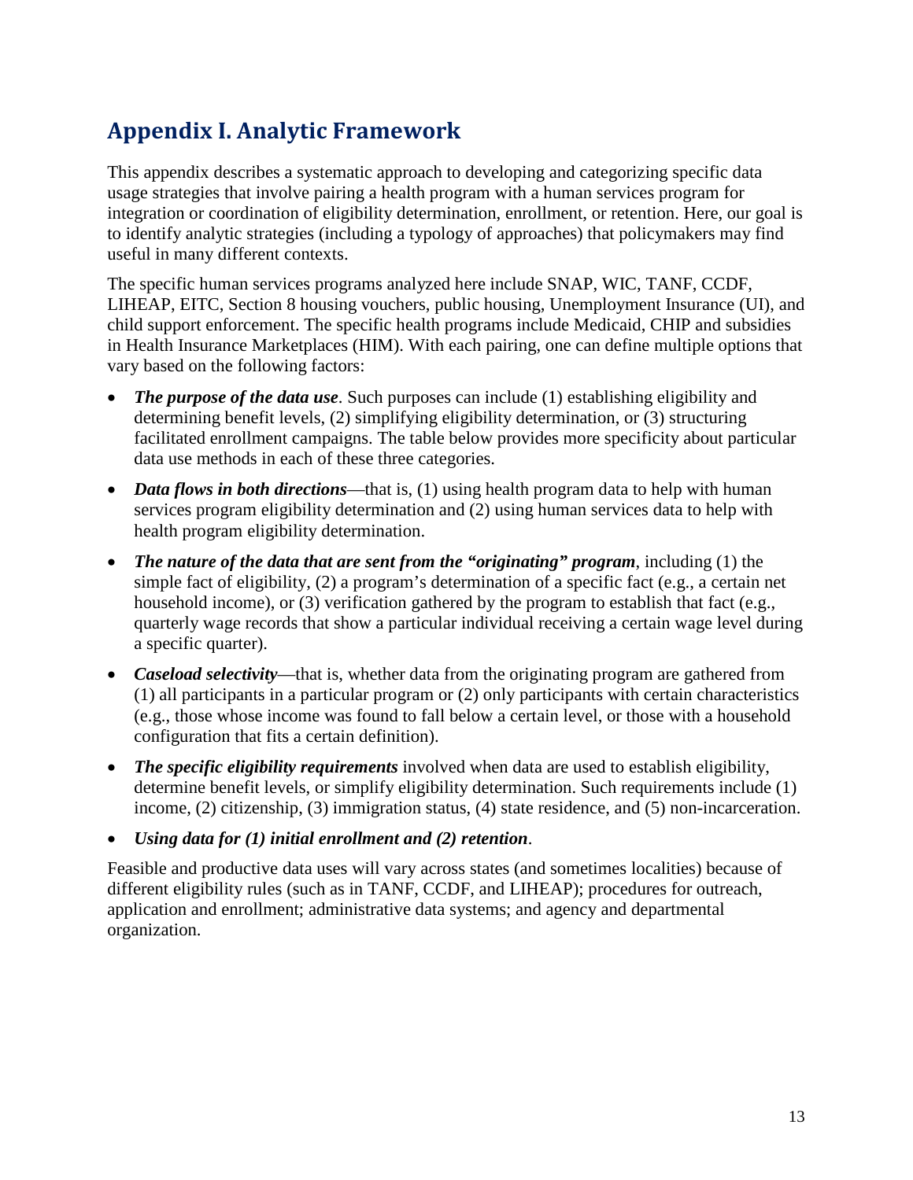## Appendix I. Analytic Framework

This appendix describes a systematic approach to developing and categorizing specific data usage strategies that involve pairing a health program with a human services program for integration or coordination of eligibility determination, enrollment, or retention. Here, our goal is to identify analytic strategies (including a typology of approaches) that policymakers may find useful in many different contexts.

The specific human services programs analyzed here include SNAP, WIC, TANF, CCDF, LIHEAP, EITC, Section 8 housing vouchers, public housing, Unemployment Insurance (UI), and child support enforcement. The specific health programs include Medicaid, CHIP and subsidies in Health Insurance Marketplaces (HIM). With each pairing, one can define multiple options that vary based on the following factors:

- ***The purpose of the data use***. Such purposes can include (1) establishing eligibility and determining benefit levels, (2) simplifying eligibility determination, or (3) structuring facilitated enrollment campaigns. The table below provides more specificity about particular data use methods in each of these three categories.
- ***Data flows in both directions***—that is, (1) using health program data to help with human services program eligibility determination and (2) using human services data to help with health program eligibility determination.
- ***The nature of the data that are sent from the "originating" program***, including (1) the simple fact of eligibility, (2) a program's determination of a specific fact (e.g., a certain net household income), or (3) verification gathered by the program to establish that fact (e.g., quarterly wage records that show a particular individual receiving a certain wage level during a specific quarter).
- ***Caseload selectivity***—that is, whether data from the originating program are gathered from (1) all participants in a particular program or (2) only participants with certain characteristics (e.g., those whose income was found to fall below a certain level, or those with a household configuration that fits a certain definition).
- ***The specific eligibility requirements*** involved when data are used to establish eligibility, determine benefit levels, or simplify eligibility determination. Such requirements include (1) income, (2) citizenship, (3) immigration status, (4) state residence, and (5) non-incarceration.
- ***Using data for (1) initial enrollment and (2) retention***.

Feasible and productive data uses will vary across states (and sometimes localities) because of different eligibility rules (such as in TANF, CCDF, and LIHEAP); procedures for outreach, application and enrollment; administrative data systems; and agency and departmental organization.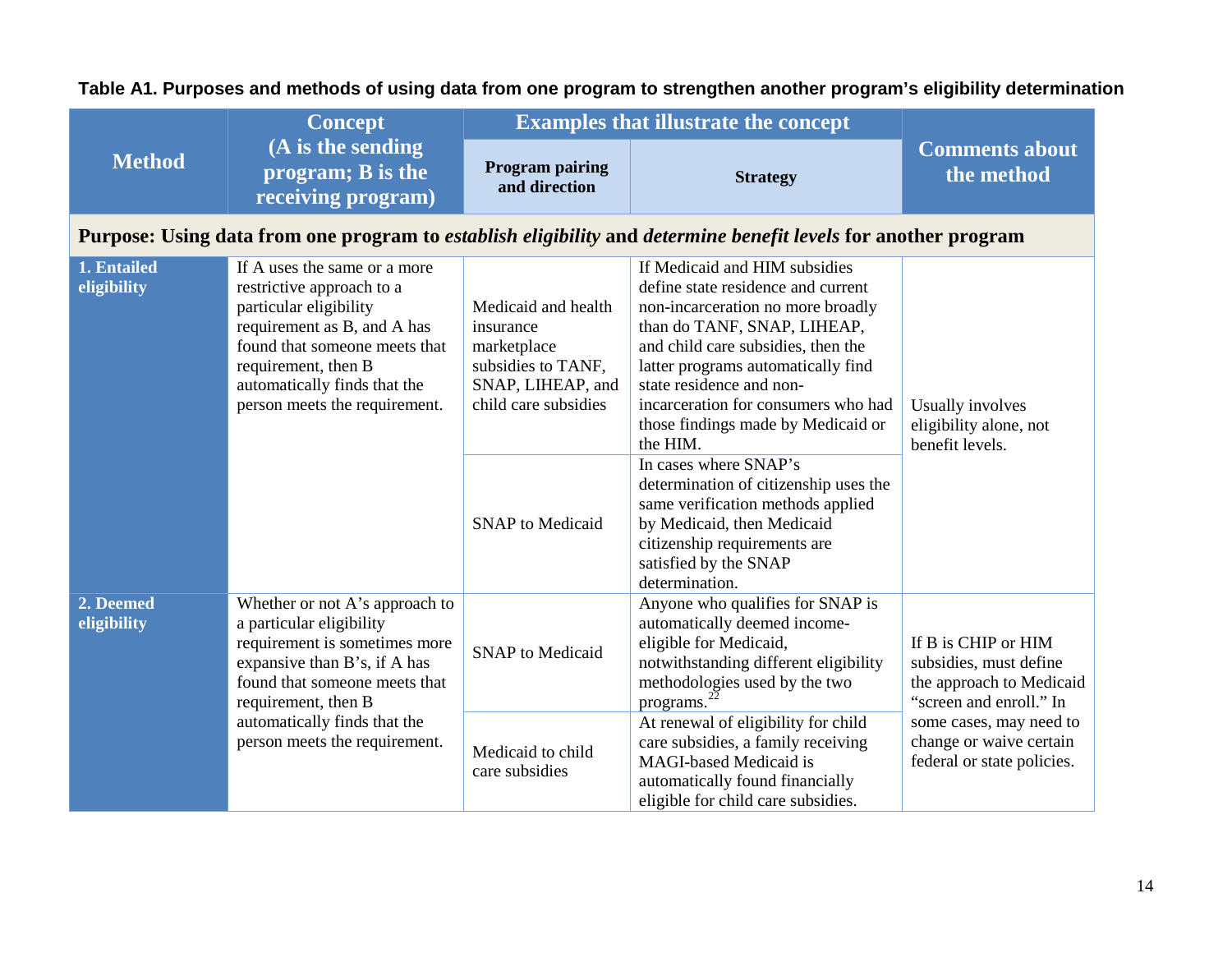**Table A1. Purposes and methods of using data from one program to strengthen another program's eligibility determination**

| Method | Concept (A is the sending program; B is the receiving program) | Examples that illustrate the concept | | Comments about the method |
|---|---|---|---|---|
| | | **Program pairing and direction** | **Strategy** | |
| **Purpose: Using data from one program to *establish eligibility* and *determine benefit levels* for another program** | | | | |
| **1. Entailed eligibility** | If A uses the same or a more restrictive approach to a particular eligibility requirement as B, and A has found that someone meets that requirement, then B automatically finds that the person meets the requirement. | Medicaid and health insurance marketplace subsidies to TANF, SNAP, LIHEAP, and child care subsidies | If Medicaid and HIM subsidies define state residence and current non-incarceration no more broadly than do TANF, SNAP, LIHEAP, and child care subsidies, then the latter programs automatically find state residence and non-incarceration for consumers who had those findings made by Medicaid or the HIM. | Usually involves eligibility alone, not benefit levels. |
| | | SNAP to Medicaid | In cases where SNAP's determination of citizenship uses the same verification methods applied by Medicaid, then Medicaid citizenship requirements are satisfied by the SNAP determination. | |
| **2. Deemed eligibility** | Whether or not A's approach to a particular eligibility requirement is sometimes more expansive than B's, if A has found that someone meets that requirement, then B automatically finds that the person meets the requirement. | SNAP to Medicaid | Anyone who qualifies for SNAP is automatically deemed income-eligible for Medicaid, notwithstanding different eligibility methodologies used by the two programs.[22] | If B is CHIP or HIM subsidies, must define the approach to Medicaid "screen and enroll." In some cases, may need to change or waive certain federal or state policies. |
| | | Medicaid to child care subsidies | At renewal of eligibility for child care subsidies, a family receiving MAGI-based Medicaid is automatically found financially eligible for child care subsidies. | |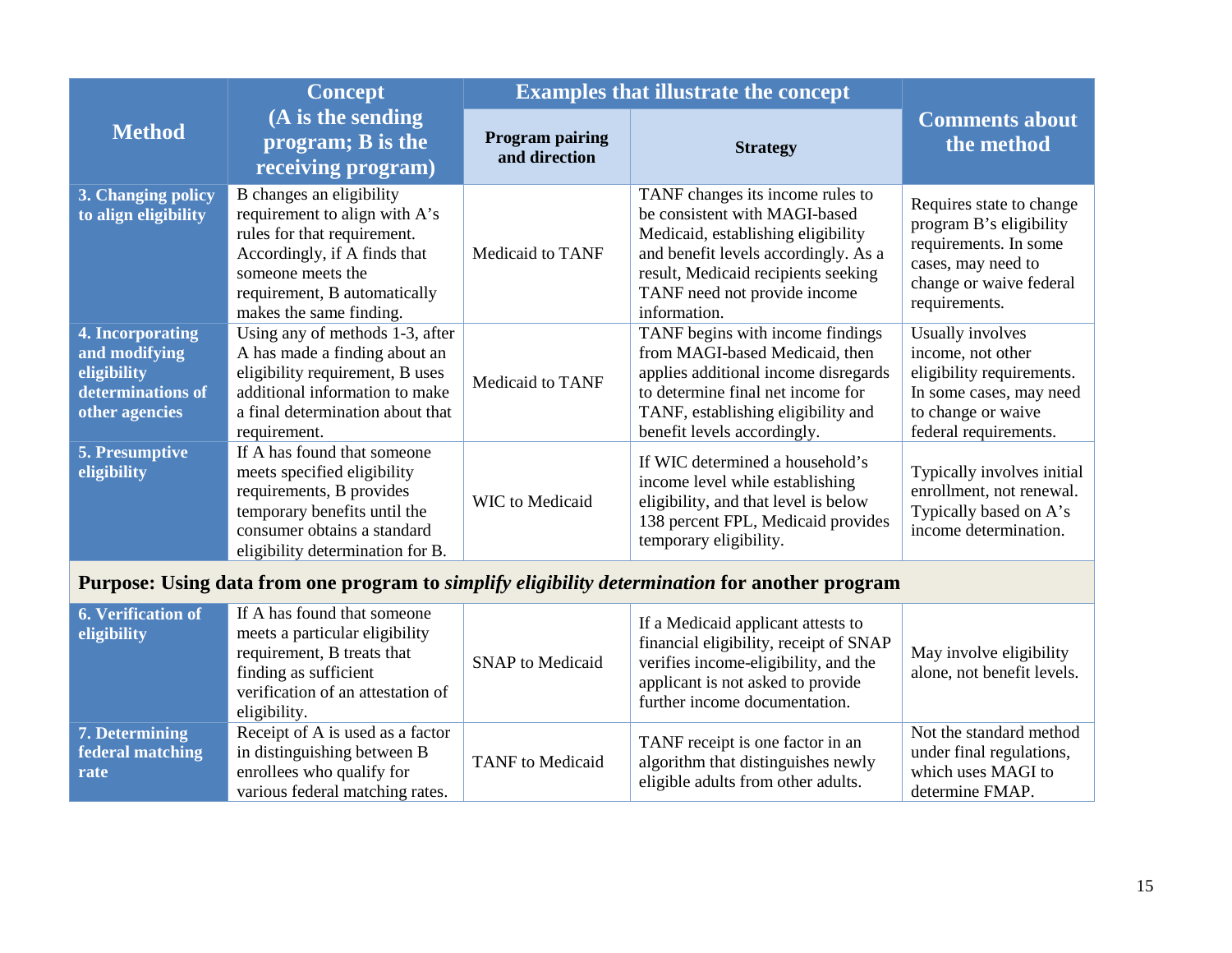| Method | Concept (A is the sending program; B is the receiving program) | Examples that illustrate the concept | | Comments about the method |
|---|---|---|---|---|
| | | Program pairing and direction | Strategy | |
| **3. Changing policy to align eligibility** | B changes an eligibility requirement to align with A's rules for that requirement. Accordingly, if A finds that someone meets the requirement, B automatically makes the same finding. | Medicaid to TANF | TANF changes its income rules to be consistent with MAGI-based Medicaid, establishing eligibility and benefit levels accordingly. As a result, Medicaid recipients seeking TANF need not provide income information. | Requires state to change program B's eligibility requirements. In some cases, may need to change or waive federal requirements. |
| **4. Incorporating and modifying eligibility determinations of other agencies** | Using any of methods 1-3, after A has made a finding about an eligibility requirement, B uses additional information to make a final determination about that requirement. | Medicaid to TANF | TANF begins with income findings from MAGI-based Medicaid, then applies additional income disregards to determine final net income for TANF, establishing eligibility and benefit levels accordingly. | Usually involves income, not other eligibility requirements. In some cases, may need to change or waive federal requirements. |
| **5. Presumptive eligibility** | If A has found that someone meets specified eligibility requirements, B provides temporary benefits until the consumer obtains a standard eligibility determination for B. | WIC to Medicaid | If WIC determined a household's income level while establishing eligibility, and that level is below 138 percent FPL, Medicaid provides temporary eligibility. | Typically involves initial enrollment, not renewal. Typically based on A's income determination. |
| **Purpose: Using data from one program to *simplify eligibility determination* for another program** | | | | |
| **6. Verification of eligibility** | If A has found that someone meets a particular eligibility requirement, B treats that finding as sufficient verification of an attestation of eligibility. | SNAP to Medicaid | If a Medicaid applicant attests to financial eligibility, receipt of SNAP verifies income-eligibility, and the applicant is not asked to provide further income documentation. | May involve eligibility alone, not benefit levels. |
| **7. Determining federal matching rate** | Receipt of A is used as a factor in distinguishing between B enrollees who qualify for various federal matching rates. | TANF to Medicaid | TANF receipt is one factor in an algorithm that distinguishes newly eligible adults from other adults. | Not the standard method under final regulations, which uses MAGI to determine FMAP. |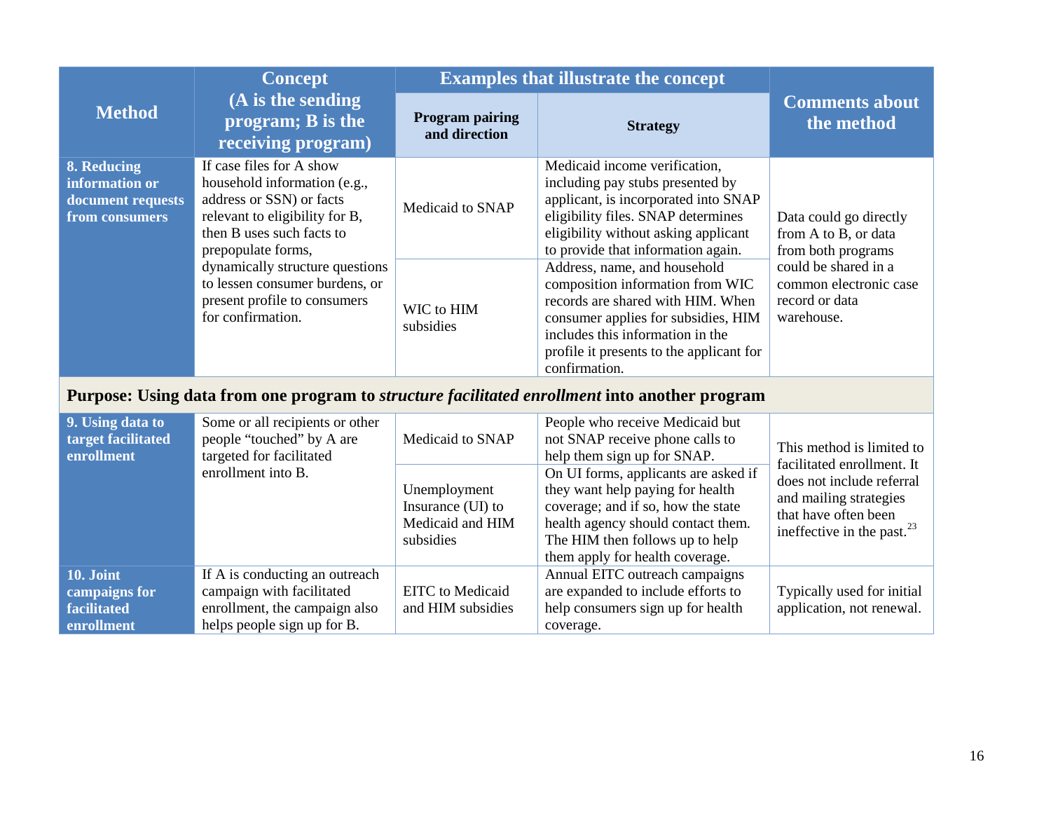| Method | Concept (A is the sending program; B is the receiving program) | Examples that illustrate the concept | | Comments about the method |
|---|---|---|---|---|
| | | **Program pairing and direction** | **Strategy** | |
| **8. Reducing information or document requests from consumers** | If case files for A show household information (e.g., address or SSN) or facts relevant to eligibility for B, then B uses such facts to prepopulate forms, dynamically structure questions to lessen consumer burdens, or present profile to consumers for confirmation. | Medicaid to SNAP | Medicaid income verification, including pay stubs presented by applicant, is incorporated into SNAP eligibility files. SNAP determines eligibility without asking applicant to provide that information again. | Data could go directly from A to B, or data from both programs could be shared in a common electronic case record or data warehouse. |
| | | WIC to HIM subsidies | Address, name, and household composition information from WIC records are shared with HIM. When consumer applies for subsidies, HIM includes this information in the profile it presents to the applicant for confirmation. | |
| **Purpose: Using data from one program to *structure facilitated enrollment* into another program** | | | | |
| **9. Using data to target facilitated enrollment** | Some or all recipients or other people "touched" by A are targeted for facilitated enrollment into B. | Medicaid to SNAP | People who receive Medicaid but not SNAP receive phone calls to help them sign up for SNAP. | This method is limited to facilitated enrollment. It does not include referral and mailing strategies that have often been ineffective in the past.[23] |
| | | Unemployment Insurance (UI) to Medicaid and HIM subsidies | On UI forms, applicants are asked if they want help paying for health coverage; and if so, how the state health agency should contact them. The HIM then follows up to help them apply for health coverage. | |
| **10. Joint campaigns for facilitated enrollment** | If A is conducting an outreach campaign with facilitated enrollment, the campaign also helps people sign up for B. | EITC to Medicaid and HIM subsidies | Annual EITC outreach campaigns are expanded to include efforts to help consumers sign up for health coverage. | Typically used for initial application, not renewal. |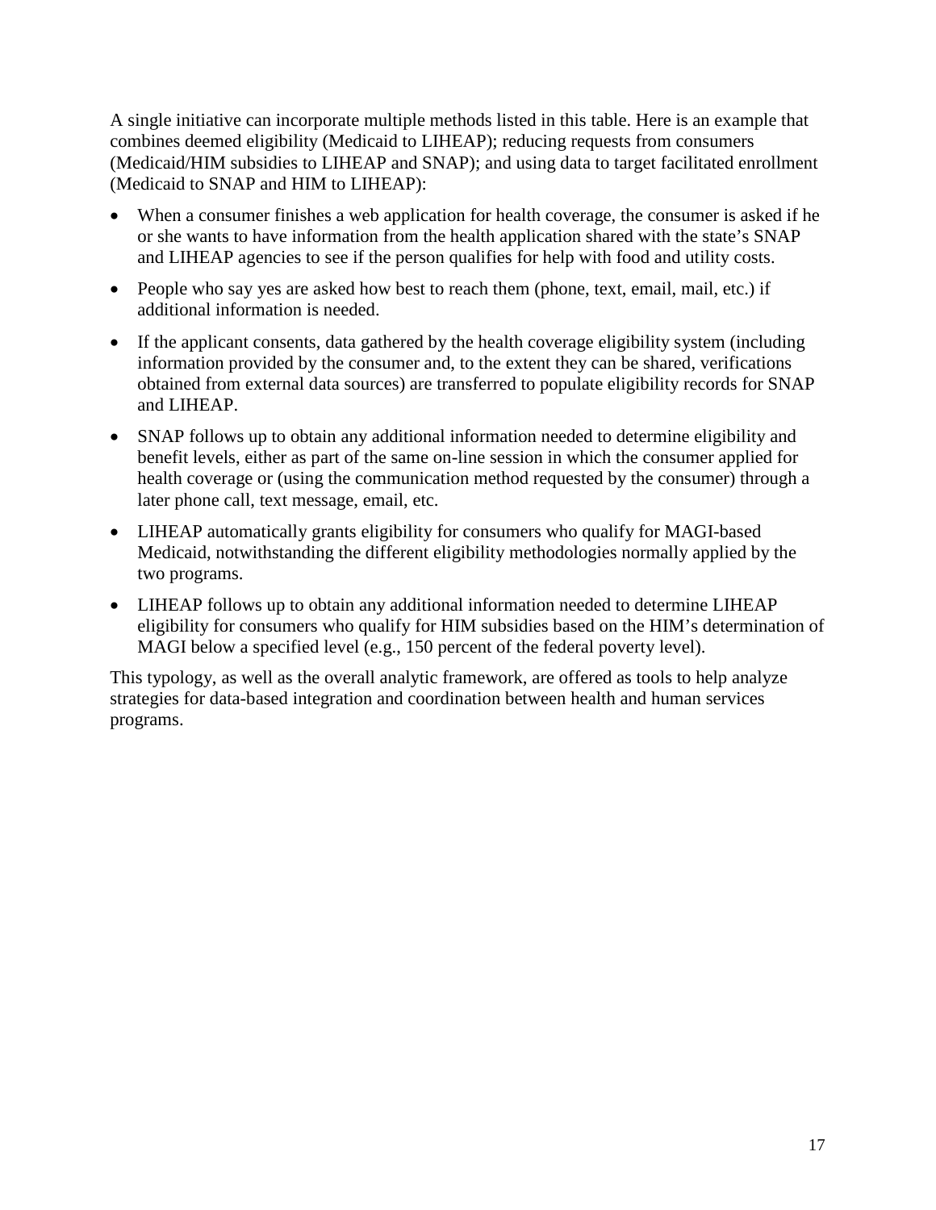A single initiative can incorporate multiple methods listed in this table. Here is an example that combines deemed eligibility (Medicaid to LIHEAP); reducing requests from consumers (Medicaid/HIM subsidies to LIHEAP and SNAP); and using data to target facilitated enrollment (Medicaid to SNAP and HIM to LIHEAP):

- When a consumer finishes a web application for health coverage, the consumer is asked if he or she wants to have information from the health application shared with the state's SNAP and LIHEAP agencies to see if the person qualifies for help with food and utility costs.
- People who say yes are asked how best to reach them (phone, text, email, mail, etc.) if additional information is needed.
- If the applicant consents, data gathered by the health coverage eligibility system (including information provided by the consumer and, to the extent they can be shared, verifications obtained from external data sources) are transferred to populate eligibility records for SNAP and LIHEAP.
- SNAP follows up to obtain any additional information needed to determine eligibility and benefit levels, either as part of the same on-line session in which the consumer applied for health coverage or (using the communication method requested by the consumer) through a later phone call, text message, email, etc.
- LIHEAP automatically grants eligibility for consumers who qualify for MAGI-based Medicaid, notwithstanding the different eligibility methodologies normally applied by the two programs.
- LIHEAP follows up to obtain any additional information needed to determine LIHEAP eligibility for consumers who qualify for HIM subsidies based on the HIM's determination of MAGI below a specified level (e.g., 150 percent of the federal poverty level).

This typology, as well as the overall analytic framework, are offered as tools to help analyze strategies for data-based integration and coordination between health and human services programs.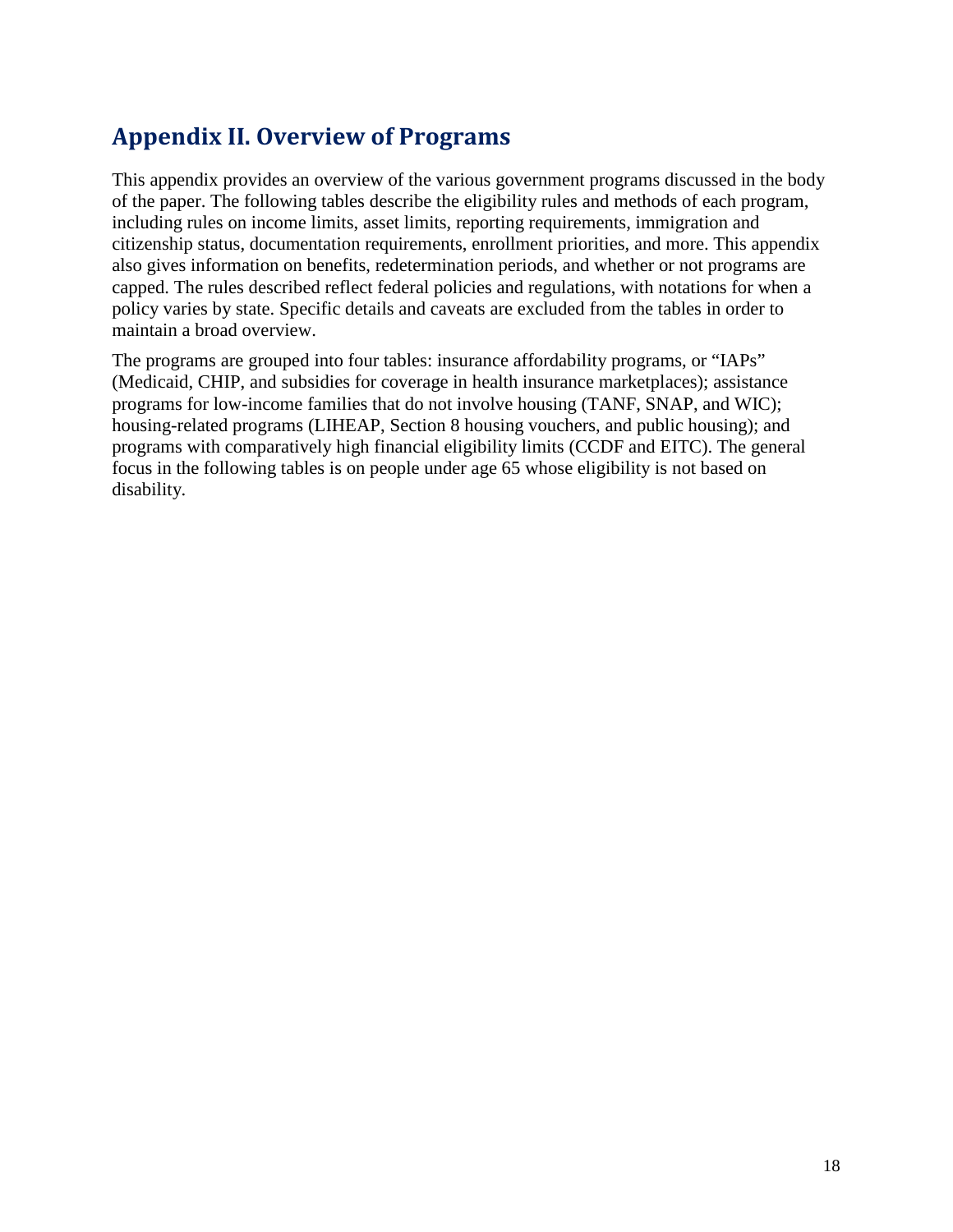## Appendix II. Overview of Programs

This appendix provides an overview of the various government programs discussed in the body of the paper. The following tables describe the eligibility rules and methods of each program, including rules on income limits, asset limits, reporting requirements, immigration and citizenship status, documentation requirements, enrollment priorities, and more. This appendix also gives information on benefits, redetermination periods, and whether or not programs are capped. The rules described reflect federal policies and regulations, with notations for when a policy varies by state. Specific details and caveats are excluded from the tables in order to maintain a broad overview.

The programs are grouped into four tables: insurance affordability programs, or "IAPs" (Medicaid, CHIP, and subsidies for coverage in health insurance marketplaces); assistance programs for low-income families that do not involve housing (TANF, SNAP, and WIC); housing-related programs (LIHEAP, Section 8 housing vouchers, and public housing); and programs with comparatively high financial eligibility limits (CCDF and EITC). The general focus in the following tables is on people under age 65 whose eligibility is not based on disability.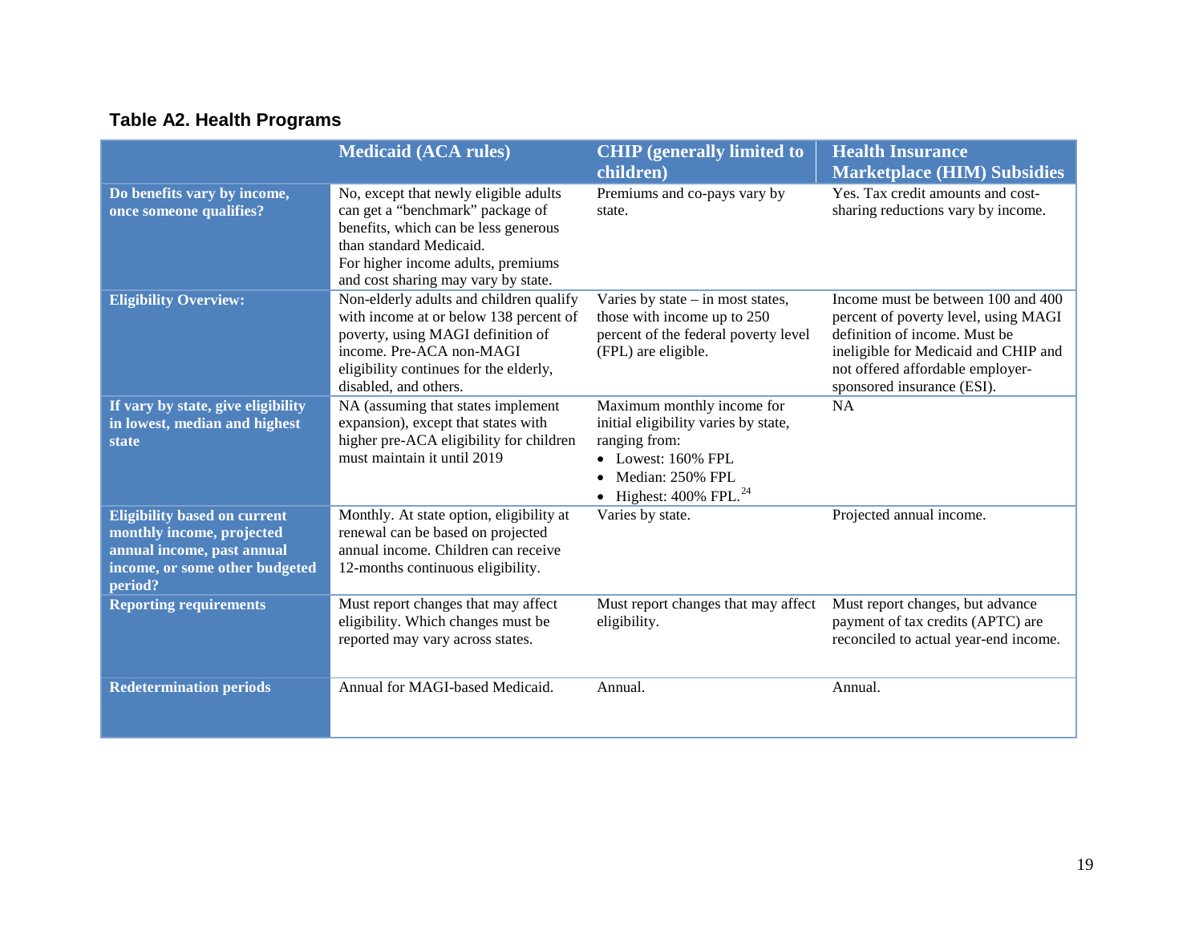### Table A2. Health Programs

| | Medicaid (ACA rules) | CHIP (generally limited to children) | Health Insurance Marketplace (HIM) Subsidies |
|---|---|---|---|
| **Do benefits vary by income, once someone qualifies?** | No, except that newly eligible adults can get a "benchmark" package of benefits, which can be less generous than standard Medicaid. For higher income adults, premiums and cost sharing may vary by state. | Premiums and co-pays vary by state. | Yes. Tax credit amounts and cost-sharing reductions vary by income. |
| **Eligibility Overview:** | Non-elderly adults and children qualify with income at or below 138 percent of poverty, using MAGI definition of income. Pre-ACA non-MAGI eligibility continues for the elderly, disabled, and others. | Varies by state – in most states, those with income up to 250 percent of the federal poverty level (FPL) are eligible. | Income must be between 100 and 400 percent of poverty level, using MAGI definition of income. Must be ineligible for Medicaid and CHIP and not offered affordable employer-sponsored insurance (ESI). |
| **If vary by state, give eligibility in lowest, median and highest state** | NA (assuming that states implement expansion), except that states with higher pre-ACA eligibility for children must maintain it until 2019 | Maximum monthly income for initial eligibility varies by state, ranging from: • Lowest: 160% FPL • Median: 250% FPL • Highest: 400% FPL.[24] | NA |
| **Eligibility based on current monthly income, projected annual income, past annual income, or some other budgeted period?** | Monthly. At state option, eligibility at renewal can be based on projected annual income. Children can receive 12-months continuous eligibility. | Varies by state. | Projected annual income. |
| **Reporting requirements** | Must report changes that may affect eligibility. Which changes must be reported may vary across states. | Must report changes that may affect eligibility. | Must report changes, but advance payment of tax credits (APTC) are reconciled to actual year-end income. |
| **Redetermination periods** | Annual for MAGI-based Medicaid. | Annual. | Annual. |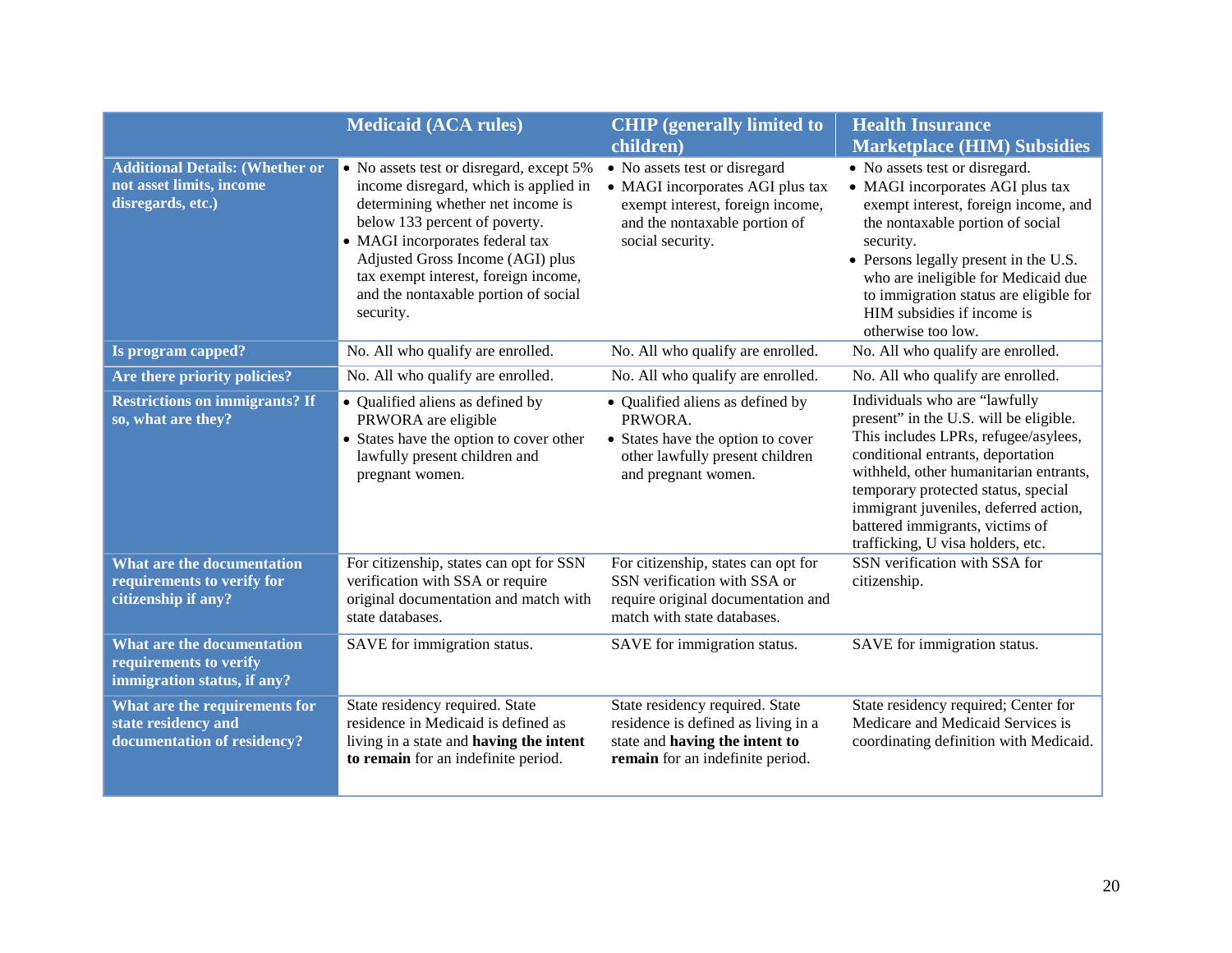| | Medicaid (ACA rules) | CHIP (generally limited to children) | Health Insurance Marketplace (HIM) Subsidies |
|---|---|---|---|
| **Additional Details: (Whether or not asset limits, income disregards, etc.)** | • No assets test or disregard, except 5% income disregard, which is applied in determining whether net income is below 133 percent of poverty.<br>• MAGI incorporates federal tax Adjusted Gross Income (AGI) plus tax exempt interest, foreign income, and the nontaxable portion of social security. | • No assets test or disregard<br>• MAGI incorporates AGI plus tax exempt interest, foreign income, and the nontaxable portion of social security. | • No assets test or disregard.<br>• MAGI incorporates AGI plus tax exempt interest, foreign income, and the nontaxable portion of social security.<br>• Persons legally present in the U.S. who are ineligible for Medicaid due to immigration status are eligible for HIM subsidies if income is otherwise too low. |
| **Is program capped?** | No. All who qualify are enrolled. | No. All who qualify are enrolled. | No. All who qualify are enrolled. |
| **Are there priority policies?** | No. All who qualify are enrolled. | No. All who qualify are enrolled. | No. All who qualify are enrolled. |
| **Restrictions on immigrants? If so, what are they?** | • Qualified aliens as defined by PRWORA are eligible<br>• States have the option to cover other lawfully present children and pregnant women. | • Qualified aliens as defined by PRWORA.<br>• States have the option to cover other lawfully present children and pregnant women. | Individuals who are "lawfully present" in the U.S. will be eligible. This includes LPRs, refugee/asylees, conditional entrants, deportation withheld, other humanitarian entrants, temporary protected status, special immigrant juveniles, deferred action, battered immigrants, victims of trafficking, U visa holders, etc. |
| **What are the documentation requirements to verify for citizenship if any?** | For citizenship, states can opt for SSN verification with SSA or require original documentation and match with state databases. | For citizenship, states can opt for SSN verification with SSA or require original documentation and match with state databases. | SSN verification with SSA for citizenship. |
| **What are the documentation requirements to verify immigration status, if any?** | SAVE for immigration status. | SAVE for immigration status. | SAVE for immigration status. |
| **What are the requirements for state residency and documentation of residency?** | State residency required. State residence in Medicaid is defined as living in a state and **having the intent to remain** for an indefinite period. | State residency required. State residence is defined as living in a state and **having the intent to remain** for an indefinite period. | State residency required; Center for Medicare and Medicaid Services is coordinating definition with Medicaid. |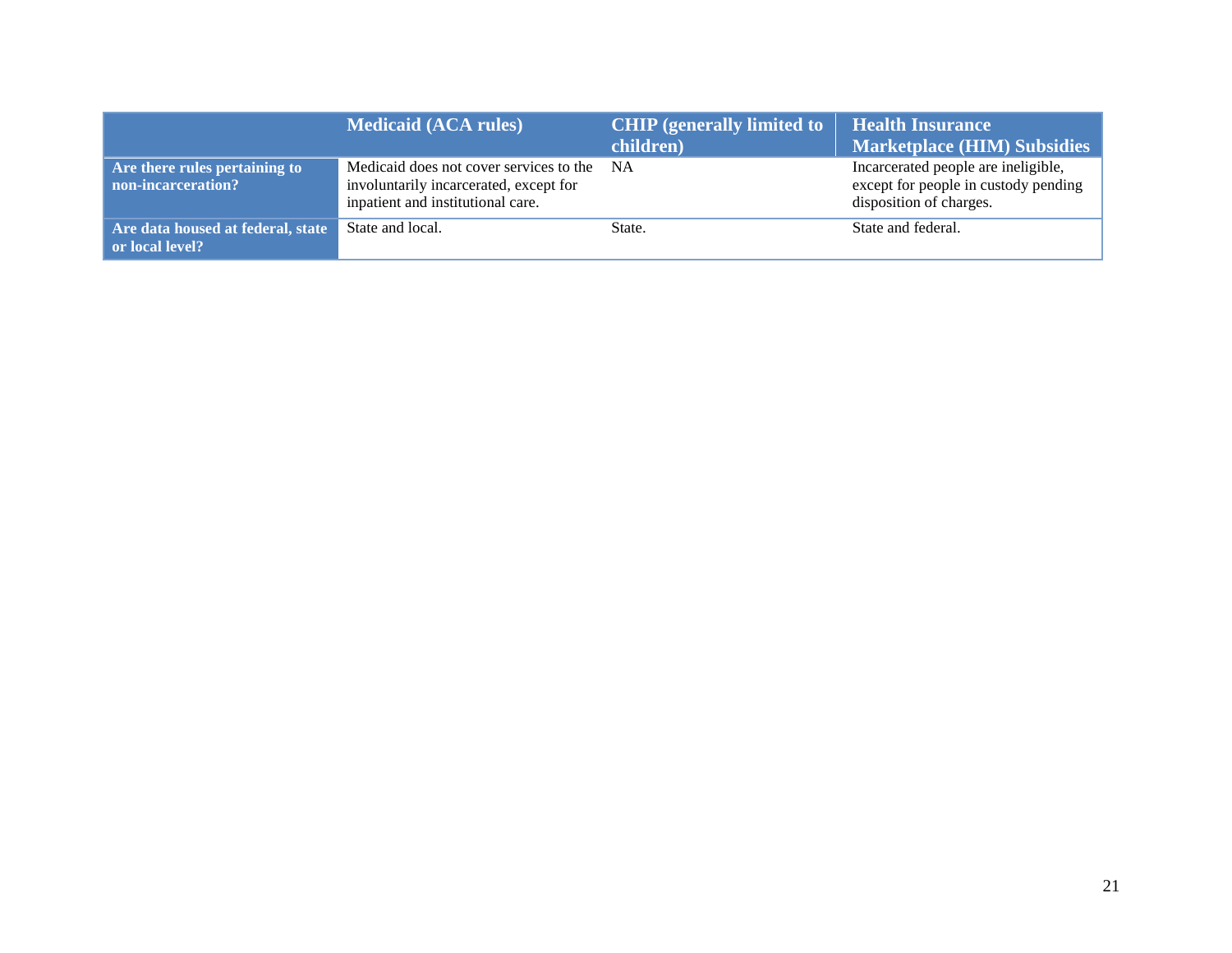| | Medicaid (ACA rules) | CHIP (generally limited to children) | Health Insurance Marketplace (HIM) Subsidies |
|---|---|---|---|
| **Are there rules pertaining to non-incarceration?** | Medicaid does not cover services to the involuntarily incarcerated, except for inpatient and institutional care. | NA | Incarcerated people are ineligible, except for people in custody pending disposition of charges. |
| **Are data housed at federal, state or local level?** | State and local. | State. | State and federal. |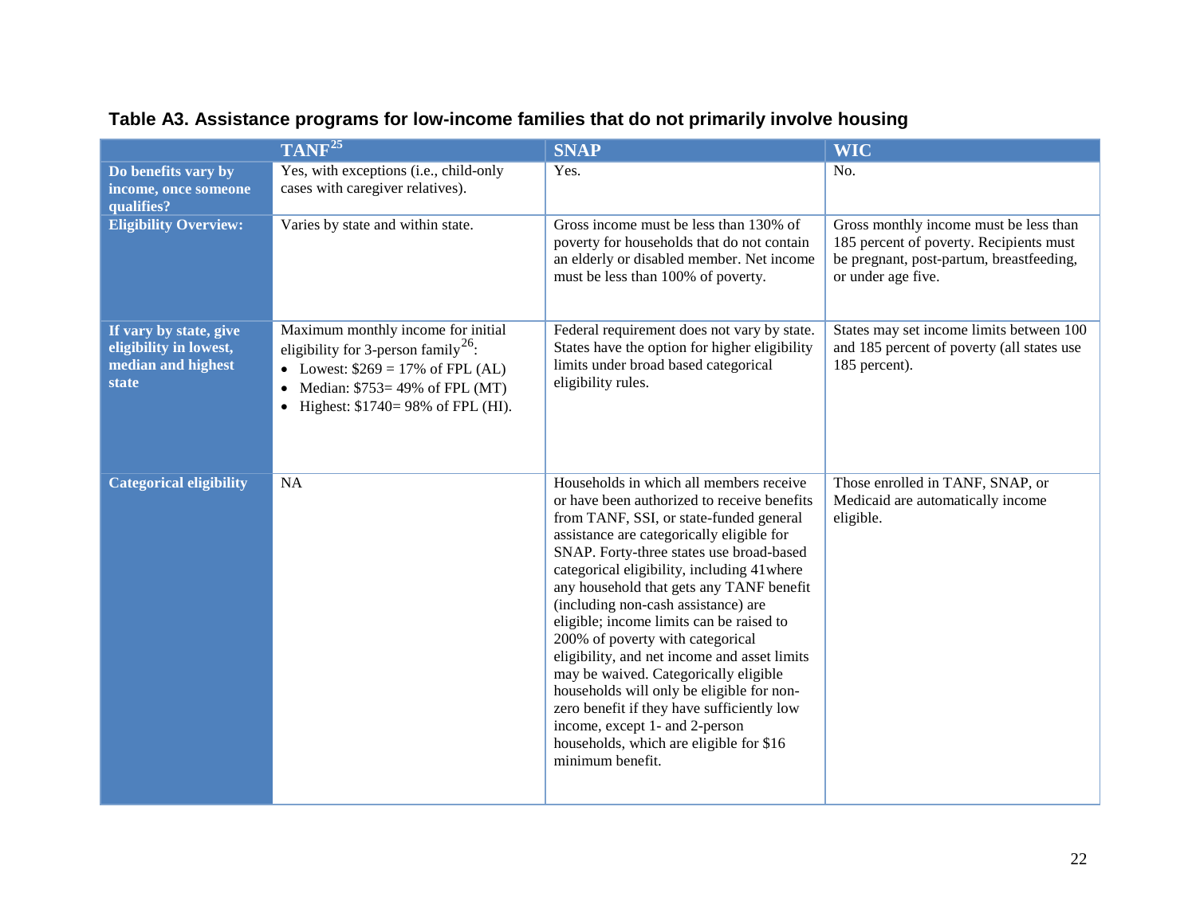## Table A3. Assistance programs for low-income families that do not primarily involve housing

| | TANF[25] | SNAP | WIC |
|---|---|---|---|
| **Do benefits vary by income, once someone qualifies?** | Yes, with exceptions (i.e., child-only cases with caregiver relatives). | Yes. | No. |
| **Eligibility Overview:** | Varies by state and within state. | Gross income must be less than 130% of poverty for households that do not contain an elderly or disabled member. Net income must be less than 100% of poverty. | Gross monthly income must be less than 185 percent of poverty. Recipients must be pregnant, post-partum, breastfeeding, or under age five. |
| **If vary by state, give eligibility in lowest, median and highest state** | Maximum monthly income for initial eligibility for 3-person family[26]:<br>• Lowest: $269 = 17% of FPL (AL)<br>• Median: $753= 49% of FPL (MT)<br>• Highest: $1740= 98% of FPL (HI). | Federal requirement does not vary by state. States have the option for higher eligibility limits under broad based categorical eligibility rules. | States may set income limits between 100 and 185 percent of poverty (all states use 185 percent). |
| **Categorical eligibility** | NA | Households in which all members receive or have been authorized to receive benefits from TANF, SSI, or state-funded general assistance are categorically eligible for SNAP. Forty-three states use broad-based categorical eligibility, including 41where any household that gets any TANF benefit (including non-cash assistance) are eligible; income limits can be raised to 200% of poverty with categorical eligibility, and net income and asset limits may be waived. Categorically eligible households will only be eligible for non-zero benefit if they have sufficiently low income, except 1- and 2-person households, which are eligible for $16 minimum benefit. | Those enrolled in TANF, SNAP, or Medicaid are automatically income eligible. |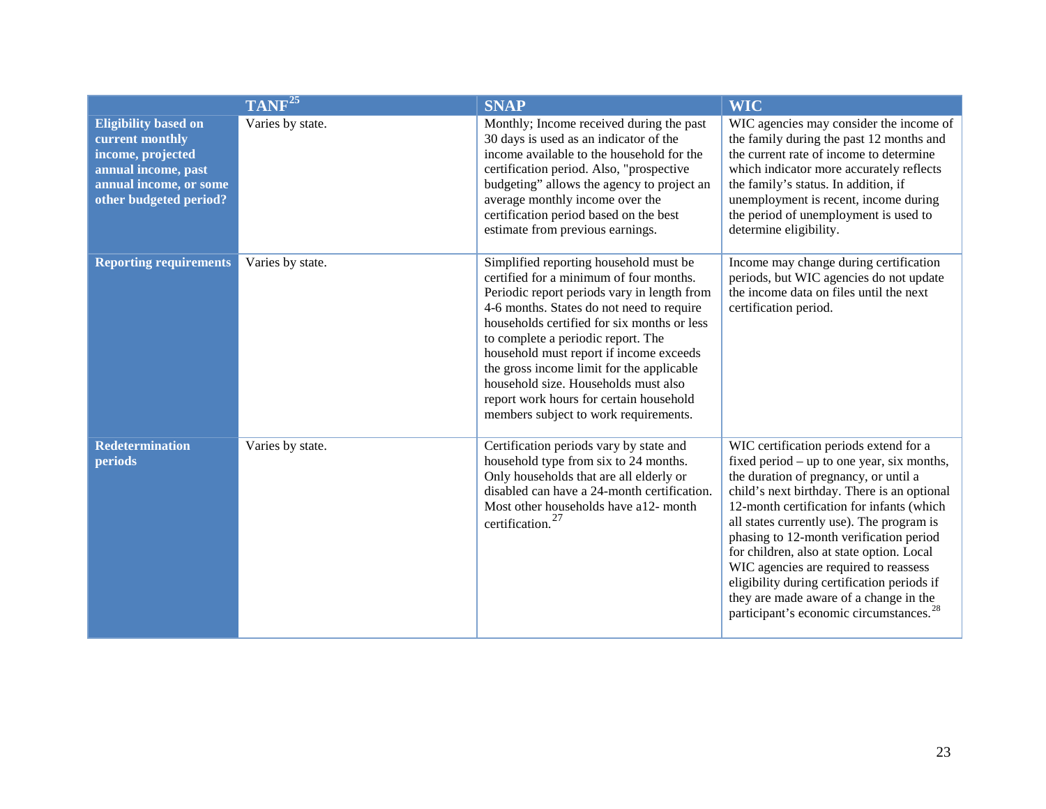| | TANF[25] | SNAP | WIC |
|---|---|---|---|
| **Eligibility based on current monthly income, projected annual income, past annual income, or some other budgeted period?** | Varies by state. | Monthly; Income received during the past 30 days is used as an indicator of the income available to the household for the certification period. Also, "prospective budgeting" allows the agency to project an average monthly income over the certification period based on the best estimate from previous earnings. | WIC agencies may consider the income of the family during the past 12 months and the current rate of income to determine which indicator more accurately reflects the family's status. In addition, if unemployment is recent, income during the period of unemployment is used to determine eligibility. |
| **Reporting requirements** | Varies by state. | Simplified reporting household must be certified for a minimum of four months. Periodic report periods vary in length from 4-6 months. States do not need to require households certified for six months or less to complete a periodic report. The household must report if income exceeds the gross income limit for the applicable household size. Households must also report work hours for certain household members subject to work requirements. | Income may change during certification periods, but WIC agencies do not update the income data on files until the next certification period. |
| **Redetermination periods** | Varies by state. | Certification periods vary by state and household type from six to 24 months. Only households that are all elderly or disabled can have a 24-month certification. Most other households have a12- month certification.[27] | WIC certification periods extend for a fixed period – up to one year, six months, the duration of pregnancy, or until a child's next birthday. There is an optional 12-month certification for infants (which all states currently use). The program is phasing to 12-month verification period for children, also at state option. Local WIC agencies are required to reassess eligibility during certification periods if they are made aware of a change in the participant's economic circumstances.[28] |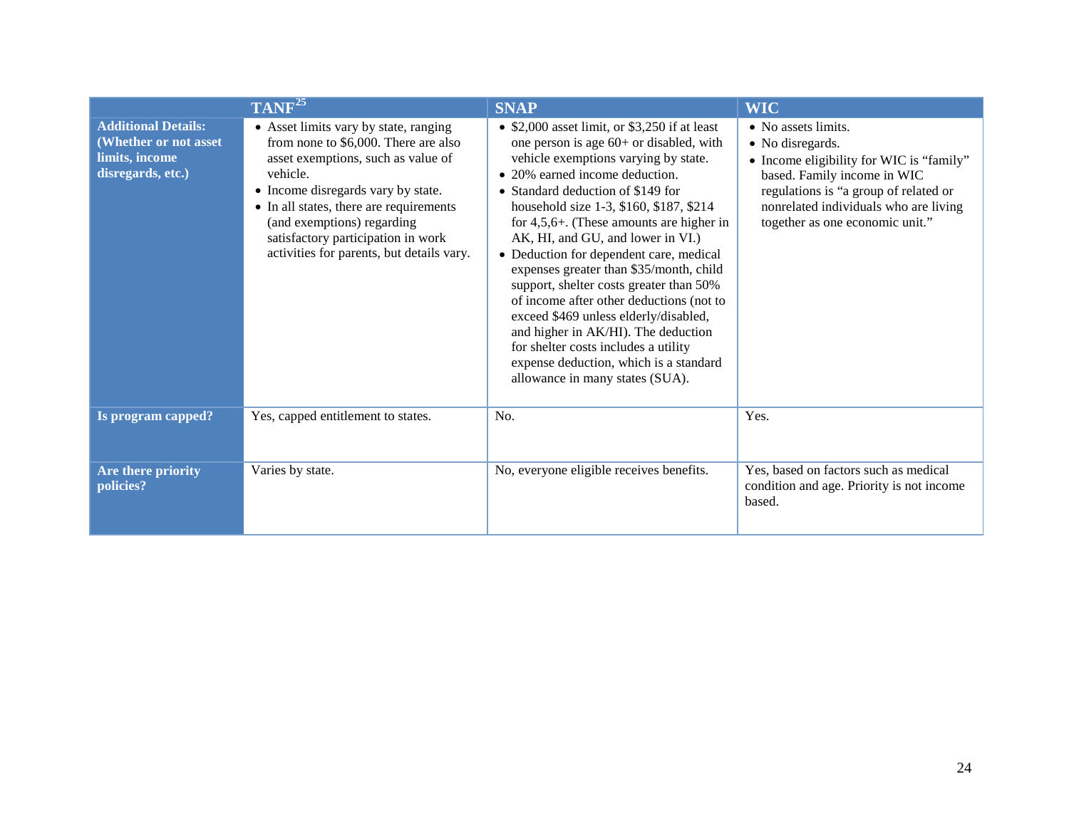| | TANF[25] | SNAP | WIC |
|---|---|---|---|
| **Additional Details: (Whether or not asset limits, income disregards, etc.)** | • Asset limits vary by state, ranging from none to $6,000. There are also asset exemptions, such as value of vehicle.<br>• Income disregards vary by state.<br>• In all states, there are requirements (and exemptions) regarding satisfactory participation in work activities for parents, but details vary. | • $2,000 asset limit, or $3,250 if at least one person is age 60+ or disabled, with vehicle exemptions varying by state.<br>• 20% earned income deduction.<br>• Standard deduction of $149 for household size 1-3, $160, $187, $214 for 4,5,6+. (These amounts are higher in AK, HI, and GU, and lower in VI.)<br>• Deduction for dependent care, medical expenses greater than $35/month, child support, shelter costs greater than 50% of income after other deductions (not to exceed $469 unless elderly/disabled, and higher in AK/HI). The deduction for shelter costs includes a utility expense deduction, which is a standard allowance in many states (SUA). | • No assets limits.<br>• No disregards.<br>• Income eligibility for WIC is "family" based. Family income in WIC regulations is "a group of related or nonrelated individuals who are living together as one economic unit." |
| **Is program capped?** | Yes, capped entitlement to states. | No. | Yes. |
| **Are there priority policies?** | Varies by state. | No, everyone eligible receives benefits. | Yes, based on factors such as medical condition and age. Priority is not income based. |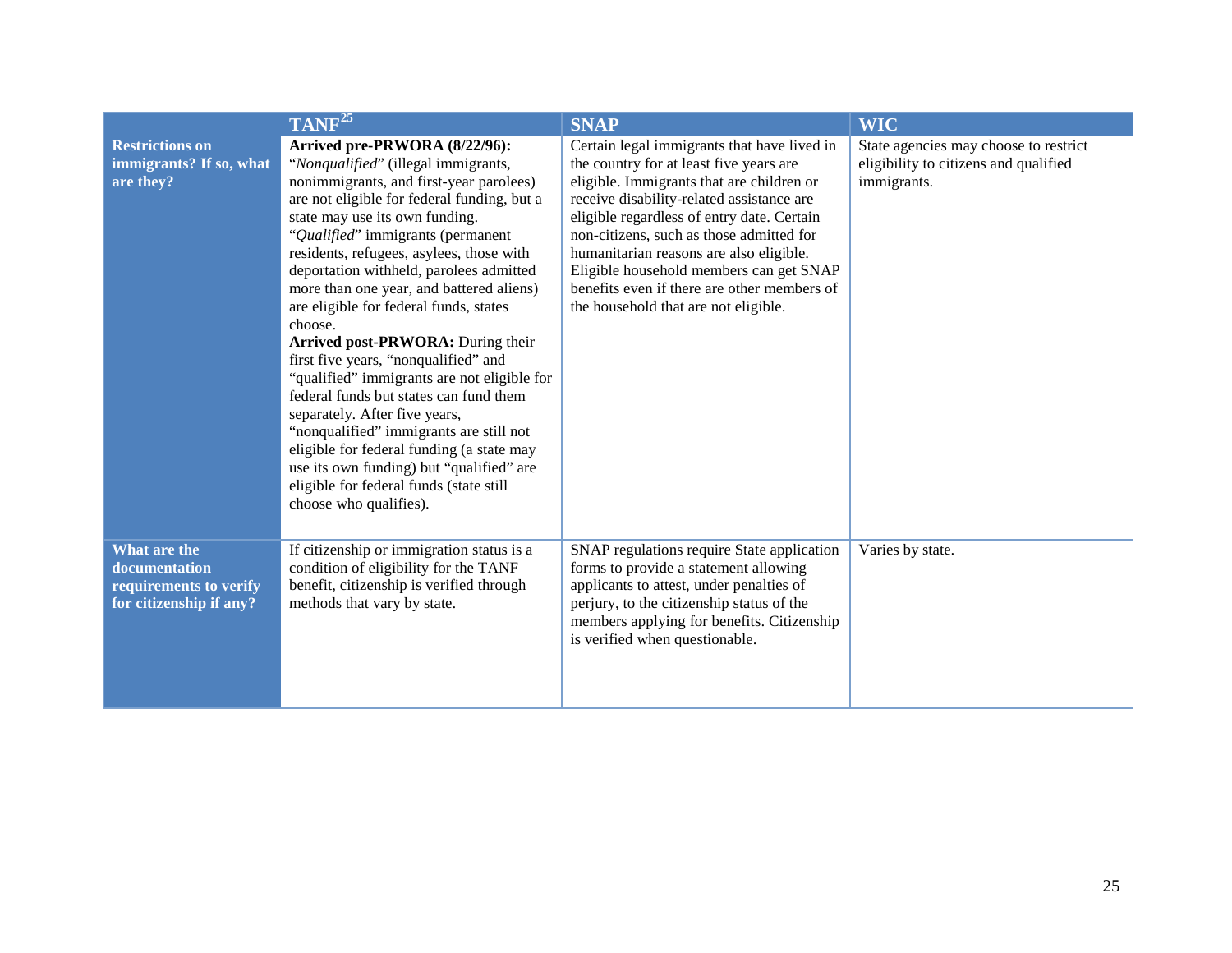| | TANF[25] | SNAP | WIC |
|---|---|---|---|
| **Restrictions on immigrants? If so, what are they?** | **Arrived pre-PRWORA (8/22/96):** "*Nonqualified*" (illegal immigrants, nonimmigrants, and first-year parolees) are not eligible for federal funding, but a state may use its own funding. "*Qualified*" immigrants (permanent residents, refugees, asylees, those with deportation withheld, parolees admitted more than one year, and battered aliens) are eligible for federal funds, states choose. **Arrived post-PRWORA:** During their first five years, "nonqualified" and "qualified" immigrants are not eligible for federal funds but states can fund them separately. After five years, "nonqualified" immigrants are still not eligible for federal funding (a state may use its own funding) but "qualified" are eligible for federal funds (state still choose who qualifies). | Certain legal immigrants that have lived in the country for at least five years are eligible. Immigrants that are children or receive disability-related assistance are eligible regardless of entry date. Certain non-citizens, such as those admitted for humanitarian reasons are also eligible. Eligible household members can get SNAP benefits even if there are other members of the household that are not eligible. | State agencies may choose to restrict eligibility to citizens and qualified immigrants. |
| **What are the documentation requirements to verify for citizenship if any?** | If citizenship or immigration status is a condition of eligibility for the TANF benefit, citizenship is verified through methods that vary by state. | SNAP regulations require State application forms to provide a statement allowing applicants to attest, under penalties of perjury, to the citizenship status of the members applying for benefits. Citizenship is verified when questionable. | Varies by state. |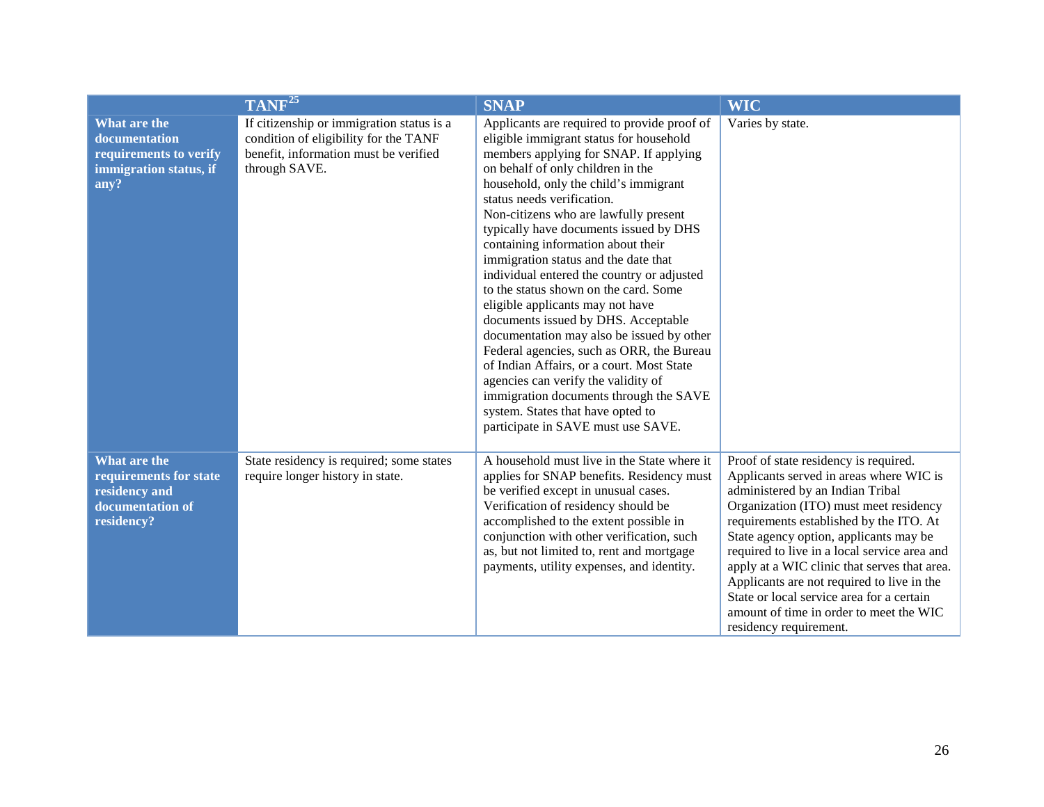| | TANF[25] | SNAP | WIC |
|---|---|---|---|
| **What are the documentation requirements to verify immigration status, if any?** | If citizenship or immigration status is a condition of eligibility for the TANF benefit, information must be verified through SAVE. | Applicants are required to provide proof of eligible immigrant status for household members applying for SNAP. If applying on behalf of only children in the household, only the child's immigrant status needs verification. Non-citizens who are lawfully present typically have documents issued by DHS containing information about their immigration status and the date that individual entered the country or adjusted to the status shown on the card. Some eligible applicants may not have documents issued by DHS. Acceptable documentation may also be issued by other Federal agencies, such as ORR, the Bureau of Indian Affairs, or a court. Most State agencies can verify the validity of immigration documents through the SAVE system. States that have opted to participate in SAVE must use SAVE. | Varies by state. |
| **What are the requirements for state residency and documentation of residency?** | State residency is required; some states require longer history in state. | A household must live in the State where it applies for SNAP benefits. Residency must be verified except in unusual cases. Verification of residency should be accomplished to the extent possible in conjunction with other verification, such as, but not limited to, rent and mortgage payments, utility expenses, and identity. | Proof of state residency is required. Applicants served in areas where WIC is administered by an Indian Tribal Organization (ITO) must meet residency requirements established by the ITO. At State agency option, applicants may be required to live in a local service area and apply at a WIC clinic that serves that area. Applicants are not required to live in the State or local service area for a certain amount of time in order to meet the WIC residency requirement. |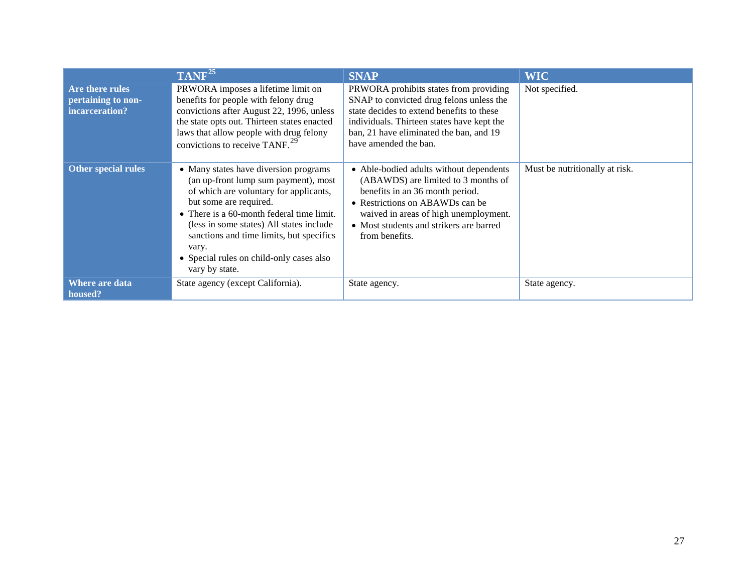| | TANF[25] | SNAP | WIC |
|---|---|---|---|
| **Are there rules pertaining to non-incarceration?** | PRWORA imposes a lifetime limit on benefits for people with felony drug convictions after August 22, 1996, unless the state opts out. Thirteen states enacted laws that allow people with drug felony convictions to receive TANF.[29] | PRWORA prohibits states from providing SNAP to convicted drug felons unless the state decides to extend benefits to these individuals. Thirteen states have kept the ban, 21 have eliminated the ban, and 19 have amended the ban. | Not specified. |
| **Other special rules** | • Many states have diversion programs (an up-front lump sum payment), most of which are voluntary for applicants, but some are required.<br>• There is a 60-month federal time limit. (less in some states) All states include sanctions and time limits, but specifics vary.<br>• Special rules on child-only cases also vary by state. | • Able-bodied adults without dependents (ABAWDS) are limited to 3 months of benefits in an 36 month period.<br>• Restrictions on ABAWDs can be waived in areas of high unemployment.<br>• Most students and strikers are barred from benefits. | Must be nutritionally at risk. |
| **Where are data housed?** | State agency (except California). | State agency. | State agency. |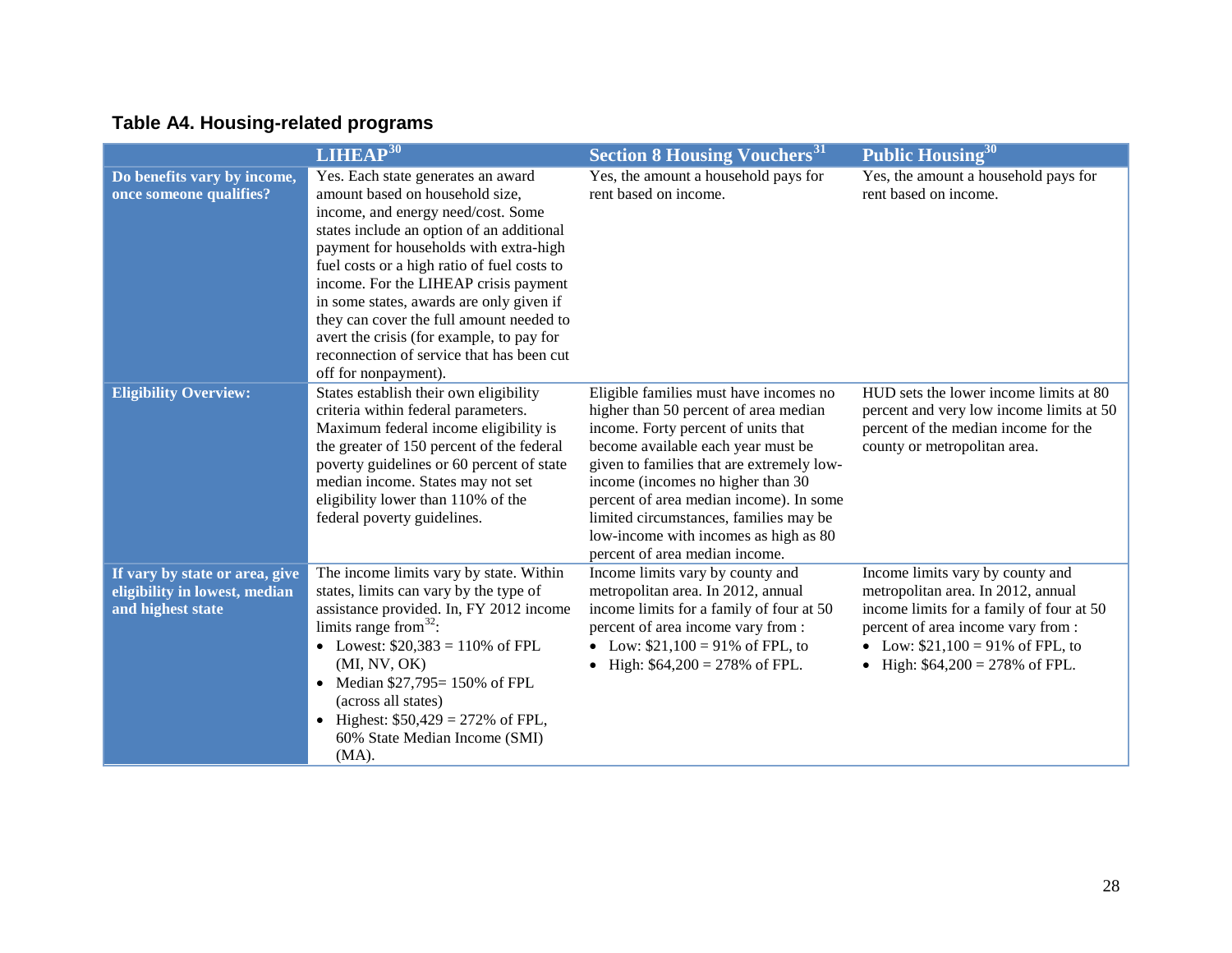### Table A4. Housing-related programs

| | LIHEAP[30] | Section 8 Housing Vouchers[31] | Public Housing[30] |
|---|---|---|---|
| **Do benefits vary by income, once someone qualifies?** | Yes. Each state generates an award amount based on household size, income, and energy need/cost. Some states include an option of an additional payment for households with extra-high fuel costs or a high ratio of fuel costs to income. For the LIHEAP crisis payment in some states, awards are only given if they can cover the full amount needed to avert the crisis (for example, to pay for reconnection of service that has been cut off for nonpayment). | Yes, the amount a household pays for rent based on income. | Yes, the amount a household pays for rent based on income. |
| **Eligibility Overview:** | States establish their own eligibility criteria within federal parameters. Maximum federal income eligibility is the greater of 150 percent of the federal poverty guidelines or 60 percent of state median income. States may not set eligibility lower than 110% of the federal poverty guidelines. | Eligible families must have incomes no higher than 50 percent of area median income. Forty percent of units that become available each year must be given to families that are extremely low-income (incomes no higher than 30 percent of area median income). In some limited circumstances, families may be low-income with incomes as high as 80 percent of area median income. | HUD sets the lower income limits at 80 percent and very low income limits at 50 percent of the median income for the county or metropolitan area. |
| **If vary by state or area, give eligibility in lowest, median and highest state** | The income limits vary by state. Within states, limits can vary by the type of assistance provided. In, FY 2012 income limits range from[32]:<br>• Lowest: $20,383 = 110% of FPL (MI, NV, OK)<br>• Median $27,795= 150% of FPL (across all states)<br>• Highest: $50,429 = 272% of FPL, 60% State Median Income (SMI) (MA). | Income limits vary by county and metropolitan area. In 2012, annual income limits for a family of four at 50 percent of area income vary from :<br>• Low: $21,100 = 91% of FPL, to<br>• High: $64,200 = 278% of FPL. | Income limits vary by county and metropolitan area. In 2012, annual income limits for a family of four at 50 percent of area income vary from :<br>• Low: $21,100 = 91% of FPL, to<br>• High: $64,200 = 278% of FPL. |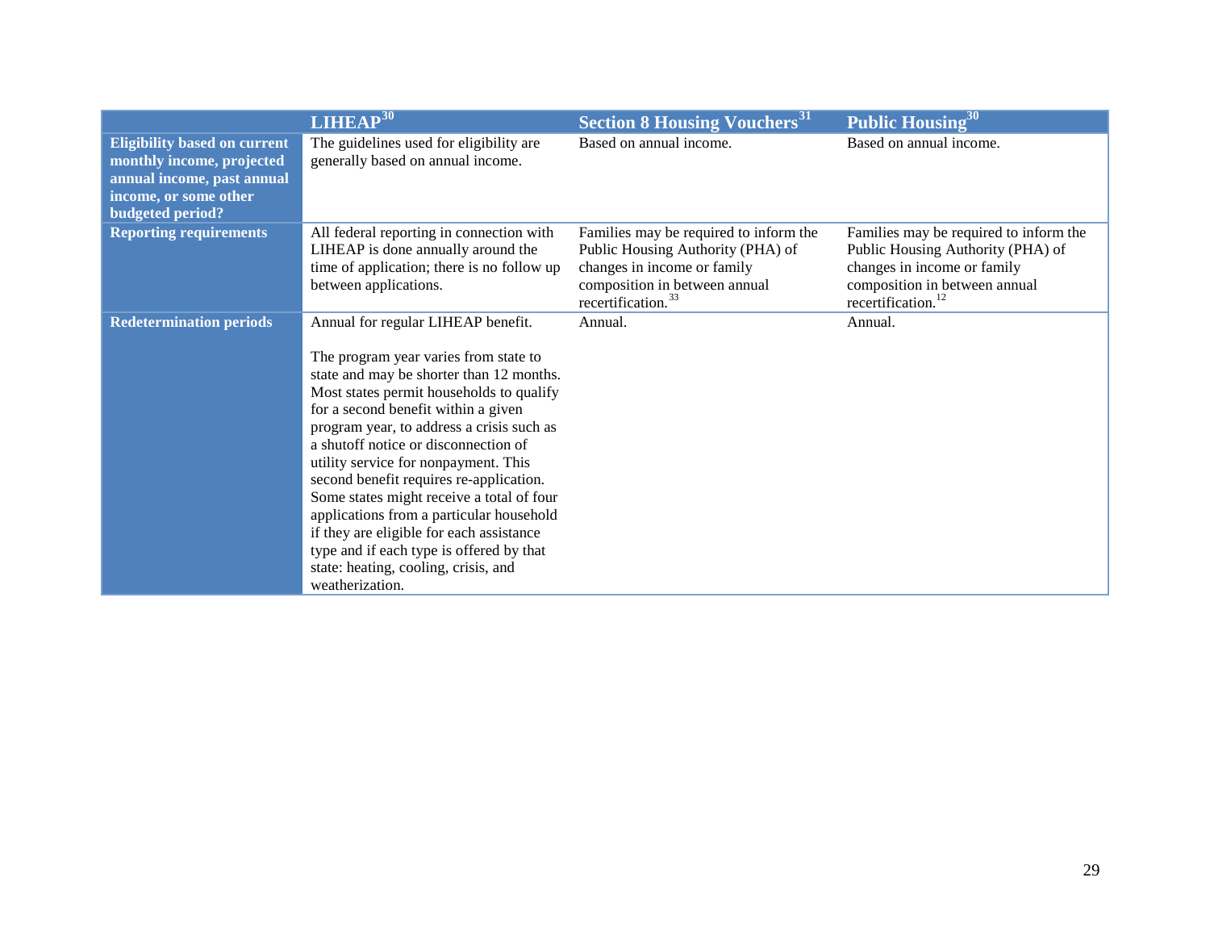| | LIHEAP[30] | Section 8 Housing Vouchers[31] | Public Housing[30] |
|---|---|---|---|
| **Eligibility based on current monthly income, projected annual income, past annual income, or some other budgeted period?** | The guidelines used for eligibility are generally based on annual income. | Based on annual income. | Based on annual income. |
| **Reporting requirements** | All federal reporting in connection with LIHEAP is done annually around the time of application; there is no follow up between applications. | Families may be required to inform the Public Housing Authority (PHA) of changes in income or family composition in between annual recertification.[33] | Families may be required to inform the Public Housing Authority (PHA) of changes in income or family composition in between annual recertification.[12] |
| **Redetermination periods** | Annual for regular LIHEAP benefit.<br><br>The program year varies from state to state and may be shorter than 12 months. Most states permit households to qualify for a second benefit within a given program year, to address a crisis such as a shutoff notice or disconnection of utility service for nonpayment. This second benefit requires re-application. Some states might receive a total of four applications from a particular household if they are eligible for each assistance type and if each type is offered by that state: heating, cooling, crisis, and weatherization. | Annual. | Annual. |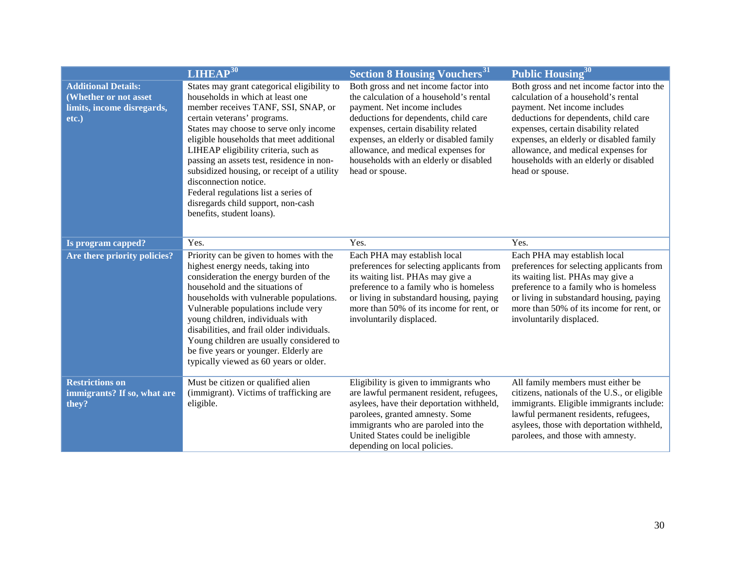| | LIHEAP[30] | Section 8 Housing Vouchers[31] | Public Housing[30] |
|---|---|---|---|
| **Additional Details: (Whether or not asset limits, income disregards, etc.)** | States may grant categorical eligibility to households in which at least one member receives TANF, SSI, SNAP, or certain veterans' programs. States may choose to serve only income eligible households that meet additional LIHEAP eligibility criteria, such as passing an assets test, residence in non-subsidized housing, or receipt of a utility disconnection notice. Federal regulations list a series of disregards child support, non-cash benefits, student loans). | Both gross and net income factor into the calculation of a household's rental payment. Net income includes deductions for dependents, child care expenses, certain disability related expenses, an elderly or disabled family allowance, and medical expenses for households with an elderly or disabled head or spouse. | Both gross and net income factor into the calculation of a household's rental payment. Net income includes deductions for dependents, child care expenses, certain disability related expenses, an elderly or disabled family allowance, and medical expenses for households with an elderly or disabled head or spouse. |
| **Is program capped?** | Yes. | Yes. | Yes. |
| **Are there priority policies?** | Priority can be given to homes with the highest energy needs, taking into consideration the energy burden of the household and the situations of households with vulnerable populations. Vulnerable populations include very young children, individuals with disabilities, and frail older individuals. Young children are usually considered to be five years or younger. Elderly are typically viewed as 60 years or older. | Each PHA may establish local preferences for selecting applicants from its waiting list. PHAs may give a preference to a family who is homeless or living in substandard housing, paying more than 50% of its income for rent, or involuntarily displaced. | Each PHA may establish local preferences for selecting applicants from its waiting list. PHAs may give a preference to a family who is homeless or living in substandard housing, paying more than 50% of its income for rent, or involuntarily displaced. |
| **Restrictions on immigrants? If so, what are they?** | Must be citizen or qualified alien (immigrant). Victims of trafficking are eligible. | Eligibility is given to immigrants who are lawful permanent resident, refugees, asylees, have their deportation withheld, parolees, granted amnesty. Some immigrants who are paroled into the United States could be ineligible depending on local policies. | All family members must either be citizens, nationals of the U.S., or eligible immigrants. Eligible immigrants include: lawful permanent residents, refugees, asylees, those with deportation withheld, parolees, and those with amnesty. |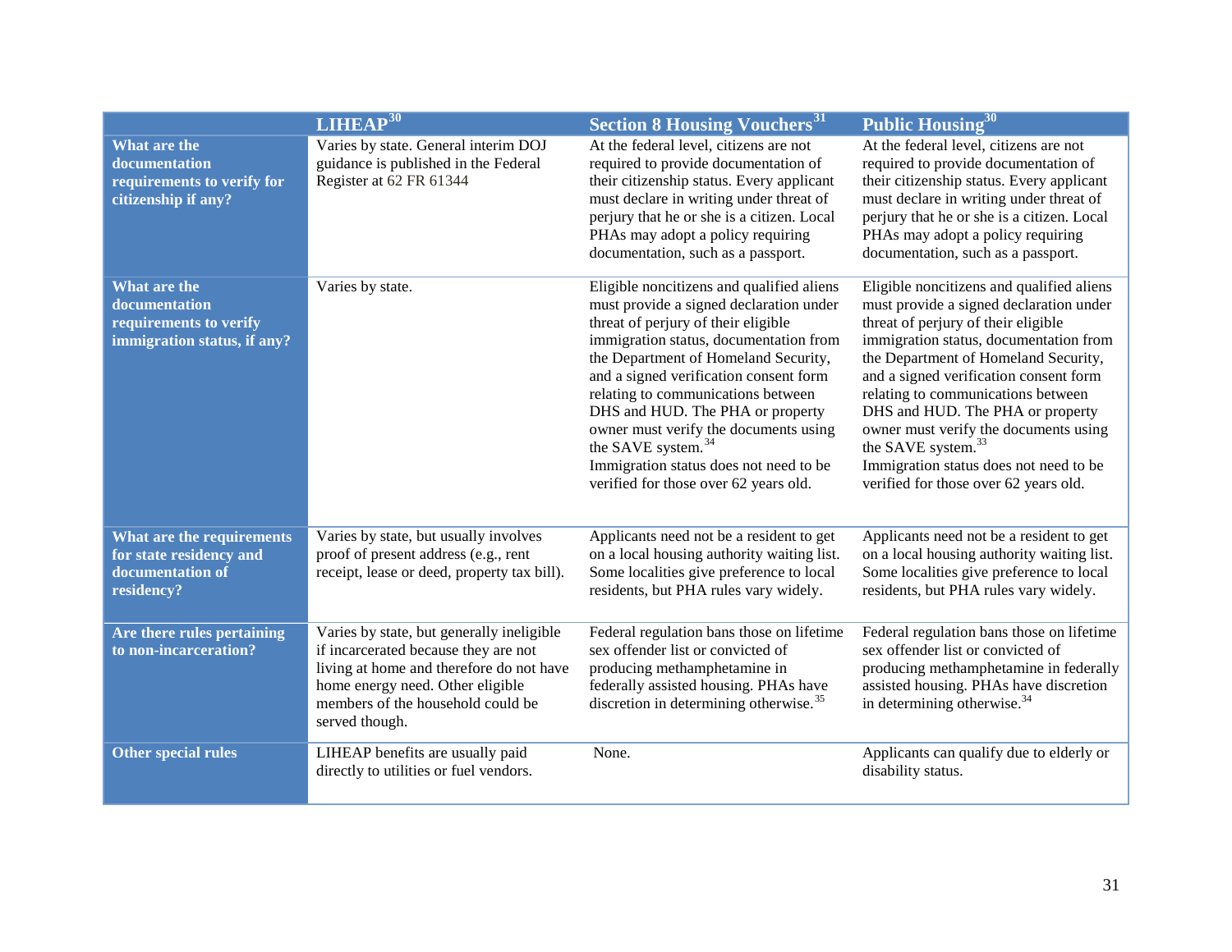| | LIHEAP[30] | Section 8 Housing Vouchers[31] | Public Housing[30] |
|---|---|---|---|
| **What are the documentation requirements to verify for citizenship if any?** | Varies by state. General interim DOJ guidance is published in the Federal Register at 62 FR 61344 | At the federal level, citizens are not required to provide documentation of their citizenship status. Every applicant must declare in writing under threat of perjury that he or she is a citizen. Local PHAs may adopt a policy requiring documentation, such as a passport. | At the federal level, citizens are not required to provide documentation of their citizenship status. Every applicant must declare in writing under threat of perjury that he or she is a citizen. Local PHAs may adopt a policy requiring documentation, such as a passport. |
| **What are the documentation requirements to verify immigration status, if any?** | Varies by state. | Eligible noncitizens and qualified aliens must provide a signed declaration under threat of perjury of their eligible immigration status, documentation from the Department of Homeland Security, and a signed verification consent form relating to communications between DHS and HUD. The PHA or property owner must verify the documents using the SAVE system.[34] Immigration status does not need to be verified for those over 62 years old. | Eligible noncitizens and qualified aliens must provide a signed declaration under threat of perjury of their eligible immigration status, documentation from the Department of Homeland Security, and a signed verification consent form relating to communications between DHS and HUD. The PHA or property owner must verify the documents using the SAVE system.[33] Immigration status does not need to be verified for those over 62 years old. |
| **What are the requirements for state residency and documentation of residency?** | Varies by state, but usually involves proof of present address (e.g., rent receipt, lease or deed, property tax bill). | Applicants need not be a resident to get on a local housing authority waiting list. Some localities give preference to local residents, but PHA rules vary widely. | Applicants need not be a resident to get on a local housing authority waiting list. Some localities give preference to local residents, but PHA rules vary widely. |
| **Are there rules pertaining to non-incarceration?** | Varies by state, but generally ineligible if incarcerated because they are not living at home and therefore do not have home energy need. Other eligible members of the household could be served though. | Federal regulation bans those on lifetime sex offender list or convicted of producing methamphetamine in federally assisted housing. PHAs have discretion in determining otherwise.[35] | Federal regulation bans those on lifetime sex offender list or convicted of producing methamphetamine in federally assisted housing. PHAs have discretion in determining otherwise.[34] |
| **Other special rules** | LIHEAP benefits are usually paid directly to utilities or fuel vendors. | None. | Applicants can qualify due to elderly or disability status. |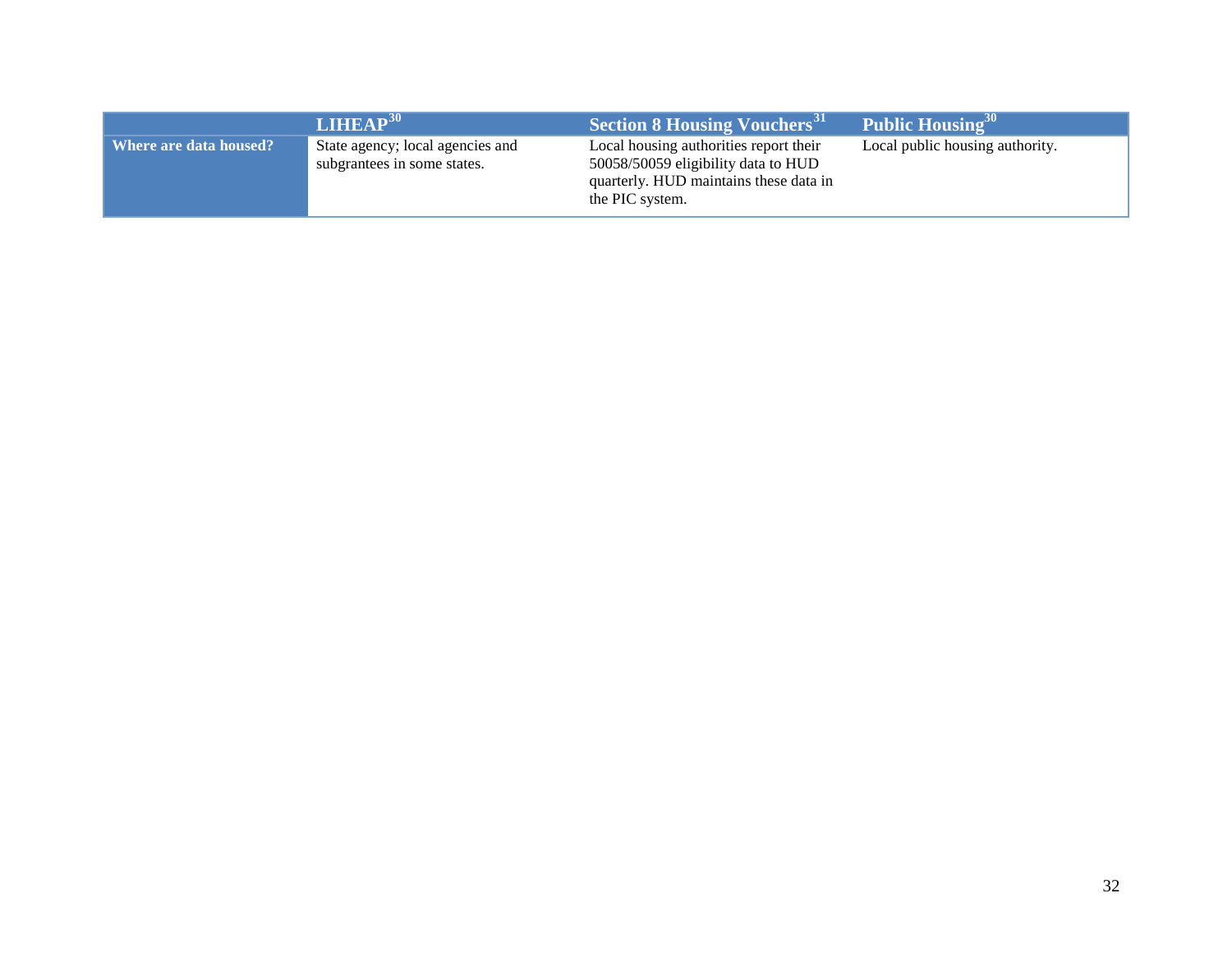| | LIHEAP[30] | Section 8 Housing Vouchers[31] | Public Housing[30] |
|---|---|---|---|
| **Where are data housed?** | State agency; local agencies and subgrantees in some states. | Local housing authorities report their 50058/50059 eligibility data to HUD quarterly. HUD maintains these data in the PIC system. | Local public housing authority. |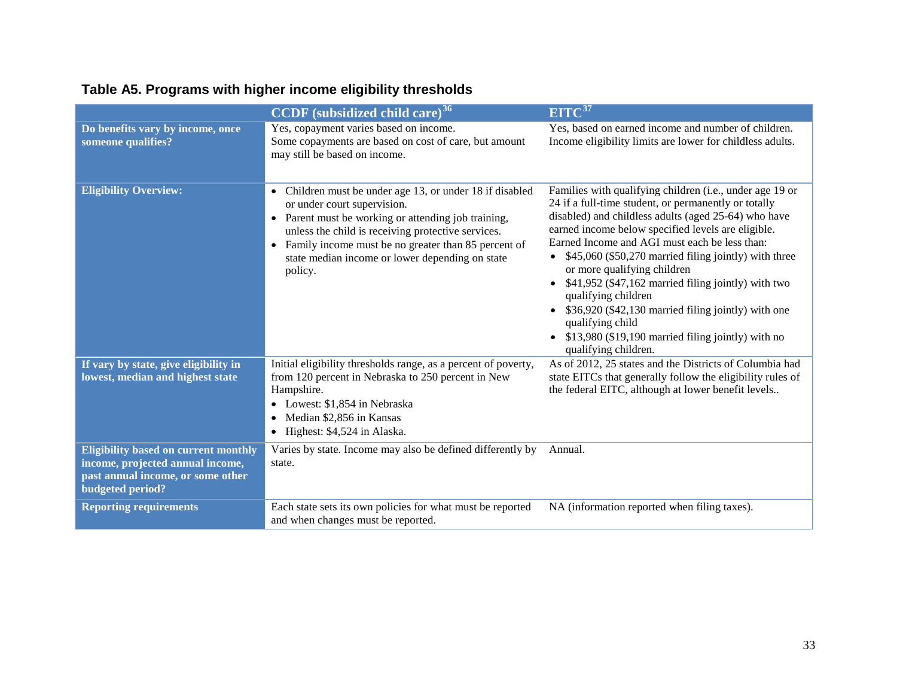## Table A5. Programs with higher income eligibility thresholds

| | CCDF (subsidized child care)[36] | EITC[37] |
|---|---|---|
| **Do benefits vary by income, once someone qualifies?** | Yes, copayment varies based on income.<br>Some copayments are based on cost of care, but amount may still be based on income. | Yes, based on earned income and number of children.<br>Income eligibility limits are lower for childless adults. |
| **Eligibility Overview:** | • Children must be under age 13, or under 18 if disabled or under court supervision.<br>• Parent must be working or attending job training, unless the child is receiving protective services.<br>• Family income must be no greater than 85 percent of state median income or lower depending on state policy. | Families with qualifying children (i.e., under age 19 or 24 if a full-time student, or permanently or totally disabled) and childless adults (aged 25-64) who have earned income below specified levels are eligible. Earned Income and AGI must each be less than:<br>• $45,060 ($50,270 married filing jointly) with three or more qualifying children<br>• $41,952 ($47,162 married filing jointly) with two qualifying children<br>• $36,920 ($42,130 married filing jointly) with one qualifying child<br>• $13,980 ($19,190 married filing jointly) with no qualifying children. |
| **If vary by state, give eligibility in lowest, median and highest state** | Initial eligibility thresholds range, as a percent of poverty, from 120 percent in Nebraska to 250 percent in New Hampshire.<br>• Lowest: $1,854 in Nebraska<br>• Median $2,856 in Kansas<br>• Highest: $4,524 in Alaska. | As of 2012, 25 states and the Districts of Columbia had state EITCs that generally follow the eligibility rules of the federal EITC, although at lower benefit levels.. |
| **Eligibility based on current monthly income, projected annual income, past annual income, or some other budgeted period?** | Varies by state. Income may also be defined differently by state. | Annual. |
| **Reporting requirements** | Each state sets its own policies for what must be reported and when changes must be reported. | NA (information reported when filing taxes). |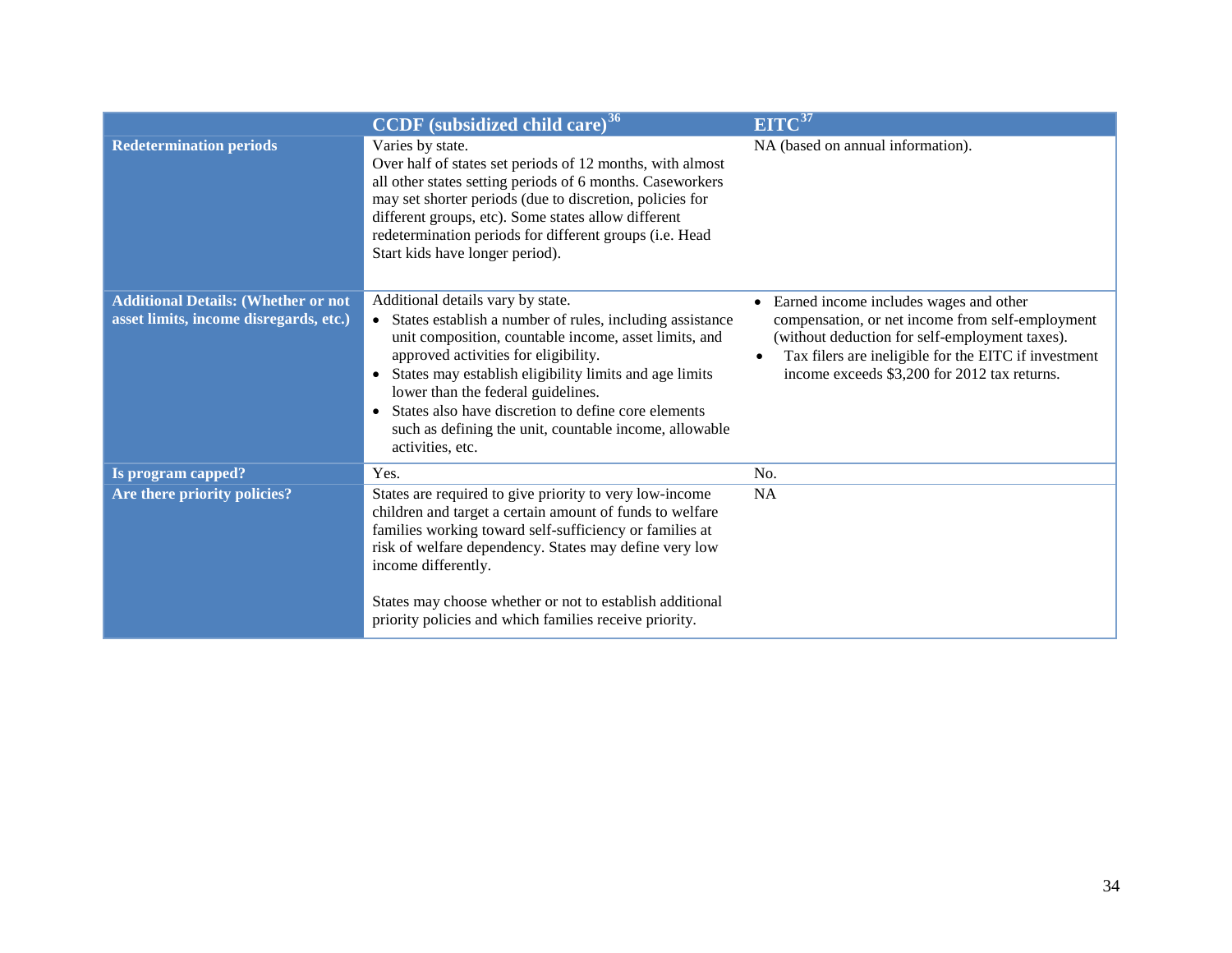| | CCDF (subsidized child care)[36] | EITC[37] |
|---|---|---|
| **Redetermination periods** | Varies by state.<br>Over half of states set periods of 12 months, with almost all other states setting periods of 6 months. Caseworkers may set shorter periods (due to discretion, policies for different groups, etc). Some states allow different redetermination periods for different groups (i.e. Head Start kids have longer period). | NA (based on annual information). |
| **Additional Details: (Whether or not asset limits, income disregards, etc.)** | Additional details vary by state.<br>• States establish a number of rules, including assistance unit composition, countable income, asset limits, and approved activities for eligibility.<br>• States may establish eligibility limits and age limits lower than the federal guidelines.<br>• States also have discretion to define core elements such as defining the unit, countable income, allowable activities, etc. | • Earned income includes wages and other compensation, or net income from self-employment (without deduction for self-employment taxes).<br>• Tax filers are ineligible for the EITC if investment income exceeds $3,200 for 2012 tax returns. |
| **Is program capped?** | Yes. | No. |
| **Are there priority policies?** | States are required to give priority to very low-income children and target a certain amount of funds to welfare families working toward self-sufficiency or families at risk of welfare dependency. States may define very low income differently.<br><br>States may choose whether or not to establish additional priority policies and which families receive priority. | NA |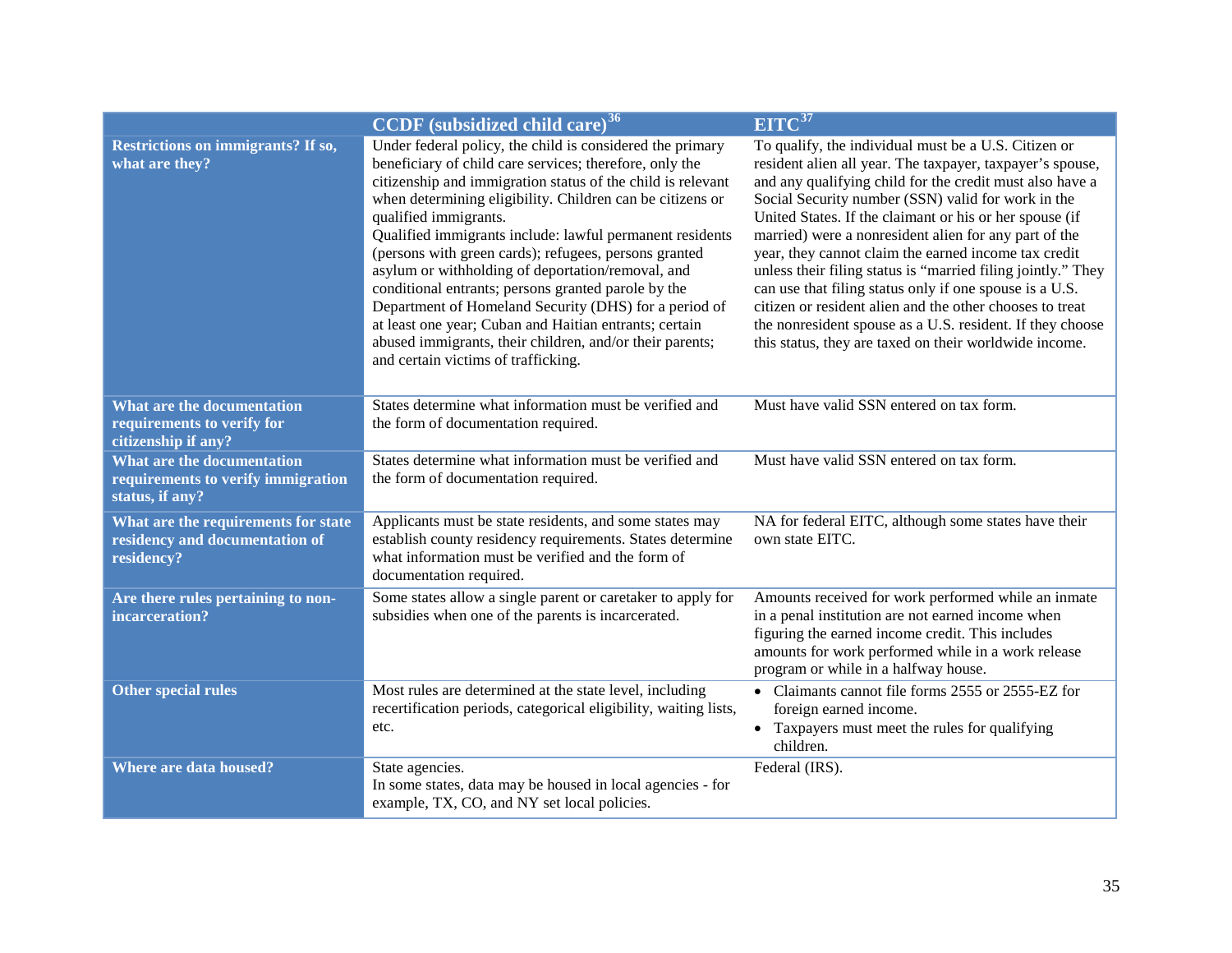| | CCDF (subsidized child care)[36] | EITC[37] |
|---|---|---|
| **Restrictions on immigrants? If so, what are they?** | Under federal policy, the child is considered the primary beneficiary of child care services; therefore, only the citizenship and immigration status of the child is relevant when determining eligibility. Children can be citizens or qualified immigrants.<br>Qualified immigrants include: lawful permanent residents (persons with green cards); refugees, persons granted asylum or withholding of deportation/removal, and conditional entrants; persons granted parole by the Department of Homeland Security (DHS) for a period of at least one year; Cuban and Haitian entrants; certain abused immigrants, their children, and/or their parents; and certain victims of trafficking. | To qualify, the individual must be a U.S. Citizen or resident alien all year. The taxpayer, taxpayer's spouse, and any qualifying child for the credit must also have a Social Security number (SSN) valid for work in the United States. If the claimant or his or her spouse (if married) were a nonresident alien for any part of the year, they cannot claim the earned income tax credit unless their filing status is "married filing jointly." They can use that filing status only if one spouse is a U.S. citizen or resident alien and the other chooses to treat the nonresident spouse as a U.S. resident. If they choose this status, they are taxed on their worldwide income. |
| **What are the documentation requirements to verify for citizenship if any?** | States determine what information must be verified and the form of documentation required. | Must have valid SSN entered on tax form. |
| **What are the documentation requirements to verify immigration status, if any?** | States determine what information must be verified and the form of documentation required. | Must have valid SSN entered on tax form. |
| **What are the requirements for state residency and documentation of residency?** | Applicants must be state residents, and some states may establish county residency requirements. States determine what information must be verified and the form of documentation required. | NA for federal EITC, although some states have their own state EITC. |
| **Are there rules pertaining to non-incarceration?** | Some states allow a single parent or caretaker to apply for subsidies when one of the parents is incarcerated. | Amounts received for work performed while an inmate in a penal institution are not earned income when figuring the earned income credit. This includes amounts for work performed while in a work release program or while in a halfway house. |
| **Other special rules** | Most rules are determined at the state level, including recertification periods, categorical eligibility, waiting lists, etc. | • Claimants cannot file forms 2555 or 2555-EZ for foreign earned income.<br>• Taxpayers must meet the rules for qualifying children. |
| **Where are data housed?** | State agencies.<br>In some states, data may be housed in local agencies - for example, TX, CO, and NY set local policies. | Federal (IRS). |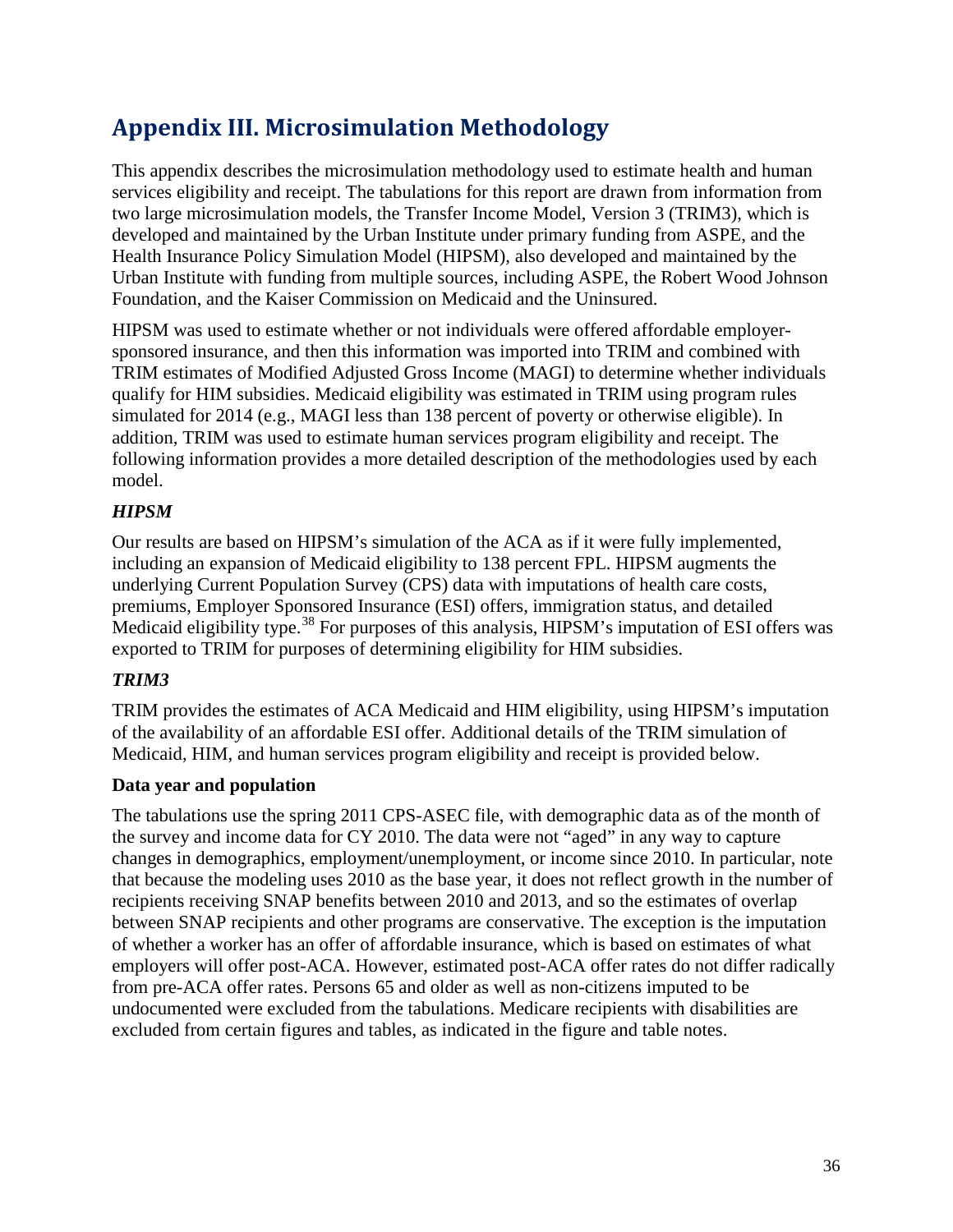# Appendix III. Microsimulation Methodology

This appendix describes the microsimulation methodology used to estimate health and human services eligibility and receipt. The tabulations for this report are drawn from information from two large microsimulation models, the Transfer Income Model, Version 3 (TRIM3), which is developed and maintained by the Urban Institute under primary funding from ASPE, and the Health Insurance Policy Simulation Model (HIPSM), also developed and maintained by the Urban Institute with funding from multiple sources, including ASPE, the Robert Wood Johnson Foundation, and the Kaiser Commission on Medicaid and the Uninsured.

HIPSM was used to estimate whether or not individuals were offered affordable employer-sponsored insurance, and then this information was imported into TRIM and combined with TRIM estimates of Modified Adjusted Gross Income (MAGI) to determine whether individuals qualify for HIM subsidies. Medicaid eligibility was estimated in TRIM using program rules simulated for 2014 (e.g., MAGI less than 138 percent of poverty or otherwise eligible). In addition, TRIM was used to estimate human services program eligibility and receipt. The following information provides a more detailed description of the methodologies used by each model.

### *HIPSM*

Our results are based on HIPSM's simulation of the ACA as if it were fully implemented, including an expansion of Medicaid eligibility to 138 percent FPL. HIPSM augments the underlying Current Population Survey (CPS) data with imputations of health care costs, premiums, Employer Sponsored Insurance (ESI) offers, immigration status, and detailed Medicaid eligibility type.[38] For purposes of this analysis, HIPSM's imputation of ESI offers was exported to TRIM for purposes of determining eligibility for HIM subsidies.

### *TRIM3*

TRIM provides the estimates of ACA Medicaid and HIM eligibility, using HIPSM's imputation of the availability of an affordable ESI offer. Additional details of the TRIM simulation of Medicaid, HIM, and human services program eligibility and receipt is provided below.

#### Data year and population

The tabulations use the spring 2011 CPS-ASEC file, with demographic data as of the month of the survey and income data for CY 2010. The data were not "aged" in any way to capture changes in demographics, employment/unemployment, or income since 2010. In particular, note that because the modeling uses 2010 as the base year, it does not reflect growth in the number of recipients receiving SNAP benefits between 2010 and 2013, and so the estimates of overlap between SNAP recipients and other programs are conservative. The exception is the imputation of whether a worker has an offer of affordable insurance, which is based on estimates of what employers will offer post-ACA. However, estimated post-ACA offer rates do not differ radically from pre-ACA offer rates. Persons 65 and older as well as non-citizens imputed to be undocumented were excluded from the tabulations. Medicare recipients with disabilities are excluded from certain figures and tables, as indicated in the figure and table notes.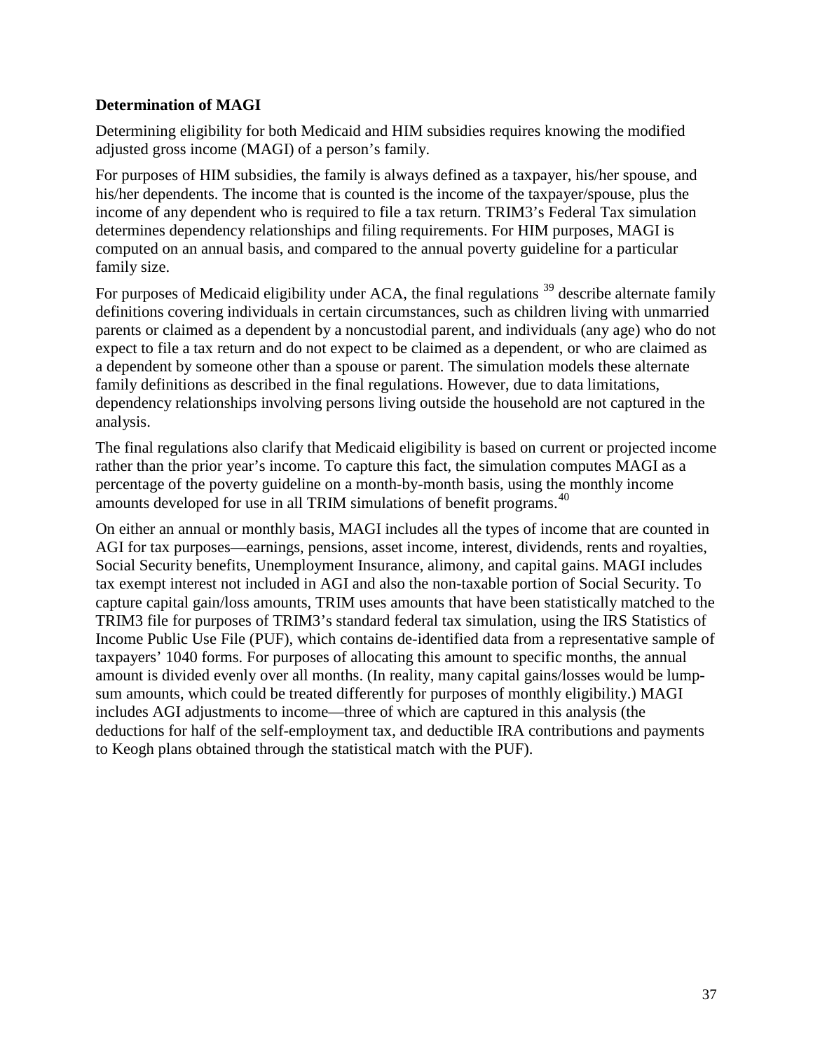**Determination of MAGI**

Determining eligibility for both Medicaid and HIM subsidies requires knowing the modified adjusted gross income (MAGI) of a person's family.

For purposes of HIM subsidies, the family is always defined as a taxpayer, his/her spouse, and his/her dependents. The income that is counted is the income of the taxpayer/spouse, plus the income of any dependent who is required to file a tax return. TRIM3's Federal Tax simulation determines dependency relationships and filing requirements. For HIM purposes, MAGI is computed on an annual basis, and compared to the annual poverty guideline for a particular family size.

For purposes of Medicaid eligibility under ACA, the final regulations [39] describe alternate family definitions covering individuals in certain circumstances, such as children living with unmarried parents or claimed as a dependent by a noncustodial parent, and individuals (any age) who do not expect to file a tax return and do not expect to be claimed as a dependent, or who are claimed as a dependent by someone other than a spouse or parent. The simulation models these alternate family definitions as described in the final regulations. However, due to data limitations, dependency relationships involving persons living outside the household are not captured in the analysis.

The final regulations also clarify that Medicaid eligibility is based on current or projected income rather than the prior year's income. To capture this fact, the simulation computes MAGI as a percentage of the poverty guideline on a month-by-month basis, using the monthly income amounts developed for use in all TRIM simulations of benefit programs.[40]

On either an annual or monthly basis, MAGI includes all the types of income that are counted in AGI for tax purposes—earnings, pensions, asset income, interest, dividends, rents and royalties, Social Security benefits, Unemployment Insurance, alimony, and capital gains. MAGI includes tax exempt interest not included in AGI and also the non-taxable portion of Social Security. To capture capital gain/loss amounts, TRIM uses amounts that have been statistically matched to the TRIM3 file for purposes of TRIM3's standard federal tax simulation, using the IRS Statistics of Income Public Use File (PUF), which contains de-identified data from a representative sample of taxpayers' 1040 forms. For purposes of allocating this amount to specific months, the annual amount is divided evenly over all months. (In reality, many capital gains/losses would be lump-sum amounts, which could be treated differently for purposes of monthly eligibility.) MAGI includes AGI adjustments to income—three of which are captured in this analysis (the deductions for half of the self-employment tax, and deductible IRA contributions and payments to Keogh plans obtained through the statistical match with the PUF).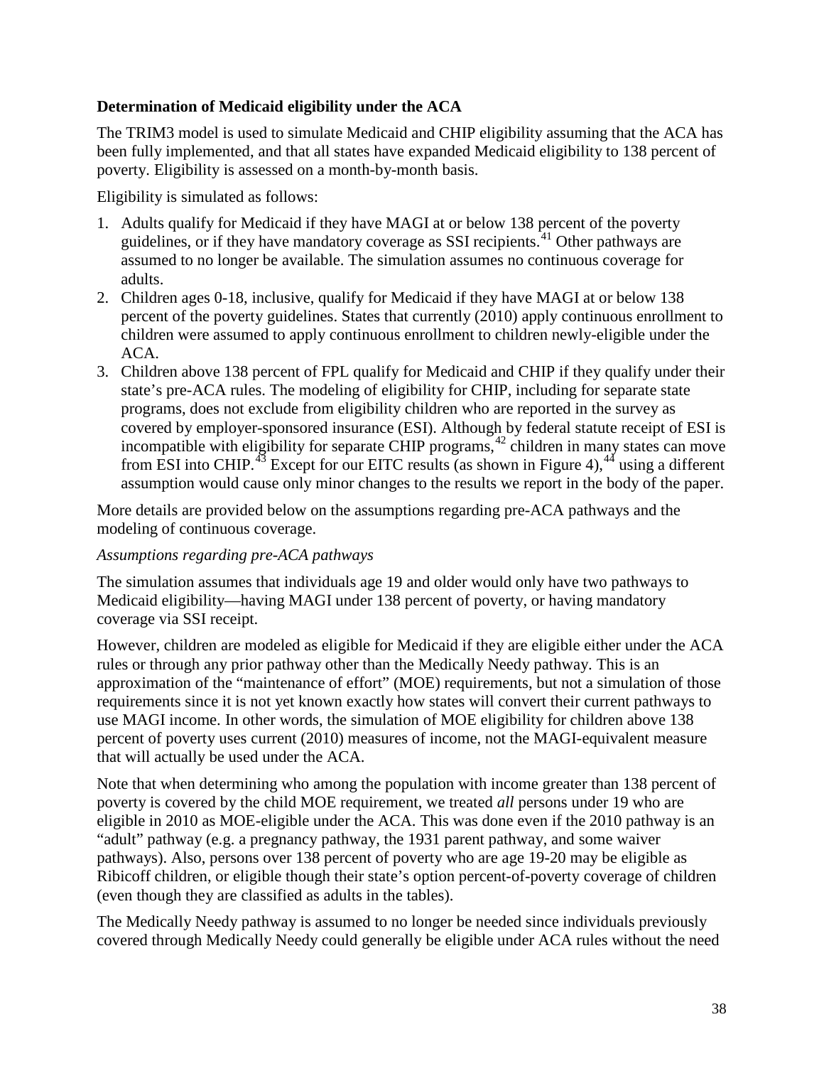**Determination of Medicaid eligibility under the ACA**

The TRIM3 model is used to simulate Medicaid and CHIP eligibility assuming that the ACA has been fully implemented, and that all states have expanded Medicaid eligibility to 138 percent of poverty. Eligibility is assessed on a month-by-month basis.

Eligibility is simulated as follows:

1. Adults qualify for Medicaid if they have MAGI at or below 138 percent of the poverty guidelines, or if they have mandatory coverage as SSI recipients.[41] Other pathways are assumed to no longer be available. The simulation assumes no continuous coverage for adults.
2. Children ages 0-18, inclusive, qualify for Medicaid if they have MAGI at or below 138 percent of the poverty guidelines. States that currently (2010) apply continuous enrollment to children were assumed to apply continuous enrollment to children newly-eligible under the ACA.
3. Children above 138 percent of FPL qualify for Medicaid and CHIP if they qualify under their state's pre-ACA rules. The modeling of eligibility for CHIP, including for separate state programs, does not exclude from eligibility children who are reported in the survey as covered by employer-sponsored insurance (ESI). Although by federal statute receipt of ESI is incompatible with eligibility for separate CHIP programs,[42] children in many states can move from ESI into CHIP.[43] Except for our EITC results (as shown in Figure 4),[44] using a different assumption would cause only minor changes to the results we report in the body of the paper.

More details are provided below on the assumptions regarding pre-ACA pathways and the modeling of continuous coverage.

*Assumptions regarding pre-ACA pathways*

The simulation assumes that individuals age 19 and older would only have two pathways to Medicaid eligibility—having MAGI under 138 percent of poverty, or having mandatory coverage via SSI receipt.

However, children are modeled as eligible for Medicaid if they are eligible either under the ACA rules or through any prior pathway other than the Medically Needy pathway. This is an approximation of the "maintenance of effort" (MOE) requirements, but not a simulation of those requirements since it is not yet known exactly how states will convert their current pathways to use MAGI income. In other words, the simulation of MOE eligibility for children above 138 percent of poverty uses current (2010) measures of income, not the MAGI-equivalent measure that will actually be used under the ACA.

Note that when determining who among the population with income greater than 138 percent of poverty is covered by the child MOE requirement, we treated *all* persons under 19 who are eligible in 2010 as MOE-eligible under the ACA. This was done even if the 2010 pathway is an "adult" pathway (e.g. a pregnancy pathway, the 1931 parent pathway, and some waiver pathways). Also, persons over 138 percent of poverty who are age 19-20 may be eligible as Ribicoff children, or eligible though their state's option percent-of-poverty coverage of children (even though they are classified as adults in the tables).

The Medically Needy pathway is assumed to no longer be needed since individuals previously covered through Medically Needy could generally be eligible under ACA rules without the need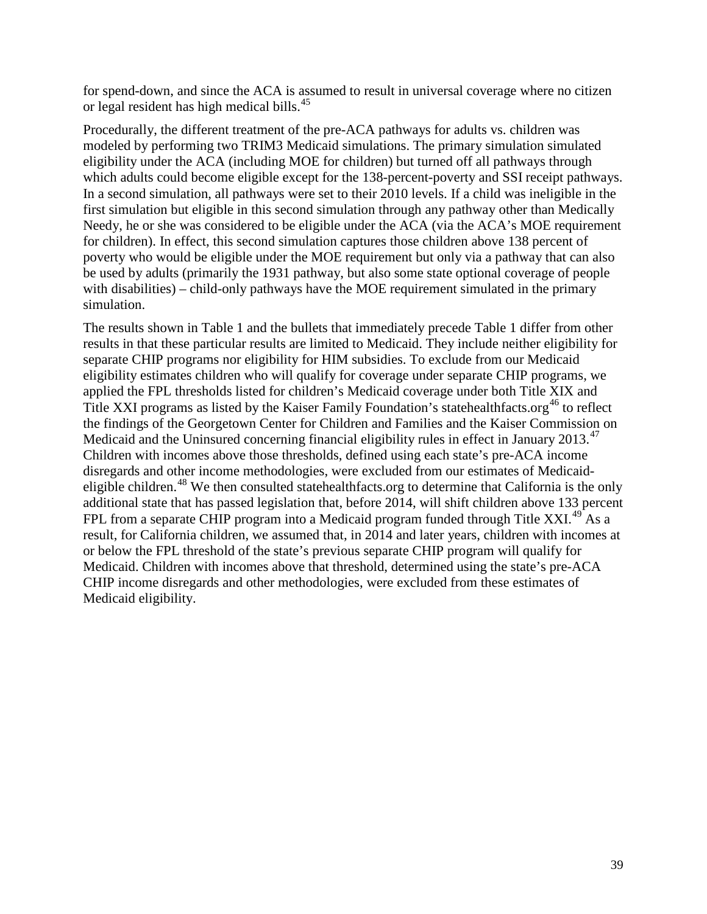for spend-down, and since the ACA is assumed to result in universal coverage where no citizen or legal resident has high medical bills.[45]

Procedurally, the different treatment of the pre-ACA pathways for adults vs. children was modeled by performing two TRIM3 Medicaid simulations. The primary simulation simulated eligibility under the ACA (including MOE for children) but turned off all pathways through which adults could become eligible except for the 138-percent-poverty and SSI receipt pathways. In a second simulation, all pathways were set to their 2010 levels. If a child was ineligible in the first simulation but eligible in this second simulation through any pathway other than Medically Needy, he or she was considered to be eligible under the ACA (via the ACA's MOE requirement for children). In effect, this second simulation captures those children above 138 percent of poverty who would be eligible under the MOE requirement but only via a pathway that can also be used by adults (primarily the 1931 pathway, but also some state optional coverage of people with disabilities) – child-only pathways have the MOE requirement simulated in the primary simulation.

The results shown in Table 1 and the bullets that immediately precede Table 1 differ from other results in that these particular results are limited to Medicaid. They include neither eligibility for separate CHIP programs nor eligibility for HIM subsidies. To exclude from our Medicaid eligibility estimates children who will qualify for coverage under separate CHIP programs, we applied the FPL thresholds listed for children's Medicaid coverage under both Title XIX and Title XXI programs as listed by the Kaiser Family Foundation's statehealthfacts.org[46] to reflect the findings of the Georgetown Center for Children and Families and the Kaiser Commission on Medicaid and the Uninsured concerning financial eligibility rules in effect in January 2013.[47] Children with incomes above those thresholds, defined using each state's pre-ACA income disregards and other income methodologies, were excluded from our estimates of Medicaid-eligible children.[48] We then consulted statehealthfacts.org to determine that California is the only additional state that has passed legislation that, before 2014, will shift children above 133 percent FPL from a separate CHIP program into a Medicaid program funded through Title XXI.[49] As a result, for California children, we assumed that, in 2014 and later years, children with incomes at or below the FPL threshold of the state's previous separate CHIP program will qualify for Medicaid. Children with incomes above that threshold, determined using the state's pre-ACA CHIP income disregards and other methodologies, were excluded from these estimates of Medicaid eligibility.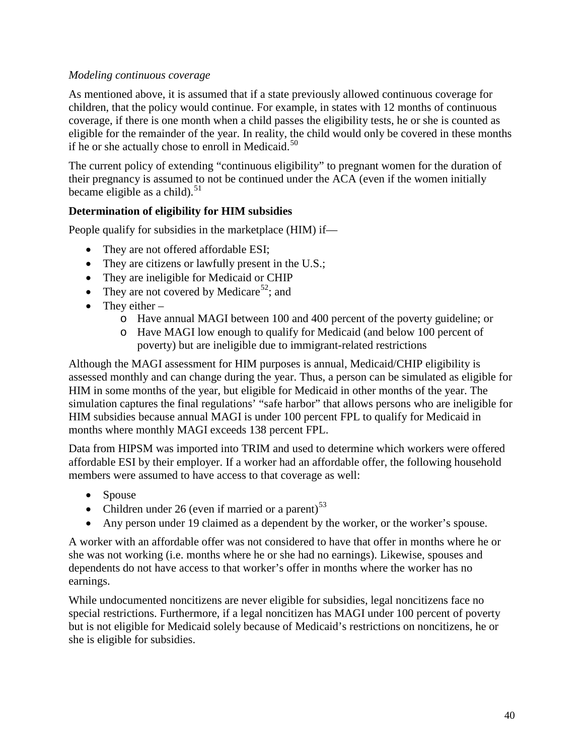*Modeling continuous coverage*

As mentioned above, it is assumed that if a state previously allowed continuous coverage for children, that the policy would continue. For example, in states with 12 months of continuous coverage, if there is one month when a child passes the eligibility tests, he or she is counted as eligible for the remainder of the year. In reality, the child would only be covered in these months if he or she actually chose to enroll in Medicaid.[50]

The current policy of extending "continuous eligibility" to pregnant women for the duration of their pregnancy is assumed to not be continued under the ACA (even if the women initially became eligible as a child).[51]

**Determination of eligibility for HIM subsidies**

People qualify for subsidies in the marketplace (HIM) if—

- They are not offered affordable ESI;
- They are citizens or lawfully present in the U.S.;
- They are ineligible for Medicaid or CHIP
- They are not covered by Medicare[52]; and
- They either –
  - Have annual MAGI between 100 and 400 percent of the poverty guideline; or
  - Have MAGI low enough to qualify for Medicaid (and below 100 percent of poverty) but are ineligible due to immigrant-related restrictions

Although the MAGI assessment for HIM purposes is annual, Medicaid/CHIP eligibility is assessed monthly and can change during the year. Thus, a person can be simulated as eligible for HIM in some months of the year, but eligible for Medicaid in other months of the year. The simulation captures the final regulations' "safe harbor" that allows persons who are ineligible for HIM subsidies because annual MAGI is under 100 percent FPL to qualify for Medicaid in months where monthly MAGI exceeds 138 percent FPL.

Data from HIPSM was imported into TRIM and used to determine which workers were offered affordable ESI by their employer. If a worker had an affordable offer, the following household members were assumed to have access to that coverage as well:

- Spouse
- Children under 26 (even if married or a parent)[53]
- Any person under 19 claimed as a dependent by the worker, or the worker's spouse.

A worker with an affordable offer was not considered to have that offer in months where he or she was not working (i.e. months where he or she had no earnings). Likewise, spouses and dependents do not have access to that worker's offer in months where the worker has no earnings.

While undocumented noncitizens are never eligible for subsidies, legal noncitizens face no special restrictions. Furthermore, if a legal noncitizen has MAGI under 100 percent of poverty but is not eligible for Medicaid solely because of Medicaid's restrictions on noncitizens, he or she is eligible for subsidies.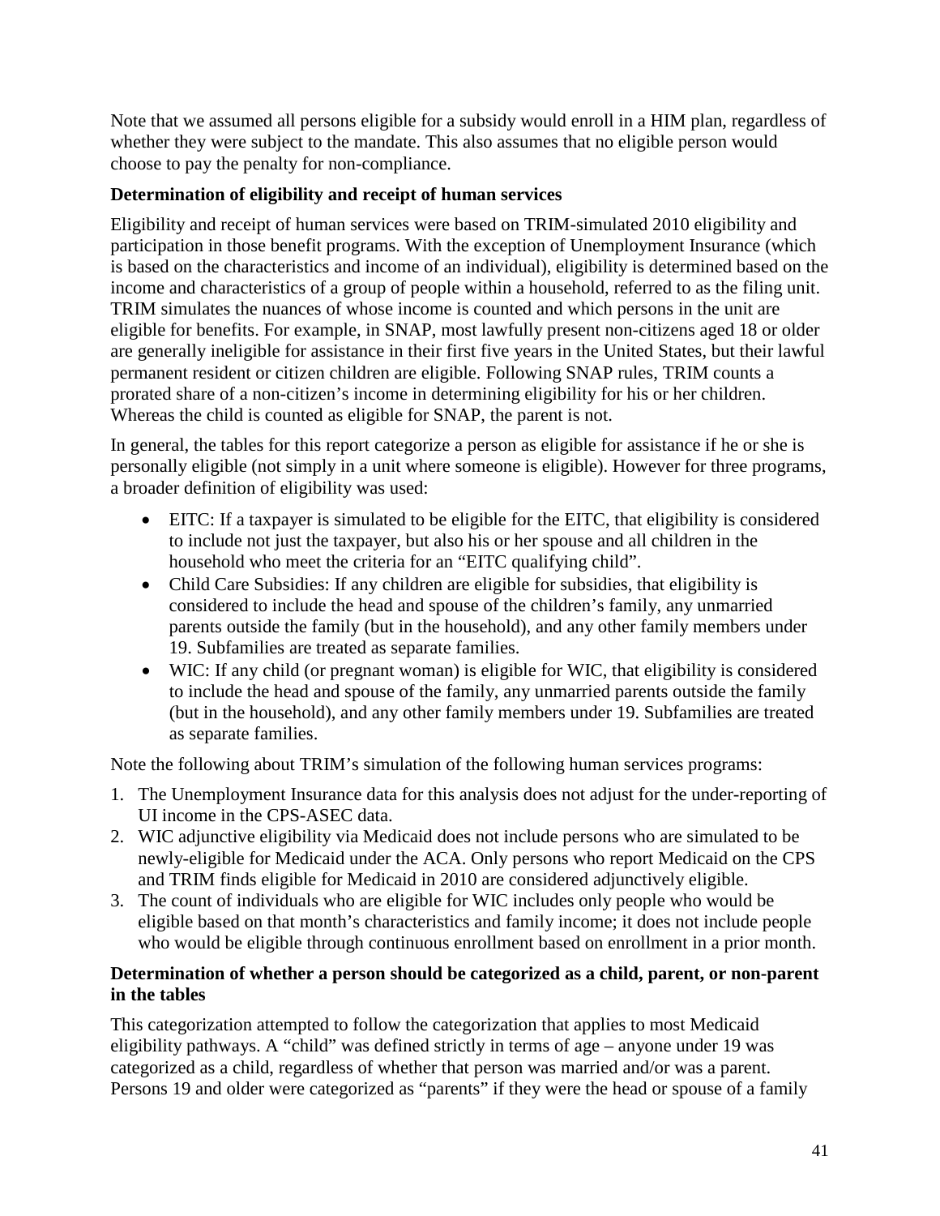Note that we assumed all persons eligible for a subsidy would enroll in a HIM plan, regardless of whether they were subject to the mandate. This also assumes that no eligible person would choose to pay the penalty for non-compliance.

**Determination of eligibility and receipt of human services**

Eligibility and receipt of human services were based on TRIM-simulated 2010 eligibility and participation in those benefit programs. With the exception of Unemployment Insurance (which is based on the characteristics and income of an individual), eligibility is determined based on the income and characteristics of a group of people within a household, referred to as the filing unit. TRIM simulates the nuances of whose income is counted and which persons in the unit are eligible for benefits. For example, in SNAP, most lawfully present non-citizens aged 18 or older are generally ineligible for assistance in their first five years in the United States, but their lawful permanent resident or citizen children are eligible. Following SNAP rules, TRIM counts a prorated share of a non-citizen's income in determining eligibility for his or her children. Whereas the child is counted as eligible for SNAP, the parent is not.

In general, the tables for this report categorize a person as eligible for assistance if he or she is personally eligible (not simply in a unit where someone is eligible). However for three programs, a broader definition of eligibility was used:

- EITC: If a taxpayer is simulated to be eligible for the EITC, that eligibility is considered to include not just the taxpayer, but also his or her spouse and all children in the household who meet the criteria for an "EITC qualifying child".
- Child Care Subsidies: If any children are eligible for subsidies, that eligibility is considered to include the head and spouse of the children's family, any unmarried parents outside the family (but in the household), and any other family members under 19. Subfamilies are treated as separate families.
- WIC: If any child (or pregnant woman) is eligible for WIC, that eligibility is considered to include the head and spouse of the family, any unmarried parents outside the family (but in the household), and any other family members under 19. Subfamilies are treated as separate families.

Note the following about TRIM's simulation of the following human services programs:

1. The Unemployment Insurance data for this analysis does not adjust for the under-reporting of UI income in the CPS-ASEC data.
2. WIC adjunctive eligibility via Medicaid does not include persons who are simulated to be newly-eligible for Medicaid under the ACA. Only persons who report Medicaid on the CPS and TRIM finds eligible for Medicaid in 2010 are considered adjunctively eligible.
3. The count of individuals who are eligible for WIC includes only people who would be eligible based on that month's characteristics and family income; it does not include people who would be eligible through continuous enrollment based on enrollment in a prior month.

**Determination of whether a person should be categorized as a child, parent, or non-parent in the tables**

This categorization attempted to follow the categorization that applies to most Medicaid eligibility pathways. A "child" was defined strictly in terms of age – anyone under 19 was categorized as a child, regardless of whether that person was married and/or was a parent. Persons 19 and older were categorized as "parents" if they were the head or spouse of a family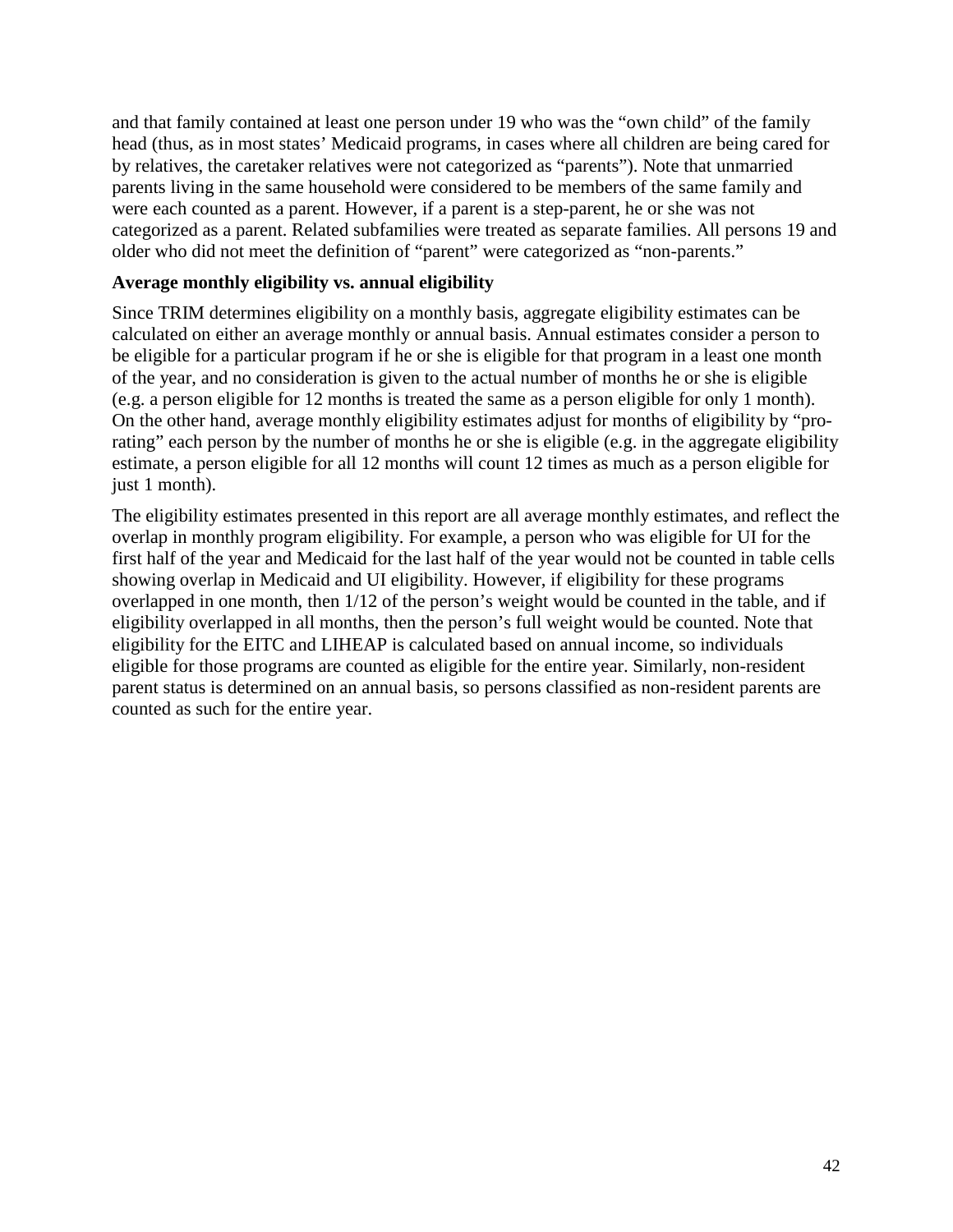and that family contained at least one person under 19 who was the "own child" of the family head (thus, as in most states' Medicaid programs, in cases where all children are being cared for by relatives, the caretaker relatives were not categorized as "parents"). Note that unmarried parents living in the same household were considered to be members of the same family and were each counted as a parent. However, if a parent is a step-parent, he or she was not categorized as a parent. Related subfamilies were treated as separate families. All persons 19 and older who did not meet the definition of "parent" were categorized as "non-parents."

**Average monthly eligibility vs. annual eligibility**

Since TRIM determines eligibility on a monthly basis, aggregate eligibility estimates can be calculated on either an average monthly or annual basis. Annual estimates consider a person to be eligible for a particular program if he or she is eligible for that program in a least one month of the year, and no consideration is given to the actual number of months he or she is eligible (e.g. a person eligible for 12 months is treated the same as a person eligible for only 1 month). On the other hand, average monthly eligibility estimates adjust for months of eligibility by "pro-rating" each person by the number of months he or she is eligible (e.g. in the aggregate eligibility estimate, a person eligible for all 12 months will count 12 times as much as a person eligible for just 1 month).

The eligibility estimates presented in this report are all average monthly estimates, and reflect the overlap in monthly program eligibility. For example, a person who was eligible for UI for the first half of the year and Medicaid for the last half of the year would not be counted in table cells showing overlap in Medicaid and UI eligibility. However, if eligibility for these programs overlapped in one month, then 1/12 of the person's weight would be counted in the table, and if eligibility overlapped in all months, then the person's full weight would be counted. Note that eligibility for the EITC and LIHEAP is calculated based on annual income, so individuals eligible for those programs are counted as eligible for the entire year. Similarly, non-resident parent status is determined on an annual basis, so persons classified as non-resident parents are counted as such for the entire year.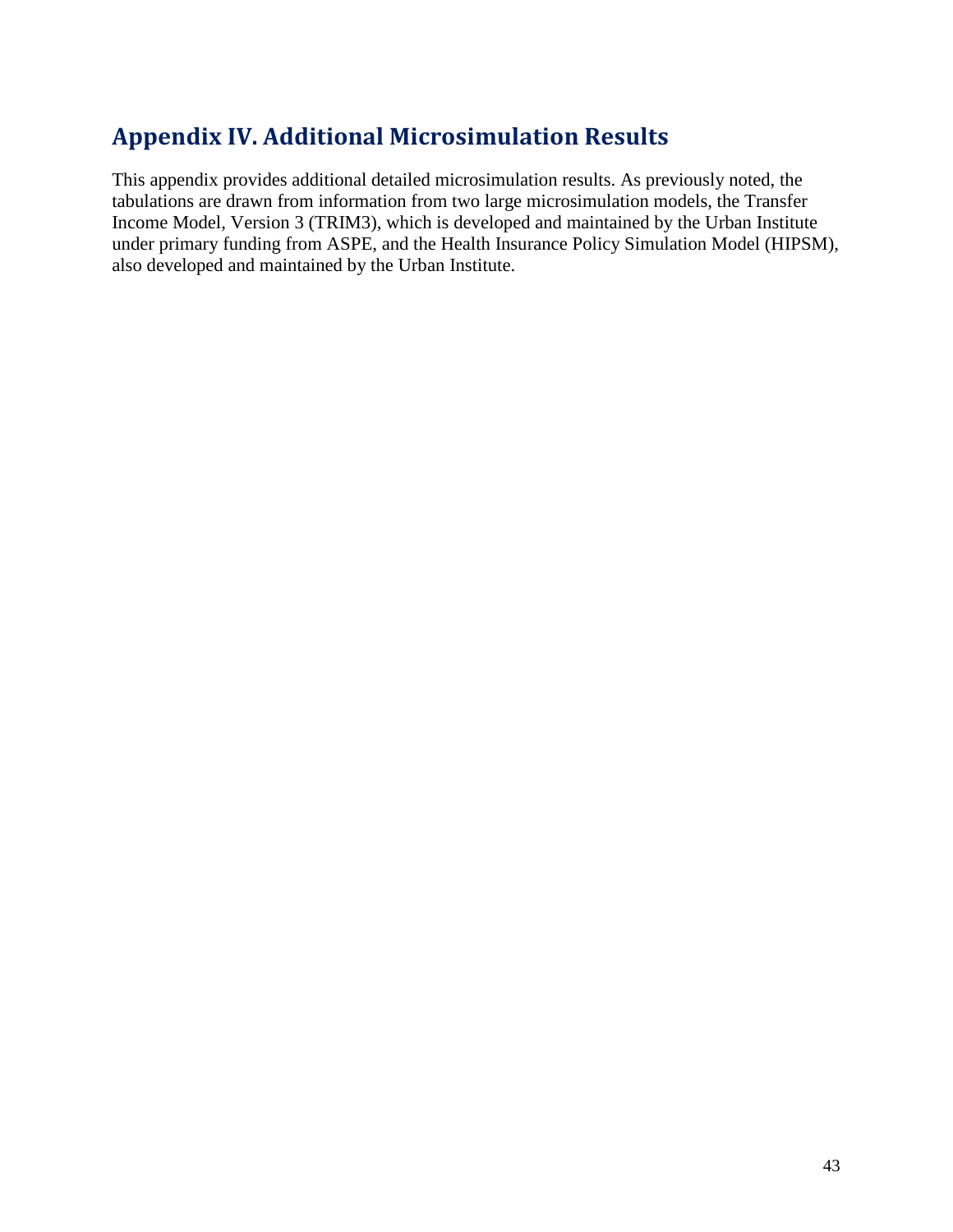## Appendix IV. Additional Microsimulation Results

This appendix provides additional detailed microsimulation results. As previously noted, the tabulations are drawn from information from two large microsimulation models, the Transfer Income Model, Version 3 (TRIM3), which is developed and maintained by the Urban Institute under primary funding from ASPE, and the Health Insurance Policy Simulation Model (HIPSM), also developed and maintained by the Urban Institute.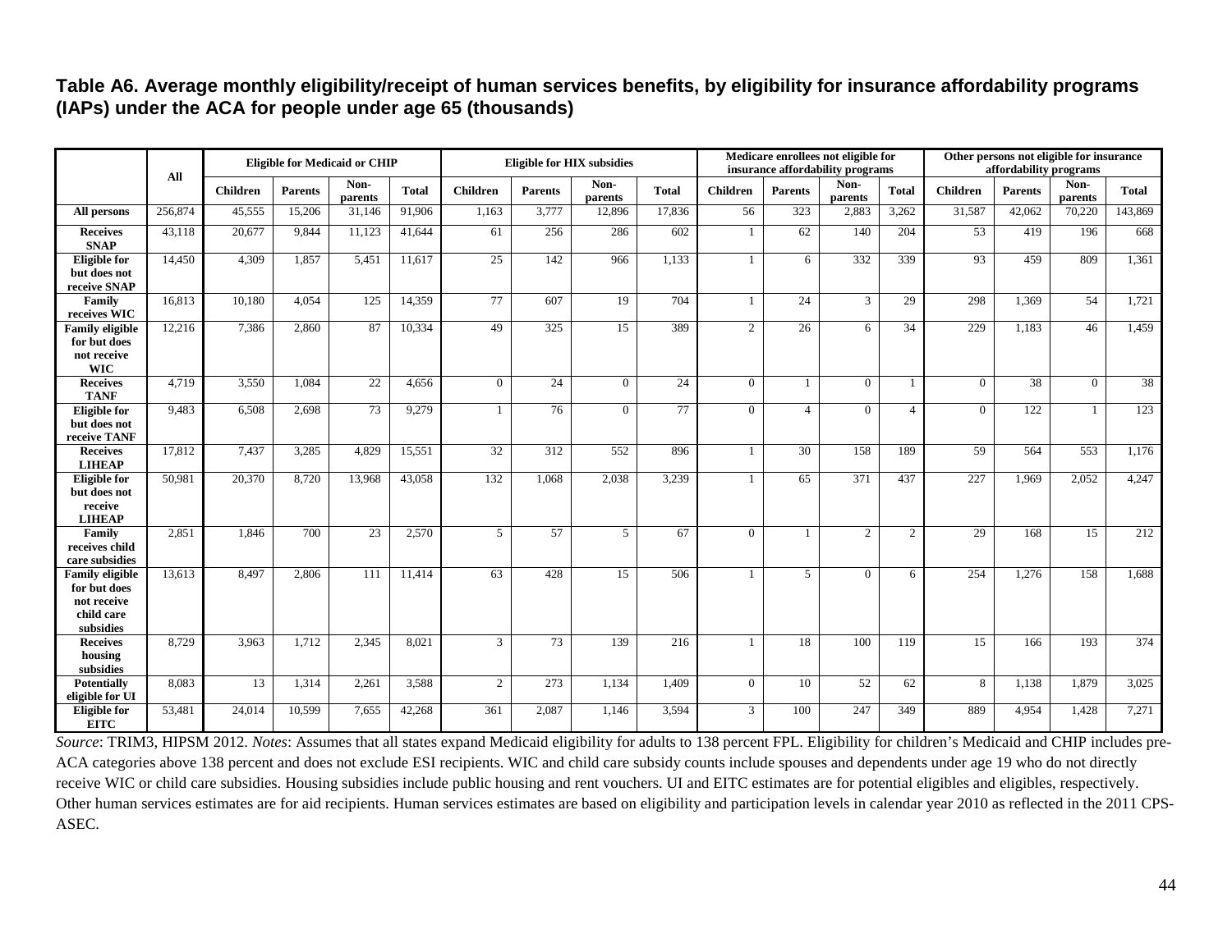**Table A6. Average monthly eligibility/receipt of human services benefits, by eligibility for insurance affordability programs (IAPs) under the ACA for people under age 65 (thousands)**

| | All | Eligible for Medicaid or CHIP | | | | Eligible for HIX subsidies | | | | Medicare enrollees not eligible for insurance affordability programs | | | | Other persons not eligible for insurance affordability programs | | | |
|---|---|---|---|---|---|---|---|---|---|---|---|---|---|---|---|---|---|
| | | Children | Parents | Non-parents | Total | Children | Parents | Non-parents | Total | Children | Parents | Non-parents | Total | Children | Parents | Non-parents | Total |
| **All persons** | 256,874 | 45,555 | 15,206 | 31,146 | 91,906 | 1,163 | 3,777 | 12,896 | 17,836 | 56 | 323 | 2,883 | 3,262 | 31,587 | 42,062 | 70,220 | 143,869 |
| **Receives SNAP** | 43,118 | 20,677 | 9,844 | 11,123 | 41,644 | 61 | 256 | 286 | 602 | 1 | 62 | 140 | 204 | 53 | 419 | 196 | 668 |
| **Eligible for but does not receive SNAP** | 14,450 | 4,309 | 1,857 | 5,451 | 11,617 | 25 | 142 | 966 | 1,133 | 1 | 6 | 332 | 339 | 93 | 459 | 809 | 1,361 |
| **Family receives WIC** | 16,813 | 10,180 | 4,054 | 125 | 14,359 | 77 | 607 | 19 | 704 | 1 | 24 | 3 | 29 | 298 | 1,369 | 54 | 1,721 |
| **Family eligible for but does not receive WIC** | 12,216 | 7,386 | 2,860 | 87 | 10,334 | 49 | 325 | 15 | 389 | 2 | 26 | 6 | 34 | 229 | 1,183 | 46 | 1,459 |
| **Receives TANF** | 4,719 | 3,550 | 1,084 | 22 | 4,656 | 0 | 24 | 0 | 24 | 0 | 1 | 0 | 1 | 0 | 38 | 0 | 38 |
| **Eligible for but does not receive TANF** | 9,483 | 6,508 | 2,698 | 73 | 9,279 | 1 | 76 | 0 | 77 | 0 | 4 | 0 | 4 | 0 | 122 | 1 | 123 |
| **Receives LIHEAP** | 17,812 | 7,437 | 3,285 | 4,829 | 15,551 | 32 | 312 | 552 | 896 | 1 | 30 | 158 | 189 | 59 | 564 | 553 | 1,176 |
| **Eligible for but does not receive LIHEAP** | 50,981 | 20,370 | 8,720 | 13,968 | 43,058 | 132 | 1,068 | 2,038 | 3,239 | 1 | 65 | 371 | 437 | 227 | 1,969 | 2,052 | 4,247 |
| **Family receives child care subsidies** | 2,851 | 1,846 | 700 | 23 | 2,570 | 5 | 57 | 5 | 67 | 0 | 1 | 2 | 2 | 29 | 168 | 15 | 212 |
| **Family eligible for but does not receive child care subsidies** | 13,613 | 8,497 | 2,806 | 111 | 11,414 | 63 | 428 | 15 | 506 | 1 | 5 | 0 | 6 | 254 | 1,276 | 158 | 1,688 |
| **Receives housing subsidies** | 8,729 | 3,963 | 1,712 | 2,345 | 8,021 | 3 | 73 | 139 | 216 | 1 | 18 | 100 | 119 | 15 | 166 | 193 | 374 |
| **Potentially eligible for UI** | 8,083 | 13 | 1,314 | 2,261 | 3,588 | 2 | 273 | 1,134 | 1,409 | 0 | 10 | 52 | 62 | 8 | 1,138 | 1,879 | 3,025 |
| **Eligible for EITC** | 53,481 | 24,014 | 10,599 | 7,655 | 42,268 | 361 | 2,087 | 1,146 | 3,594 | 3 | 100 | 247 | 349 | 889 | 4,954 | 1,428 | 7,271 |

*Source*: TRIM3, HIPSM 2012. *Notes*: Assumes that all states expand Medicaid eligibility for adults to 138 percent FPL. Eligibility for children's Medicaid and CHIP includes pre-ACA categories above 138 percent and does not exclude ESI recipients. WIC and child care subsidy counts include spouses and dependents under age 19 who do not directly receive WIC or child care subsidies. Housing subsidies include public housing and rent vouchers. UI and EITC estimates are for potential eligibles and eligibles, respectively. Other human services estimates are for aid recipients. Human services estimates are based on eligibility and participation levels in calendar year 2010 as reflected in the 2011 CPS-ASEC.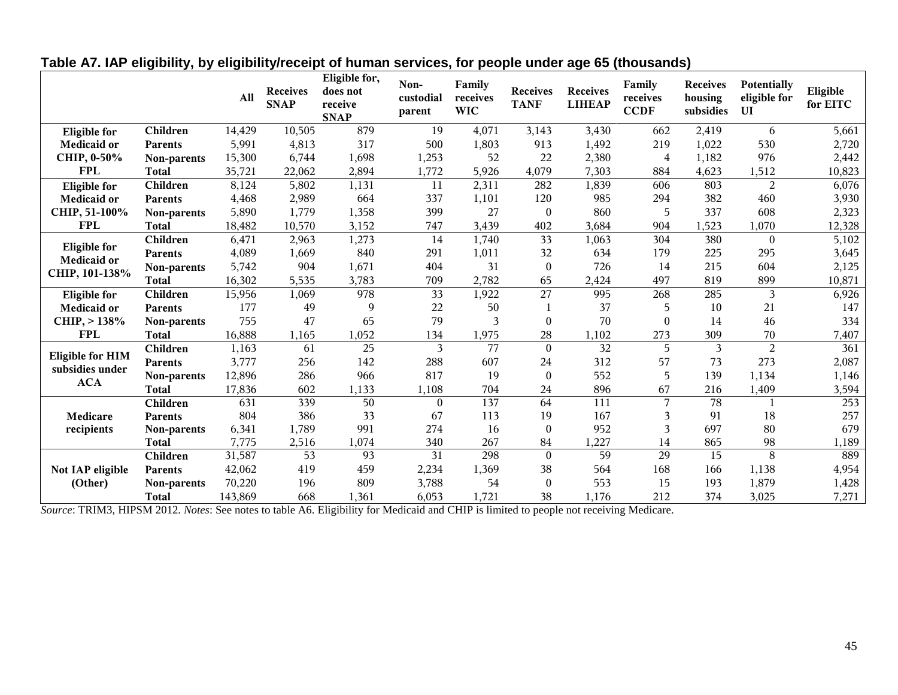## Table A7. IAP eligibility, by eligibility/receipt of human services, for people under age 65 (thousands)

| | | All | Receives SNAP | Eligible for, does not receive SNAP | Non-custodial parent | Family receives WIC | Receives TANF | Receives LIHEAP | Family receives CCDF | Receives housing subsidies | Potentially eligible for UI | Eligible for EITC |
|---|---|---|---|---|---|---|---|---|---|---|---|---|
| **Eligible for Medicaid or CHIP, 0-50% FPL** | **Children** | 14,429 | 10,505 | 879 | 19 | 4,071 | 3,143 | 3,430 | 662 | 2,419 | 6 | 5,661 |
| | **Parents** | 5,991 | 4,813 | 317 | 500 | 1,803 | 913 | 1,492 | 219 | 1,022 | 530 | 2,720 |
| | **Non-parents** | 15,300 | 6,744 | 1,698 | 1,253 | 52 | 22 | 2,380 | 4 | 1,182 | 976 | 2,442 |
| | **Total** | 35,721 | 22,062 | 2,894 | 1,772 | 5,926 | 4,079 | 7,303 | 884 | 4,623 | 1,512 | 10,823 |
| **Eligible for Medicaid or CHIP, 51-100% FPL** | **Children** | 8,124 | 5,802 | 1,131 | 11 | 2,311 | 282 | 1,839 | 606 | 803 | 2 | 6,076 |
| | **Parents** | 4,468 | 2,989 | 664 | 337 | 1,101 | 120 | 985 | 294 | 382 | 460 | 3,930 |
| | **Non-parents** | 5,890 | 1,779 | 1,358 | 399 | 27 | 0 | 860 | 5 | 337 | 608 | 2,323 |
| | **Total** | 18,482 | 10,570 | 3,152 | 747 | 3,439 | 402 | 3,684 | 904 | 1,523 | 1,070 | 12,328 |
| **Eligible for Medicaid or CHIP, 101-138%** | **Children** | 6,471 | 2,963 | 1,273 | 14 | 1,740 | 33 | 1,063 | 304 | 380 | 0 | 5,102 |
| | **Parents** | 4,089 | 1,669 | 840 | 291 | 1,011 | 32 | 634 | 179 | 225 | 295 | 3,645 |
| | **Non-parents** | 5,742 | 904 | 1,671 | 404 | 31 | 0 | 726 | 14 | 215 | 604 | 2,125 |
| | **Total** | 16,302 | 5,535 | 3,783 | 709 | 2,782 | 65 | 2,424 | 497 | 819 | 899 | 10,871 |
| **Eligible for Medicaid or CHIP, > 138% FPL** | **Children** | 15,956 | 1,069 | 978 | 33 | 1,922 | 27 | 995 | 268 | 285 | 3 | 6,926 |
| | **Parents** | 177 | 49 | 9 | 22 | 50 | 1 | 37 | 5 | 10 | 21 | 147 |
| | **Non-parents** | 755 | 47 | 65 | 79 | 3 | 0 | 70 | 0 | 14 | 46 | 334 |
| | **Total** | 16,888 | 1,165 | 1,052 | 134 | 1,975 | 28 | 1,102 | 273 | 309 | 70 | 7,407 |
| **Eligible for HIM subsidies under ACA** | **Children** | 1,163 | 61 | 25 | 3 | 77 | 0 | 32 | 5 | 3 | 2 | 361 |
| | **Parents** | 3,777 | 256 | 142 | 288 | 607 | 24 | 312 | 57 | 73 | 273 | 2,087 |
| | **Non-parents** | 12,896 | 286 | 966 | 817 | 19 | 0 | 552 | 5 | 139 | 1,134 | 1,146 |
| | **Total** | 17,836 | 602 | 1,133 | 1,108 | 704 | 24 | 896 | 67 | 216 | 1,409 | 3,594 |
| **Medicare recipients** | **Children** | 631 | 339 | 50 | 0 | 137 | 64 | 111 | 7 | 78 | 1 | 253 |
| | **Parents** | 804 | 386 | 33 | 67 | 113 | 19 | 167 | 3 | 91 | 18 | 257 |
| | **Non-parents** | 6,341 | 1,789 | 991 | 274 | 16 | 0 | 952 | 3 | 697 | 80 | 679 |
| | **Total** | 7,775 | 2,516 | 1,074 | 340 | 267 | 84 | 1,227 | 14 | 865 | 98 | 1,189 |
| **Not IAP eligible (Other)** | **Children** | 31,587 | 53 | 93 | 31 | 298 | 0 | 59 | 29 | 15 | 8 | 889 |
| | **Parents** | 42,062 | 419 | 459 | 2,234 | 1,369 | 38 | 564 | 168 | 166 | 1,138 | 4,954 |
| | **Non-parents** | 70,220 | 196 | 809 | 3,788 | 54 | 0 | 553 | 15 | 193 | 1,879 | 1,428 |
| | **Total** | 143,869 | 668 | 1,361 | 6,053 | 1,721 | 38 | 1,176 | 212 | 374 | 3,025 | 7,271 |

*Source*: TRIM3, HIPSM 2012. *Notes*: See notes to table A6. Eligibility for Medicaid and CHIP is limited to people not receiving Medicare.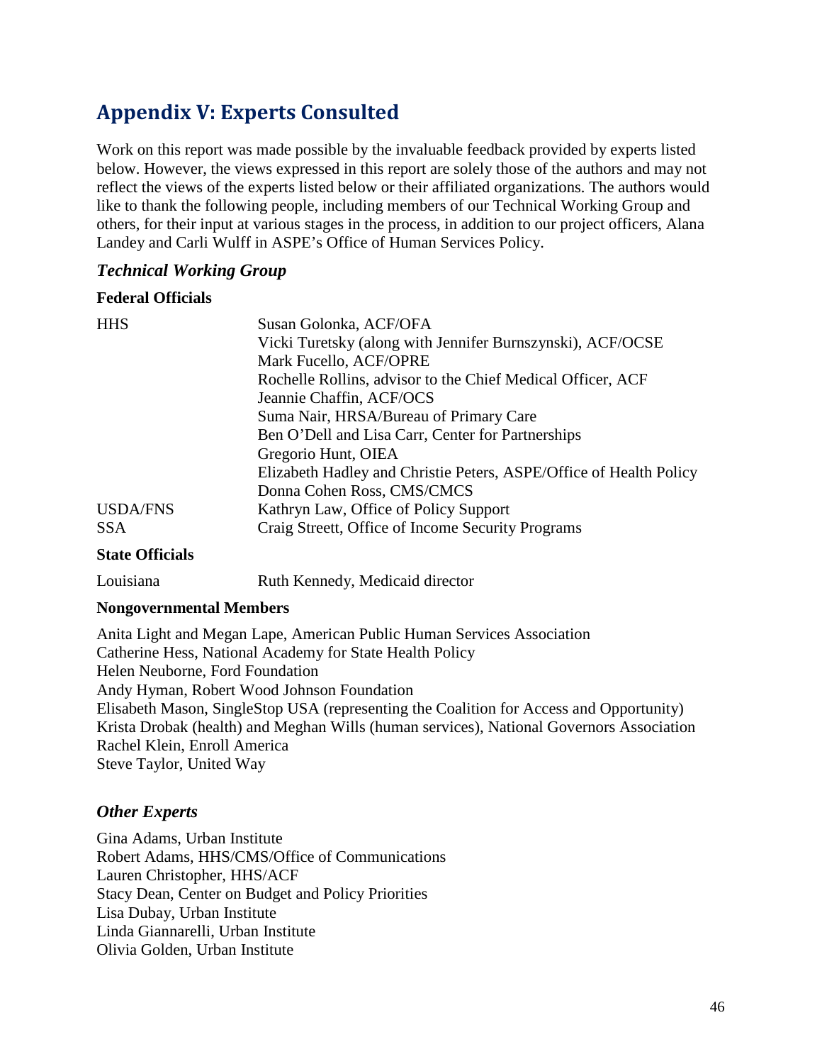## Appendix V: Experts Consulted

Work on this report was made possible by the invaluable feedback provided by experts listed below. However, the views expressed in this report are solely those of the authors and may not reflect the views of the experts listed below or their affiliated organizations. The authors would like to thank the following people, including members of our Technical Working Group and others, for their input at various stages in the process, in addition to our project officers, Alana Landey and Carli Wulff in ASPE's Office of Human Services Policy.

### *Technical Working Group*

**Federal Officials**

| | |
|---|---|
| HHS | Susan Golonka, ACF/OFA<br>Vicki Turetsky (along with Jennifer Burnszynski), ACF/OCSE<br>Mark Fucello, ACF/OPRE<br>Rochelle Rollins, advisor to the Chief Medical Officer, ACF<br>Jeannie Chaffin, ACF/OCS<br>Suma Nair, HRSA/Bureau of Primary Care<br>Ben O'Dell and Lisa Carr, Center for Partnerships<br>Gregorio Hunt, OIEA<br>Elizabeth Hadley and Christie Peters, ASPE/Office of Health Policy<br>Donna Cohen Ross, CMS/CMCS |
| USDA/FNS | Kathryn Law, Office of Policy Support |
| SSA | Craig Streett, Office of Income Security Programs |

**State Officials**

| | |
|---|---|
| Louisiana | Ruth Kennedy, Medicaid director |

**Nongovernmental Members**

Anita Light and Megan Lape, American Public Human Services Association
Catherine Hess, National Academy for State Health Policy
Helen Neuborne, Ford Foundation
Andy Hyman, Robert Wood Johnson Foundation
Elisabeth Mason, SingleStop USA (representing the Coalition for Access and Opportunity)
Krista Drobak (health) and Meghan Wills (human services), National Governors Association
Rachel Klein, Enroll America
Steve Taylor, United Way

### *Other Experts*

Gina Adams, Urban Institute
Robert Adams, HHS/CMS/Office of Communications
Lauren Christopher, HHS/ACF
Stacy Dean, Center on Budget and Policy Priorities
Lisa Dubay, Urban Institute
Linda Giannarelli, Urban Institute
Olivia Golden, Urban Institute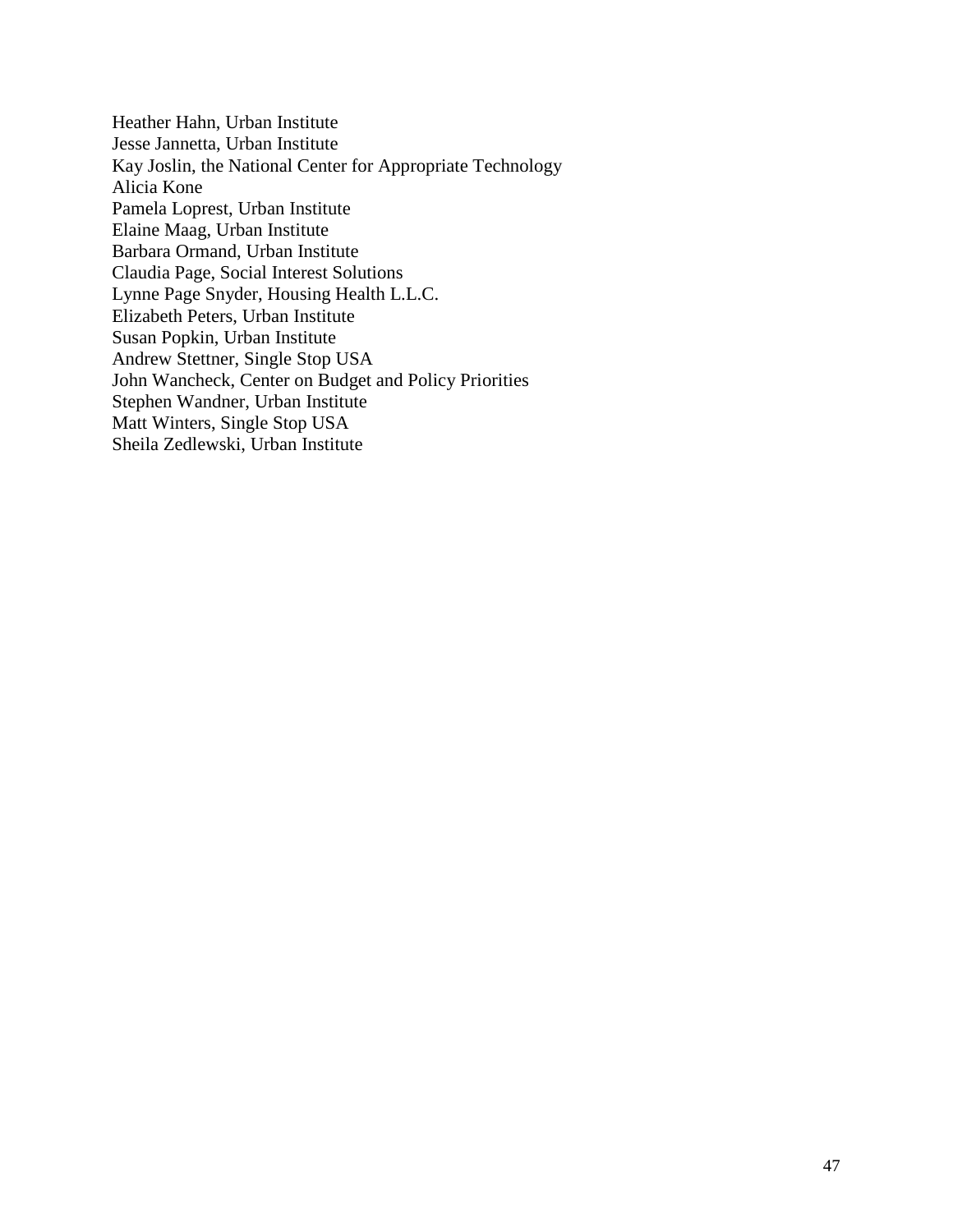Heather Hahn, Urban Institute
Jesse Jannetta, Urban Institute
Kay Joslin, the National Center for Appropriate Technology
Alicia Kone
Pamela Loprest, Urban Institute
Elaine Maag, Urban Institute
Barbara Ormand, Urban Institute
Claudia Page, Social Interest Solutions
Lynne Page Snyder, Housing Health L.L.C.
Elizabeth Peters, Urban Institute
Susan Popkin, Urban Institute
Andrew Stettner, Single Stop USA
John Wancheck, Center on Budget and Policy Priorities
Stephen Wandner, Urban Institute
Matt Winters, Single Stop USA
Sheila Zedlewski, Urban Institute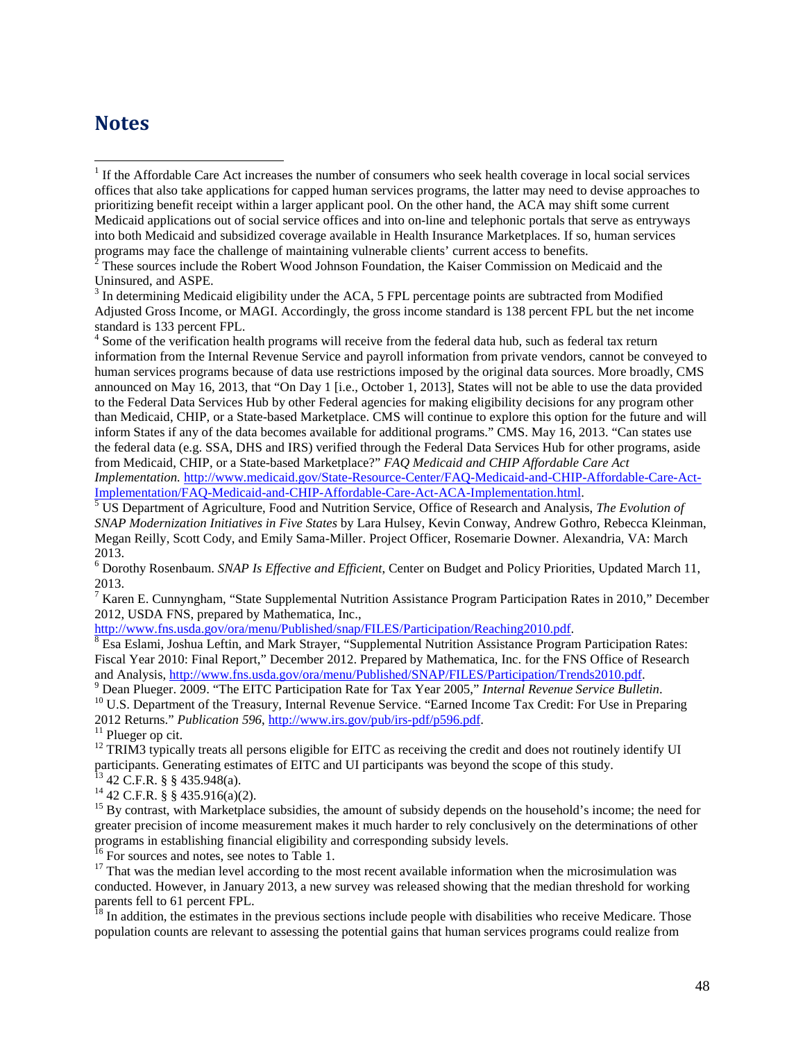# Notes

[1] If the Affordable Care Act increases the number of consumers who seek health coverage in local social services offices that also take applications for capped human services programs, the latter may need to devise approaches to prioritizing benefit receipt within a larger applicant pool. On the other hand, the ACA may shift some current Medicaid applications out of social service offices and into on-line and telephonic portals that serve as entryways into both Medicaid and subsidized coverage available in Health Insurance Marketplaces. If so, human services programs may face the challenge of maintaining vulnerable clients' current access to benefits.

[2] These sources include the Robert Wood Johnson Foundation, the Kaiser Commission on Medicaid and the Uninsured, and ASPE.

[3] In determining Medicaid eligibility under the ACA, 5 FPL percentage points are subtracted from Modified Adjusted Gross Income, or MAGI. Accordingly, the gross income standard is 138 percent FPL but the net income standard is 133 percent FPL.

[4] Some of the verification health programs will receive from the federal data hub, such as federal tax return information from the Internal Revenue Service and payroll information from private vendors, cannot be conveyed to human services programs because of data use restrictions imposed by the original data sources. More broadly, CMS announced on May 16, 2013, that "On Day 1 [i.e., October 1, 2013], States will not be able to use the data provided to the Federal Data Services Hub by other Federal agencies for making eligibility decisions for any program other than Medicaid, CHIP, or a State-based Marketplace. CMS will continue to explore this option for the future and will inform States if any of the data becomes available for additional programs." CMS. May 16, 2013. "Can states use the federal data (e.g. SSA, DHS and IRS) verified through the Federal Data Services Hub for other programs, aside from Medicaid, CHIP, or a State-based Marketplace?" *FAQ Medicaid and CHIP Affordable Care Act Implementation.* http://www.medicaid.gov/State-Resource-Center/FAQ-Medicaid-and-CHIP-Affordable-Care-Act-Implementation/FAQ-Medicaid-and-CHIP-Affordable-Care-Act-ACA-Implementation.html.

[5] US Department of Agriculture, Food and Nutrition Service, Office of Research and Analysis, *The Evolution of SNAP Modernization Initiatives in Five States* by Lara Hulsey, Kevin Conway, Andrew Gothro, Rebecca Kleinman, Megan Reilly, Scott Cody, and Emily Sama-Miller. Project Officer, Rosemarie Downer. Alexandria, VA: March 2013.

[6] Dorothy Rosenbaum. *SNAP Is Effective and Efficient,* Center on Budget and Policy Priorities, Updated March 11, 2013.

[7] Karen E. Cunnyngham, "State Supplemental Nutrition Assistance Program Participation Rates in 2010," December 2012, USDA FNS, prepared by Mathematica, Inc., http://www.fns.usda.gov/ora/menu/Published/snap/FILES/Participation/Reaching2010.pdf.

[8] Esa Eslami, Joshua Leftin, and Mark Strayer, "Supplemental Nutrition Assistance Program Participation Rates: Fiscal Year 2010: Final Report," December 2012. Prepared by Mathematica, Inc. for the FNS Office of Research and Analysis, http://www.fns.usda.gov/ora/menu/Published/SNAP/FILES/Participation/Trends2010.pdf.

[9] Dean Plueger. 2009. "The EITC Participation Rate for Tax Year 2005," *Internal Revenue Service Bulletin*.

[10] U.S. Department of the Treasury, Internal Revenue Service. "Earned Income Tax Credit: For Use in Preparing 2012 Returns." *Publication 596*, http://www.irs.gov/pub/irs-pdf/p596.pdf.

[11] Plueger op cit.

[12] TRIM3 typically treats all persons eligible for EITC as receiving the credit and does not routinely identify UI participants. Generating estimates of EITC and UI participants was beyond the scope of this study.

[13] 42 C.F.R. § § 435.948(a).

[14] 42 C.F.R. § § 435.916(a)(2).

[15] By contrast, with Marketplace subsidies, the amount of subsidy depends on the household's income; the need for greater precision of income measurement makes it much harder to rely conclusively on the determinations of other programs in establishing financial eligibility and corresponding subsidy levels.

[16] For sources and notes, see notes to Table 1.

[17] That was the median level according to the most recent available information when the microsimulation was conducted. However, in January 2013, a new survey was released showing that the median threshold for working parents fell to 61 percent FPL.

[18] In addition, the estimates in the previous sections include people with disabilities who receive Medicare. Those population counts are relevant to assessing the potential gains that human services programs could realize from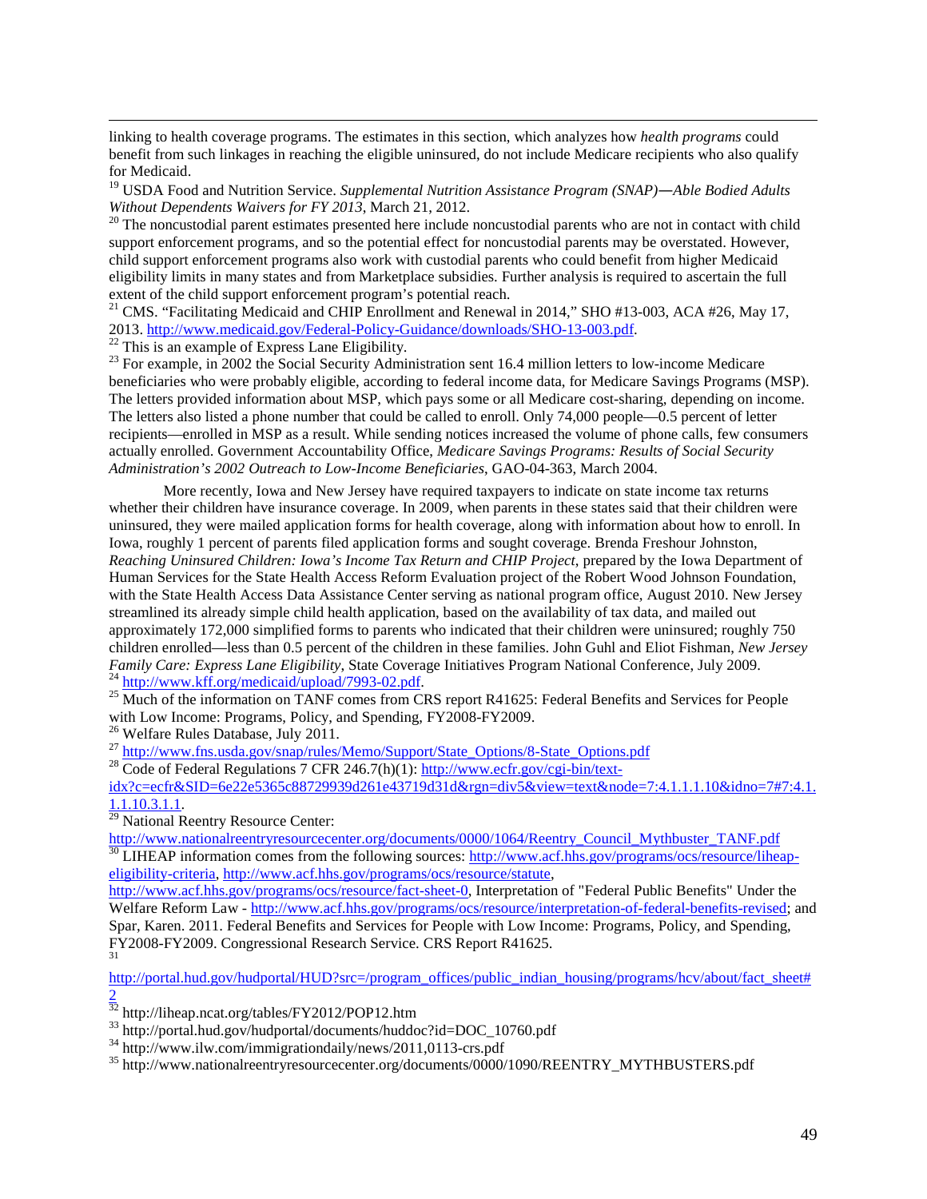linking to health coverage programs. The estimates in this section, which analyzes how *health programs* could benefit from such linkages in reaching the eligible uninsured, do not include Medicare recipients who also qualify for Medicaid.

[19] USDA Food and Nutrition Service. *Supplemental Nutrition Assistance Program (SNAP)—Able Bodied Adults Without Dependents Waivers for FY 2013*, March 21, 2012.

[20] The noncustodial parent estimates presented here include noncustodial parents who are not in contact with child support enforcement programs, and so the potential effect for noncustodial parents may be overstated. However, child support enforcement programs also work with custodial parents who could benefit from higher Medicaid eligibility limits in many states and from Marketplace subsidies. Further analysis is required to ascertain the full extent of the child support enforcement program's potential reach.

[21] CMS. "Facilitating Medicaid and CHIP Enrollment and Renewal in 2014," SHO #13-003, ACA #26, May 17, 2013. http://www.medicaid.gov/Federal-Policy-Guidance/downloads/SHO-13-003.pdf.

[22] This is an example of Express Lane Eligibility.

[23] For example, in 2002 the Social Security Administration sent 16.4 million letters to low-income Medicare beneficiaries who were probably eligible, according to federal income data, for Medicare Savings Programs (MSP). The letters provided information about MSP, which pays some or all Medicare cost-sharing, depending on income. The letters also listed a phone number that could be called to enroll. Only 74,000 people—0.5 percent of letter recipients—enrolled in MSP as a result. While sending notices increased the volume of phone calls, few consumers actually enrolled. Government Accountability Office, *Medicare Savings Programs: Results of Social Security Administration's 2002 Outreach to Low-Income Beneficiaries*, GAO-04-363, March 2004.

More recently, Iowa and New Jersey have required taxpayers to indicate on state income tax returns whether their children have insurance coverage. In 2009, when parents in these states said that their children were uninsured, they were mailed application forms for health coverage, along with information about how to enroll. In Iowa, roughly 1 percent of parents filed application forms and sought coverage. Brenda Freshour Johnston, *Reaching Uninsured Children: Iowa's Income Tax Return and CHIP Project*, prepared by the Iowa Department of Human Services for the State Health Access Reform Evaluation project of the Robert Wood Johnson Foundation, with the State Health Access Data Assistance Center serving as national program office, August 2010. New Jersey streamlined its already simple child health application, based on the availability of tax data, and mailed out approximately 172,000 simplified forms to parents who indicated that their children were uninsured; roughly 750 children enrolled—less than 0.5 percent of the children in these families. John Guhl and Eliot Fishman, *New Jersey Family Care: Express Lane Eligibility*, State Coverage Initiatives Program National Conference, July 2009.

[24] http://www.kff.org/medicaid/upload/7993-02.pdf.

[25] Much of the information on TANF comes from CRS report R41625: Federal Benefits and Services for People with Low Income: Programs, Policy, and Spending, FY2008-FY2009.

[26] Welfare Rules Database, July 2011.

[27] http://www.fns.usda.gov/snap/rules/Memo/Support/State_Options/8-State_Options.pdf

[28] Code of Federal Regulations 7 CFR 246.7(h)(1): http://www.ecfr.gov/cgi-bin/text-idx?c=ecfr&SID=6e22e5365c88729939d261e43719d31d&rgn=div5&view=text&node=7:4.1.1.1.10&idno=7#7:4.1.1.1.10.3.1.1.

[29] National Reentry Resource Center: http://www.nationalreentryresourcecenter.org/documents/0000/1064/Reentry_Council_Mythbuster_TANF.pdf

[30] LIHEAP information comes from the following sources: http://www.acf.hhs.gov/programs/ocs/resource/liheap-eligibility-criteria, http://www.acf.hhs.gov/programs/ocs/resource/statute, http://www.acf.hhs.gov/programs/ocs/resource/fact-sheet-0, Interpretation of "Federal Public Benefits" Under the Welfare Reform Law - http://www.acf.hhs.gov/programs/ocs/resource/interpretation-of-federal-benefits-revised; and Spar, Karen. 2011. Federal Benefits and Services for People with Low Income: Programs, Policy, and Spending, FY2008-FY2009. Congressional Research Service. CRS Report R41625.

[31] http://portal.hud.gov/hudportal/HUD?src=/program_offices/public_indian_housing/programs/hcv/about/fact_sheet#2

[32] http://liheap.ncat.org/tables/FY2012/POP12.htm

[33] http://portal.hud.gov/hudportal/documents/huddoc?id=DOC_10760.pdf

[34] http://www.ilw.com/immigrationdaily/news/2011,0113-crs.pdf

[35] http://www.nationalreentryresourcecenter.org/documents/0000/1090/REENTRY_MYTHBUSTERS.pdf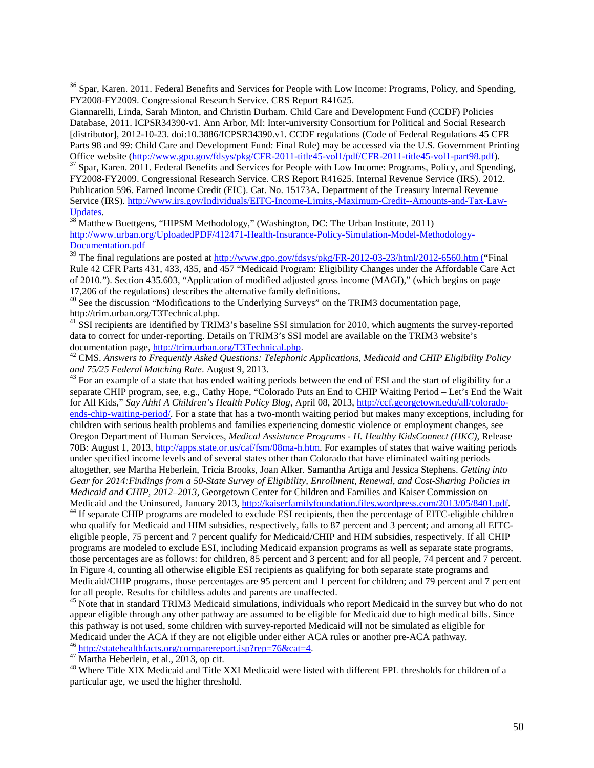[36] Spar, Karen. 2011. Federal Benefits and Services for People with Low Income: Programs, Policy, and Spending, FY2008-FY2009. Congressional Research Service. CRS Report R41625.

Giannarelli, Linda, Sarah Minton, and Christin Durham. Child Care and Development Fund (CCDF) Policies Database, 2011. ICPSR34390-v1. Ann Arbor, MI: Inter-university Consortium for Political and Social Research [distributor], 2012-10-23. doi:10.3886/ICPSR34390.v1. CCDF regulations (Code of Federal Regulations 45 CFR Parts 98 and 99: Child Care and Development Fund: Final Rule) may be accessed via the U.S. Government Printing Office website (http://www.gpo.gov/fdsys/pkg/CFR-2011-title45-vol1/pdf/CFR-2011-title45-vol1-part98.pdf).

[37] Spar, Karen. 2011. Federal Benefits and Services for People with Low Income: Programs, Policy, and Spending, FY2008-FY2009. Congressional Research Service. CRS Report R41625. Internal Revenue Service (IRS). 2012. Publication 596. Earned Income Credit (EIC). Cat. No. 15173A. Department of the Treasury Internal Revenue Service (IRS). http://www.irs.gov/Individuals/EITC-Income-Limits,-Maximum-Credit--Amounts-and-Tax-Law-Updates.

[38] Matthew Buettgens, "HIPSM Methodology," (Washington, DC: The Urban Institute, 2011) http://www.urban.org/UploadedPDF/412471-Health-Insurance-Policy-Simulation-Model-Methodology-Documentation.pdf

[39] The final regulations are posted at http://www.gpo.gov/fdsys/pkg/FR-2012-03-23/html/2012-6560.htm ("Final Rule 42 CFR Parts 431, 433, 435, and 457 "Medicaid Program: Eligibility Changes under the Affordable Care Act of 2010."). Section 435.603, "Application of modified adjusted gross income (MAGI)," (which begins on page 17,206 of the regulations) describes the alternative family definitions.

[40] See the discussion "Modifications to the Underlying Surveys" on the TRIM3 documentation page, http://trim.urban.org/T3Technical.php.

[41] SSI recipients are identified by TRIM3's baseline SSI simulation for 2010, which augments the survey-reported data to correct for under-reporting. Details on TRIM3's SSI model are available on the TRIM3 website's documentation page, http://trim.urban.org/T3Technical.php.

[42] CMS. *Answers to Frequently Asked Questions: Telephonic Applications, Medicaid and CHIP Eligibility Policy and 75/25 Federal Matching Rate*. August 9, 2013.

[43] For an example of a state that has ended waiting periods between the end of ESI and the start of eligibility for a separate CHIP program, see, e.g., Cathy Hope, "Colorado Puts an End to CHIP Waiting Period – Let's End the Wait for All Kids," *Say Ahh! A Children's Health Policy Blog*, April 08, 2013, http://ccf.georgetown.edu/all/colorado-ends-chip-waiting-period/. For a state that has a two-month waiting period but makes many exceptions, including for children with serious health problems and families experiencing domestic violence or employment changes, see Oregon Department of Human Services, *Medical Assistance Programs - H. Healthy KidsConnect (HKC)*, Release 70B: August 1, 2013, http://apps.state.or.us/caf/fsm/08ma-h.htm. For examples of states that waive waiting periods under specified income levels and of several states other than Colorado that have eliminated waiting periods altogether, see Martha Heberlein, Tricia Brooks, Joan Alker. Samantha Artiga and Jessica Stephens. *Getting into Gear for 2014:Findings from a 50-State Survey of Eligibility, Enrollment, Renewal, and Cost-Sharing Policies in Medicaid and CHIP, 2012–2013*, Georgetown Center for Children and Families and Kaiser Commission on Medicaid and the Uninsured, January 2013, http://kaiserfamilyfoundation.files.wordpress.com/2013/05/8401.pdf.

[44] If separate CHIP programs are modeled to exclude ESI recipients, then the percentage of EITC-eligible children who qualify for Medicaid and HIM subsidies, respectively, falls to 87 percent and 3 percent; and among all EITC-eligible people, 75 percent and 7 percent qualify for Medicaid/CHIP and HIM subsidies, respectively. If all CHIP programs are modeled to exclude ESI, including Medicaid expansion programs as well as separate state programs, those percentages are as follows: for children, 85 percent and 3 percent; and for all people, 74 percent and 7 percent. In Figure 4, counting all otherwise eligible ESI recipients as qualifying for both separate state programs and Medicaid/CHIP programs, those percentages are 95 percent and 1 percent for children; and 79 percent and 7 percent for all people. Results for childless adults and parents are unaffected.

[45] Note that in standard TRIM3 Medicaid simulations, individuals who report Medicaid in the survey but who do not appear eligible through any other pathway are assumed to be eligible for Medicaid due to high medical bills. Since this pathway is not used, some children with survey-reported Medicaid will not be simulated as eligible for Medicaid under the ACA if they are not eligible under either ACA rules or another pre-ACA pathway.

[46] http://statehealthfacts.org/comparereport.jsp?rep=76&cat=4.

[47] Martha Heberlein, et al., 2013, op cit.

[48] Where Title XIX Medicaid and Title XXI Medicaid were listed with different FPL thresholds for children of a particular age, we used the higher threshold.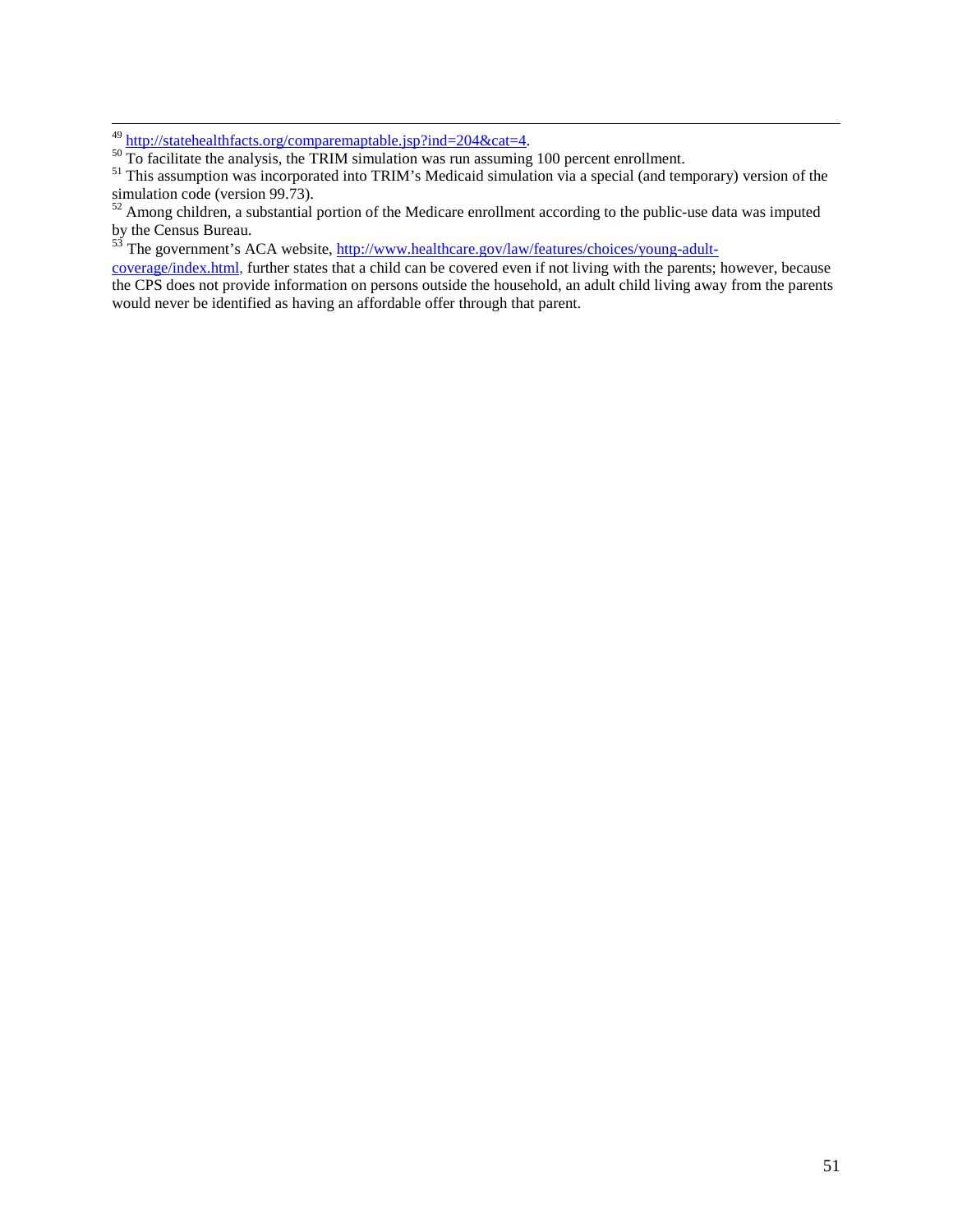[49] http://statehealthfacts.org/comparemaptable.jsp?ind=204&cat=4.

[50] To facilitate the analysis, the TRIM simulation was run assuming 100 percent enrollment.

[51] This assumption was incorporated into TRIM's Medicaid simulation via a special (and temporary) version of the simulation code (version 99.73).

[52] Among children, a substantial portion of the Medicare enrollment according to the public-use data was imputed by the Census Bureau.

[53] The government's ACA website, http://www.healthcare.gov/law/features/choices/young-adult-coverage/index.html, further states that a child can be covered even if not living with the parents; however, because the CPS does not provide information on persons outside the household, an adult child living away from the parents would never be identified as having an affordable offer through that parent.